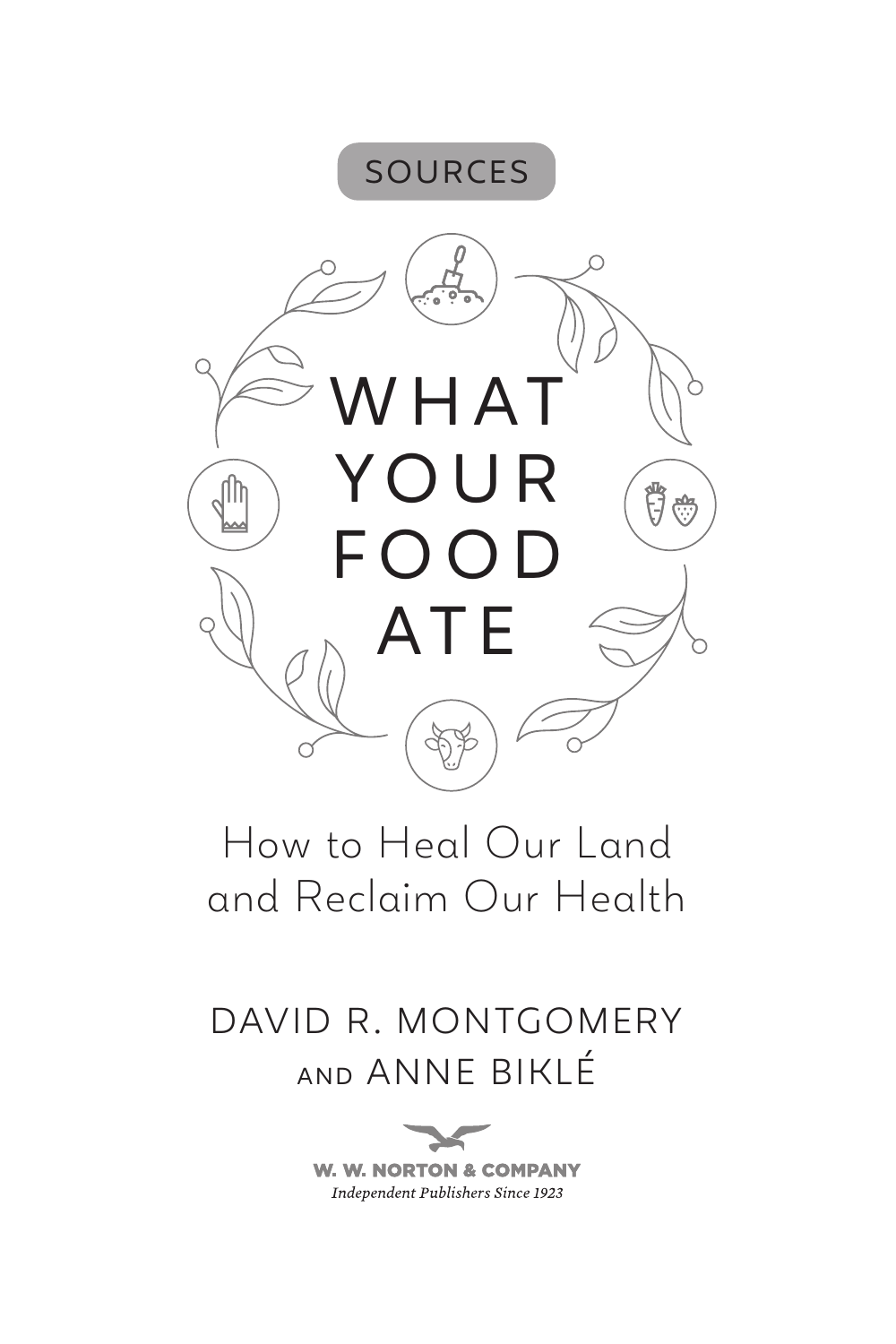SOURCES

# WHAT YOUR FOOD ATE

## How to Heal Our Land and Reclaim Our Health

DAVID R. MONTGOMERY
AND ANNE BIKLÉ

W. W. NORTON & COMPANY
*Independent Publishers Since 1923*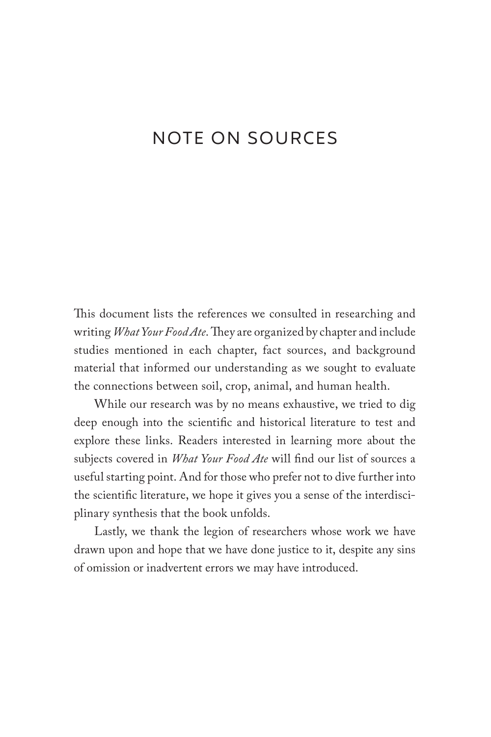# NOTE ON SOURCES

This document lists the references we consulted in researching and writing *What Your Food Ate*. They are organized by chapter and include studies mentioned in each chapter, fact sources, and background material that informed our understanding as we sought to evaluate the connections between soil, crop, animal, and human health.

While our research was by no means exhaustive, we tried to dig deep enough into the scientific and historical literature to test and explore these links. Readers interested in learning more about the subjects covered in *What Your Food Ate* will find our list of sources a useful starting point. And for those who prefer not to dive further into the scientific literature, we hope it gives you a sense of the interdisciplinary synthesis that the book unfolds.

Lastly, we thank the legion of researchers whose work we have drawn upon and hope that we have done justice to it, despite any sins of omission or inadvertent errors we may have introduced.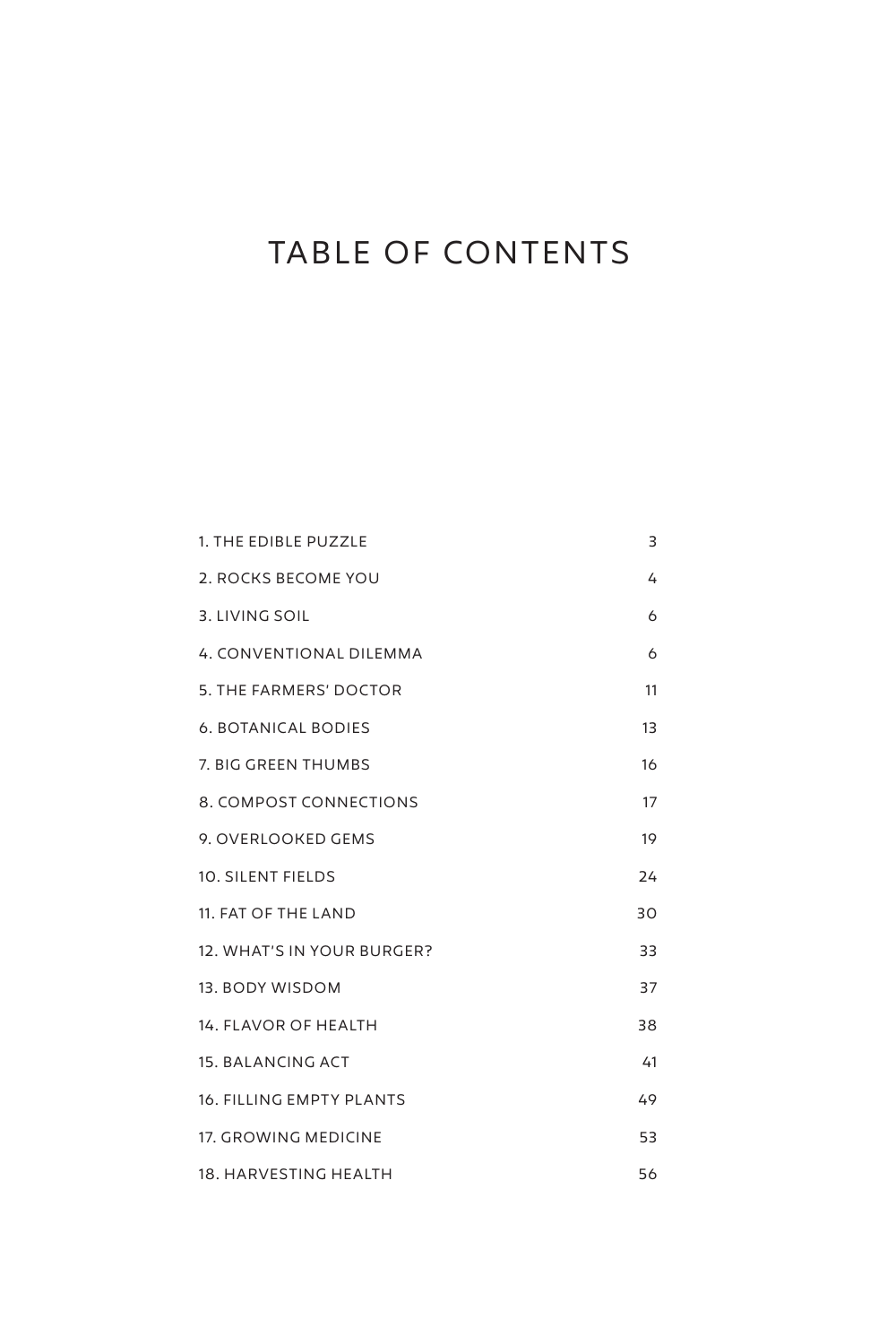# TABLE OF CONTENTS

| | |
|---|---|
| 1. THE EDIBLE PUZZLE | 3 |
| 2. ROCKS BECOME YOU | 4 |
| 3. LIVING SOIL | 6 |
| 4. CONVENTIONAL DILEMMA | 6 |
| 5. THE FARMERS' DOCTOR | 11 |
| 6. BOTANICAL BODIES | 13 |
| 7. BIG GREEN THUMBS | 16 |
| 8. COMPOST CONNECTIONS | 17 |
| 9. OVERLOOKED GEMS | 19 |
| 10. SILENT FIELDS | 24 |
| 11. FAT OF THE LAND | 30 |
| 12. WHAT'S IN YOUR BURGER? | 33 |
| 13. BODY WISDOM | 37 |
| 14. FLAVOR OF HEALTH | 38 |
| 15. BALANCING ACT | 41 |
| 16. FILLING EMPTY PLANTS | 49 |
| 17. GROWING MEDICINE | 53 |
| 18. HARVESTING HEALTH | 56 |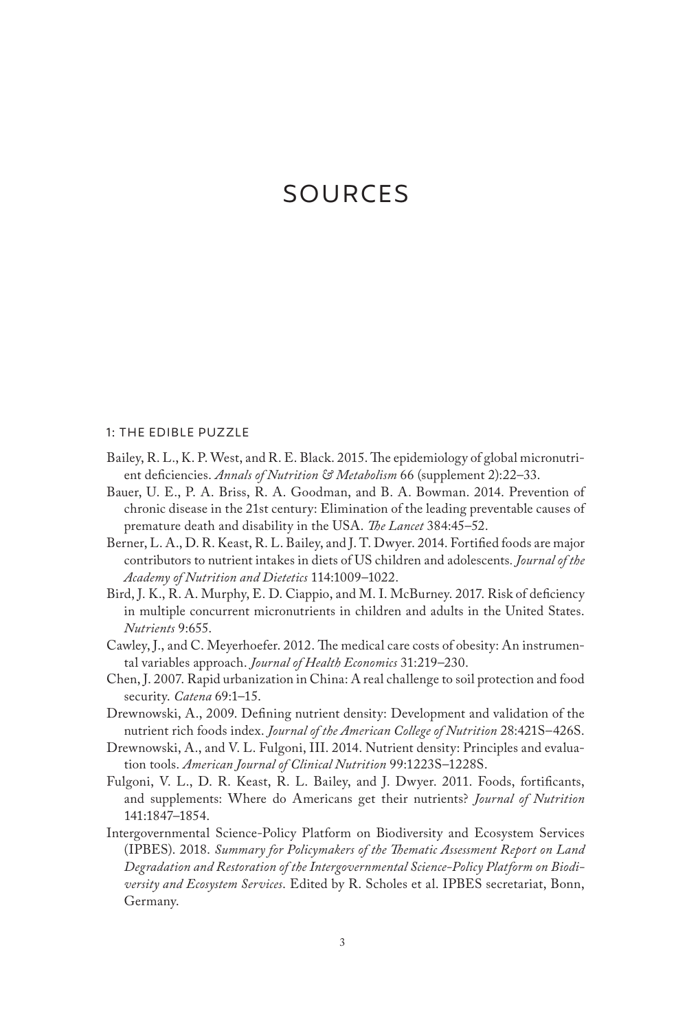# SOURCES

## 1: THE EDIBLE PUZZLE

Bailey, R. L., K. P. West, and R. E. Black. 2015. The epidemiology of global micronutrient deficiencies. *Annals of Nutrition & Metabolism* 66 (supplement 2):22–33.

Bauer, U. E., P. A. Briss, R. A. Goodman, and B. A. Bowman. 2014. Prevention of chronic disease in the 21st century: Elimination of the leading preventable causes of premature death and disability in the USA. *The Lancet* 384:45–52.

Berner, L. A., D. R. Keast, R. L. Bailey, and J. T. Dwyer. 2014. Fortified foods are major contributors to nutrient intakes in diets of US children and adolescents. *Journal of the Academy of Nutrition and Dietetics* 114:1009–1022.

Bird, J. K., R. A. Murphy, E. D. Ciappio, and M. I. McBurney. 2017. Risk of deficiency in multiple concurrent micronutrients in children and adults in the United States. *Nutrients* 9:655.

Cawley, J., and C. Meyerhoefer. 2012. The medical care costs of obesity: An instrumental variables approach. *Journal of Health Economics* 31:219–230.

Chen, J. 2007. Rapid urbanization in China: A real challenge to soil protection and food security. *Catena* 69:1–15.

Drewnowski, A., 2009. Defining nutrient density: Development and validation of the nutrient rich foods index. *Journal of the American College of Nutrition* 28:421S–426S.

Drewnowski, A., and V. L. Fulgoni, III. 2014. Nutrient density: Principles and evaluation tools. *American Journal of Clinical Nutrition* 99:1223S–1228S.

Fulgoni, V. L., D. R. Keast, R. L. Bailey, and J. Dwyer. 2011. Foods, fortificants, and supplements: Where do Americans get their nutrients? *Journal of Nutrition* 141:1847–1854.

Intergovernmental Science-Policy Platform on Biodiversity and Ecosystem Services (IPBES). 2018. *Summary for Policymakers of the Thematic Assessment Report on Land Degradation and Restoration of the Intergovernmental Science-Policy Platform on Biodiversity and Ecosystem Services*. Edited by R. Scholes et al. IPBES secretariat, Bonn, Germany.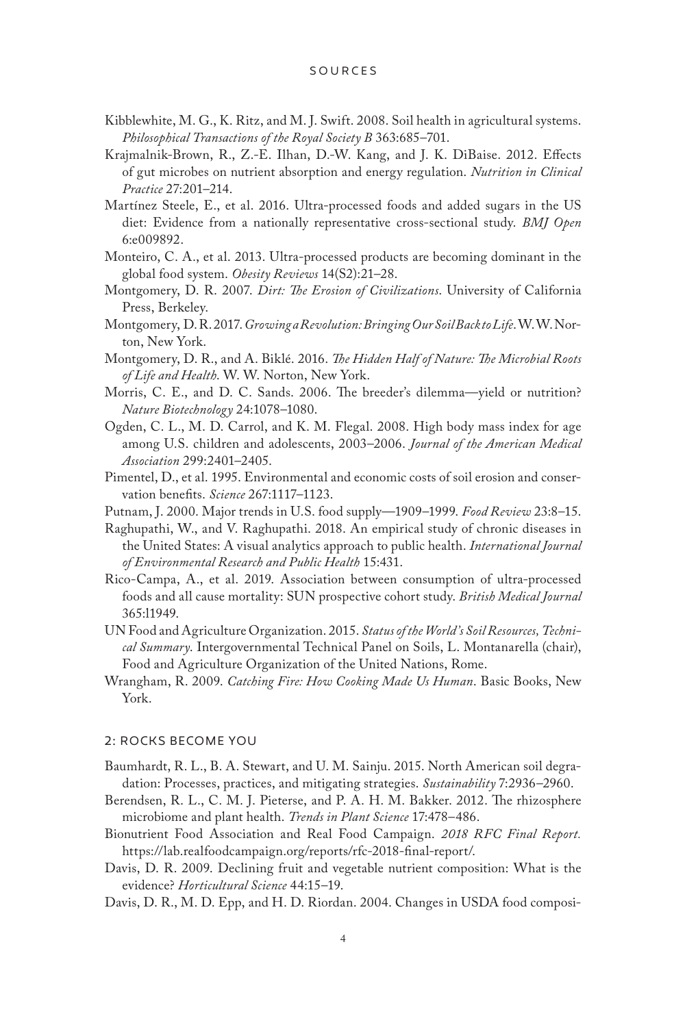Kibblewhite, M. G., K. Ritz, and M. J. Swift. 2008. Soil health in agricultural systems. *Philosophical Transactions of the Royal Society B* 363:685–701.

Krajmalnik-Brown, R., Z.-E. Ilhan, D.-W. Kang, and J. K. DiBaise. 2012. Effects of gut microbes on nutrient absorption and energy regulation. *Nutrition in Clinical Practice* 27:201–214.

Martínez Steele, E., et al. 2016. Ultra-processed foods and added sugars in the US diet: Evidence from a nationally representative cross-sectional study. *BMJ Open* 6:e009892.

Monteiro, C. A., et al. 2013. Ultra-processed products are becoming dominant in the global food system. *Obesity Reviews* 14(S2):21–28.

Montgomery, D. R. 2007. *Dirt: The Erosion of Civilizations*. University of California Press, Berkeley.

Montgomery, D. R. 2017. *Growing a Revolution: Bringing Our Soil Back to Life*. W. W. Norton, New York.

Montgomery, D. R., and A. Biklé. 2016. *The Hidden Half of Nature: The Microbial Roots of Life and Health.* W. W. Norton, New York.

Morris, C. E., and D. C. Sands. 2006. The breeder's dilemma—yield or nutrition? *Nature Biotechnology* 24:1078–1080.

Ogden, C. L., M. D. Carrol, and K. M. Flegal. 2008. High body mass index for age among U.S. children and adolescents, 2003–2006. *Journal of the American Medical Association* 299:2401–2405.

Pimentel, D., et al. 1995. Environmental and economic costs of soil erosion and conservation benefits. *Science* 267:1117–1123.

Putnam, J. 2000. Major trends in U.S. food supply—1909–1999. *Food Review* 23:8–15.

Raghupathi, W., and V. Raghupathi. 2018. An empirical study of chronic diseases in the United States: A visual analytics approach to public health. *International Journal of Environmental Research and Public Health* 15:431.

Rico-Campa, A., et al. 2019. Association between consumption of ultra-processed foods and all cause mortality: SUN prospective cohort study. *British Medical Journal* 365:l1949.

UN Food and Agriculture Organization. 2015. *Status of the World's Soil Resources, Technical Summary*. Intergovernmental Technical Panel on Soils, L. Montanarella (chair), Food and Agriculture Organization of the United Nations, Rome.

Wrangham, R. 2009. *Catching Fire: How Cooking Made Us Human*. Basic Books, New York.

## 2: ROCKS BECOME YOU

Baumhardt, R. L., B. A. Stewart, and U. M. Sainju. 2015. North American soil degradation: Processes, practices, and mitigating strategies. *Sustainability* 7:2936–2960.

Berendsen, R. L., C. M. J. Pieterse, and P. A. H. M. Bakker. 2012. The rhizosphere microbiome and plant health. *Trends in Plant Science* 17:478–486.

Bionutrient Food Association and Real Food Campaign. *2018 RFC Final Report.* https://lab.realfoodcampaign.org/reports/rfc-2018-final-report/.

Davis, D. R. 2009. Declining fruit and vegetable nutrient composition: What is the evidence? *Horticultural Science* 44:15–19.

Davis, D. R., M. D. Epp, and H. D. Riordan. 2004. Changes in USDA food composi-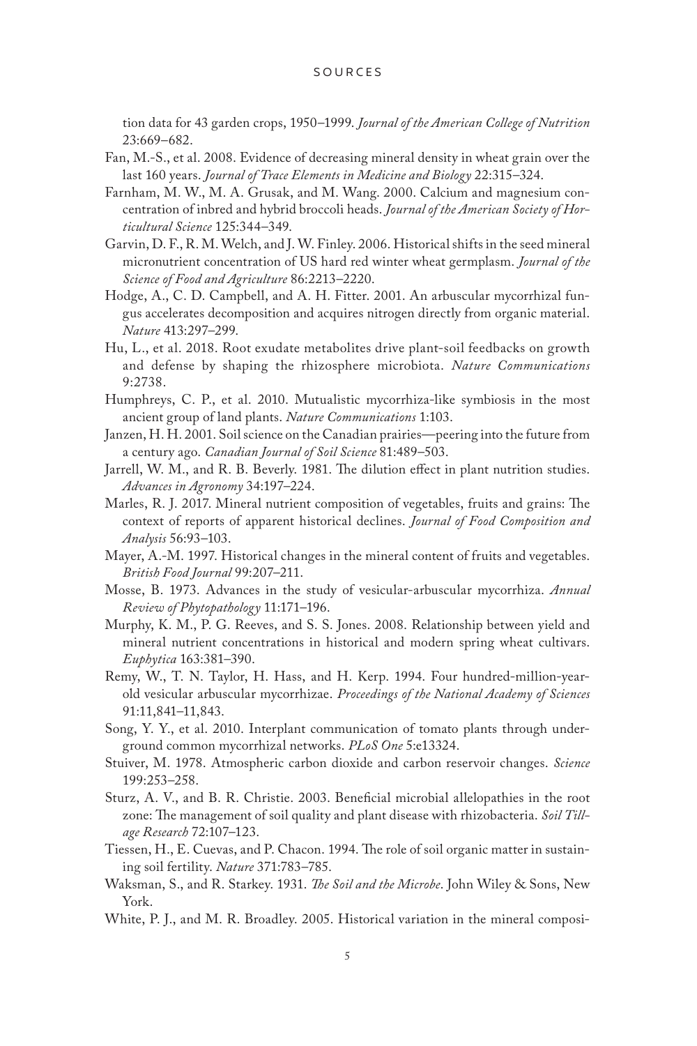tion data for 43 garden crops, 1950–1999. *Journal of the American College of Nutrition* 23:669–682.

Fan, M.-S., et al. 2008. Evidence of decreasing mineral density in wheat grain over the last 160 years. *Journal of Trace Elements in Medicine and Biology* 22:315–324.

Farnham, M. W., M. A. Grusak, and M. Wang. 2000. Calcium and magnesium concentration of inbred and hybrid broccoli heads. *Journal of the American Society of Horticultural Science* 125:344–349.

Garvin, D. F., R. M. Welch, and J. W. Finley. 2006. Historical shifts in the seed mineral micronutrient concentration of US hard red winter wheat germplasm. *Journal of the Science of Food and Agriculture* 86:2213–2220.

Hodge, A., C. D. Campbell, and A. H. Fitter. 2001. An arbuscular mycorrhizal fungus accelerates decomposition and acquires nitrogen directly from organic material. *Nature* 413:297–299.

Hu, L., et al. 2018. Root exudate metabolites drive plant-soil feedbacks on growth and defense by shaping the rhizosphere microbiota. *Nature Communications* 9:2738.

Humphreys, C. P., et al. 2010. Mutualistic mycorrhiza-like symbiosis in the most ancient group of land plants. *Nature Communications* 1:103.

Janzen, H. H. 2001. Soil science on the Canadian prairies—peering into the future from a century ago. *Canadian Journal of Soil Science* 81:489–503.

Jarrell, W. M., and R. B. Beverly. 1981. The dilution effect in plant nutrition studies. *Advances in Agronomy* 34:197–224.

Marles, R. J. 2017. Mineral nutrient composition of vegetables, fruits and grains: The context of reports of apparent historical declines. *Journal of Food Composition and Analysis* 56:93–103.

Mayer, A.-M. 1997. Historical changes in the mineral content of fruits and vegetables. *British Food Journal* 99:207–211.

Mosse, B. 1973. Advances in the study of vesicular-arbuscular mycorrhiza. *Annual Review of Phytopathology* 11:171–196.

Murphy, K. M., P. G. Reeves, and S. S. Jones. 2008. Relationship between yield and mineral nutrient concentrations in historical and modern spring wheat cultivars. *Euphytica* 163:381–390.

Remy, W., T. N. Taylor, H. Hass, and H. Kerp. 1994. Four hundred-million-year-old vesicular arbuscular mycorrhizae. *Proceedings of the National Academy of Sciences* 91:11,841–11,843.

Song, Y. Y., et al. 2010. Interplant communication of tomato plants through underground common mycorrhizal networks. *PLoS One* 5:e13324.

Stuiver, M. 1978. Atmospheric carbon dioxide and carbon reservoir changes. *Science* 199:253–258.

Sturz, A. V., and B. R. Christie. 2003. Beneficial microbial allelopathies in the root zone: The management of soil quality and plant disease with rhizobacteria. *Soil Tillage Research* 72:107–123.

Tiessen, H., E. Cuevas, and P. Chacon. 1994. The role of soil organic matter in sustaining soil fertility. *Nature* 371:783–785.

Waksman, S., and R. Starkey. 1931. *The Soil and the Microbe.* John Wiley & Sons, New York.

White, P. J., and M. R. Broadley. 2005. Historical variation in the mineral composi-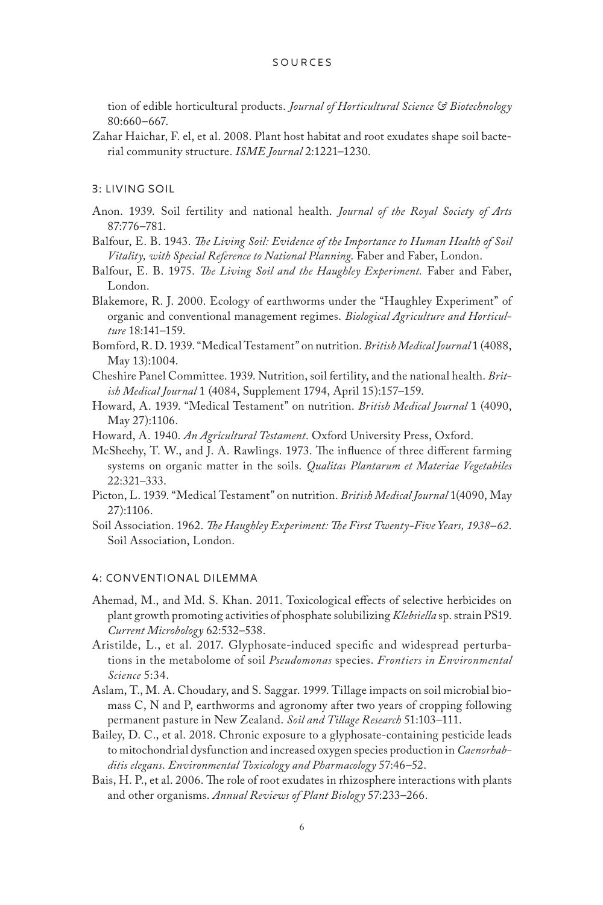tion of edible horticultural products. *Journal of Horticultural Science & Biotechnology* 80:660–667.

Zahar Haichar, F. el, et al. 2008. Plant host habitat and root exudates shape soil bacterial community structure. *ISME Journal* 2:1221–1230.

## 3: LIVING SOIL

Anon. 1939. Soil fertility and national health. *Journal of the Royal Society of Arts* 87:776–781.

Balfour, E. B. 1943. *The Living Soil: Evidence of the Importance to Human Health of Soil Vitality, with Special Reference to National Planning*. Faber and Faber, London.

Balfour, E. B. 1975. *The Living Soil and the Haughley Experiment*. Faber and Faber, London.

Blakemore, R. J. 2000. Ecology of earthworms under the "Haughley Experiment" of organic and conventional management regimes. *Biological Agriculture and Horticulture* 18:141–159.

Bomford, R. D. 1939. "Medical Testament" on nutrition. *British Medical Journal* 1 (4088, May 13):1004.

Cheshire Panel Committee. 1939. Nutrition, soil fertility, and the national health. *British Medical Journal* 1 (4084, Supplement 1794, April 15):157–159.

Howard, A. 1939. "Medical Testament" on nutrition. *British Medical Journal* 1 (4090, May 27):1106.

Howard, A. 1940. *An Agricultural Testament*. Oxford University Press, Oxford.

McSheehy, T. W., and J. A. Rawlings. 1973. The influence of three different farming systems on organic matter in the soils. *Qualitas Plantarum et Materiae Vegetabiles* 22:321–333.

Picton, L. 1939. "Medical Testament" on nutrition. *British Medical Journal* 1(4090, May 27):1106.

Soil Association. 1962. *The Haughley Experiment: The First Twenty-Five Years, 1938–62*. Soil Association, London.

## 4: CONVENTIONAL DILEMMA

Ahemad, M., and Md. S. Khan. 2011. Toxicological effects of selective herbicides on plant growth promoting activities of phosphate solubilizing *Klebsiella* sp. strain PS19. *Current Microbology* 62:532–538.

Aristilde, L., et al. 2017. Glyphosate-induced specific and widespread perturbations in the metabolome of soil *Pseudomonas* species. *Frontiers in Environmental Science* 5:34.

Aslam, T., M. A. Choudary, and S. Saggar. 1999. Tillage impacts on soil microbial biomass C, N and P, earthworms and agronomy after two years of cropping following permanent pasture in New Zealand. *Soil and Tillage Research* 51:103–111.

Bailey, D. C., et al. 2018. Chronic exposure to a glyphosate-containing pesticide leads to mitochondrial dysfunction and increased oxygen species production in *Caenorhabditis elegans*. *Environmental Toxicology and Pharmacology* 57:46–52.

Bais, H. P., et al. 2006. The role of root exudates in rhizosphere interactions with plants and other organisms. *Annual Reviews of Plant Biology* 57:233–266.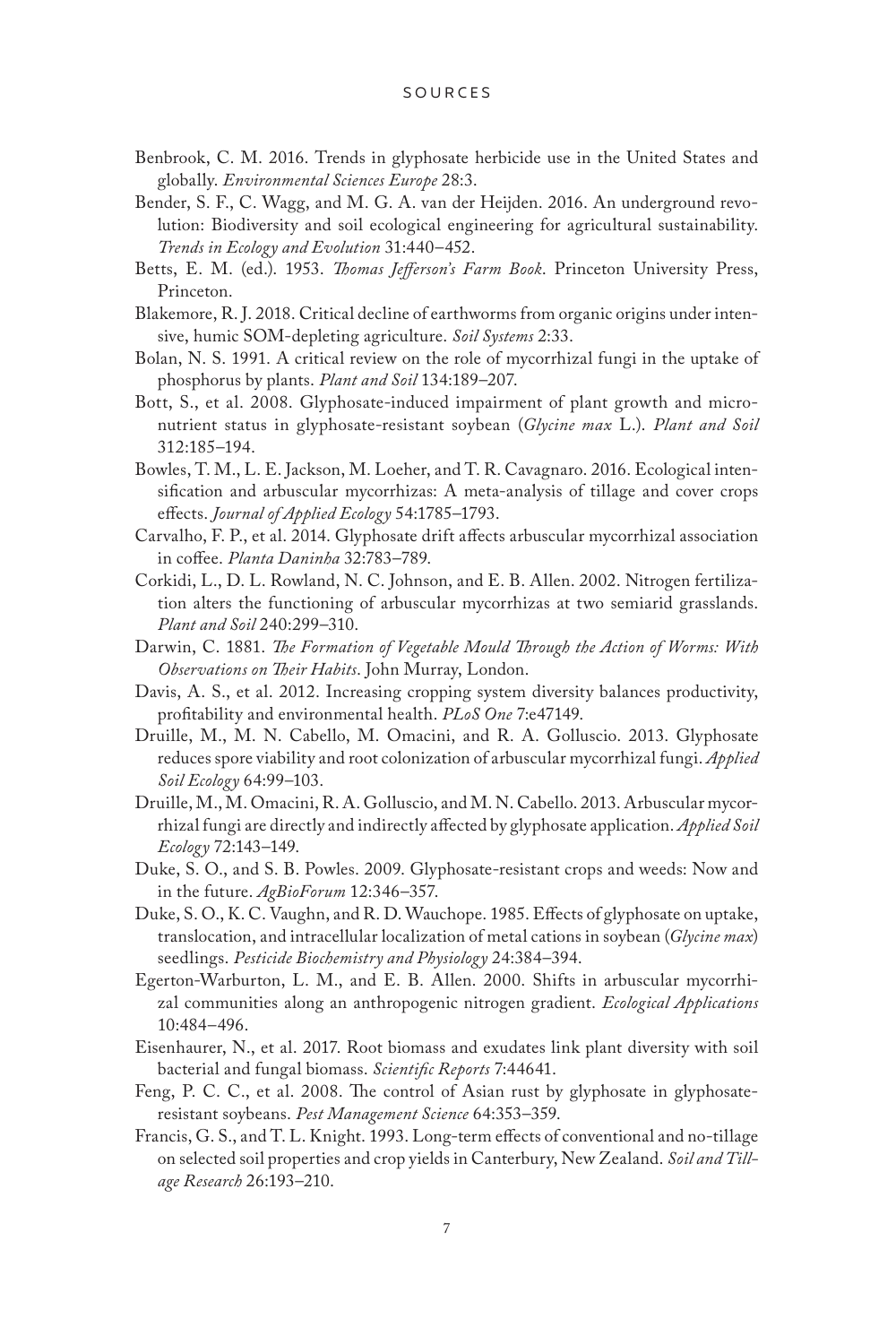Benbrook, C. M. 2016. Trends in glyphosate herbicide use in the United States and globally. *Environmental Sciences Europe* 28:3.

Bender, S. F., C. Wagg, and M. G. A. van der Heijden. 2016. An underground revolution: Biodiversity and soil ecological engineering for agricultural sustainability. *Trends in Ecology and Evolution* 31:440–452.

Betts, E. M. (ed.). 1953. *Thomas Jefferson's Farm Book*. Princeton University Press, Princeton.

Blakemore, R. J. 2018. Critical decline of earthworms from organic origins under intensive, humic SOM-depleting agriculture. *Soil Systems* 2:33.

Bolan, N. S. 1991. A critical review on the role of mycorrhizal fungi in the uptake of phosphorus by plants. *Plant and Soil* 134:189–207.

Bott, S., et al. 2008. Glyphosate-induced impairment of plant growth and micronutrient status in glyphosate-resistant soybean (*Glycine max* L.). *Plant and Soil* 312:185–194.

Bowles, T. M., L. E. Jackson, M. Loeher, and T. R. Cavagnaro. 2016. Ecological intensification and arbuscular mycorrhizas: A meta-analysis of tillage and cover crops effects. *Journal of Applied Ecology* 54:1785–1793.

Carvalho, F. P., et al. 2014. Glyphosate drift affects arbuscular mycorrhizal association in coffee. *Planta Daninha* 32:783–789.

Corkidi, L., D. L. Rowland, N. C. Johnson, and E. B. Allen. 2002. Nitrogen fertilization alters the functioning of arbuscular mycorrhizas at two semiarid grasslands. *Plant and Soil* 240:299–310.

Darwin, C. 1881. *The Formation of Vegetable Mould Through the Action of Worms: With Observations on Their Habits*. John Murray, London.

Davis, A. S., et al. 2012. Increasing cropping system diversity balances productivity, profitability and environmental health. *PLoS One* 7:e47149.

Druille, M., M. N. Cabello, M. Omacini, and R. A. Golluscio. 2013. Glyphosate reduces spore viability and root colonization of arbuscular mycorrhizal fungi. *Applied Soil Ecology* 64:99–103.

Druille, M., M. Omacini, R. A. Golluscio, and M. N. Cabello. 2013. Arbuscular mycorrhizal fungi are directly and indirectly affected by glyphosate application. *Applied Soil Ecology* 72:143–149.

Duke, S. O., and S. B. Powles. 2009. Glyphosate-resistant crops and weeds: Now and in the future. *AgBioForum* 12:346–357.

Duke, S. O., K. C. Vaughn, and R. D. Wauchope. 1985. Effects of glyphosate on uptake, translocation, and intracellular localization of metal cations in soybean (*Glycine max*) seedlings. *Pesticide Biochemistry and Physiology* 24:384–394.

Egerton-Warburton, L. M., and E. B. Allen. 2000. Shifts in arbuscular mycorrhizal communities along an anthropogenic nitrogen gradient. *Ecological Applications* 10:484–496.

Eisenhaurer, N., et al. 2017. Root biomass and exudates link plant diversity with soil bacterial and fungal biomass. *Scientific Reports* 7:44641.

Feng, P. C. C., et al. 2008. The control of Asian rust by glyphosate in glyphosate-resistant soybeans. *Pest Management Science* 64:353–359.

Francis, G. S., and T. L. Knight. 1993. Long-term effects of conventional and no-tillage on selected soil properties and crop yields in Canterbury, New Zealand. *Soil and Tillage Research* 26:193–210.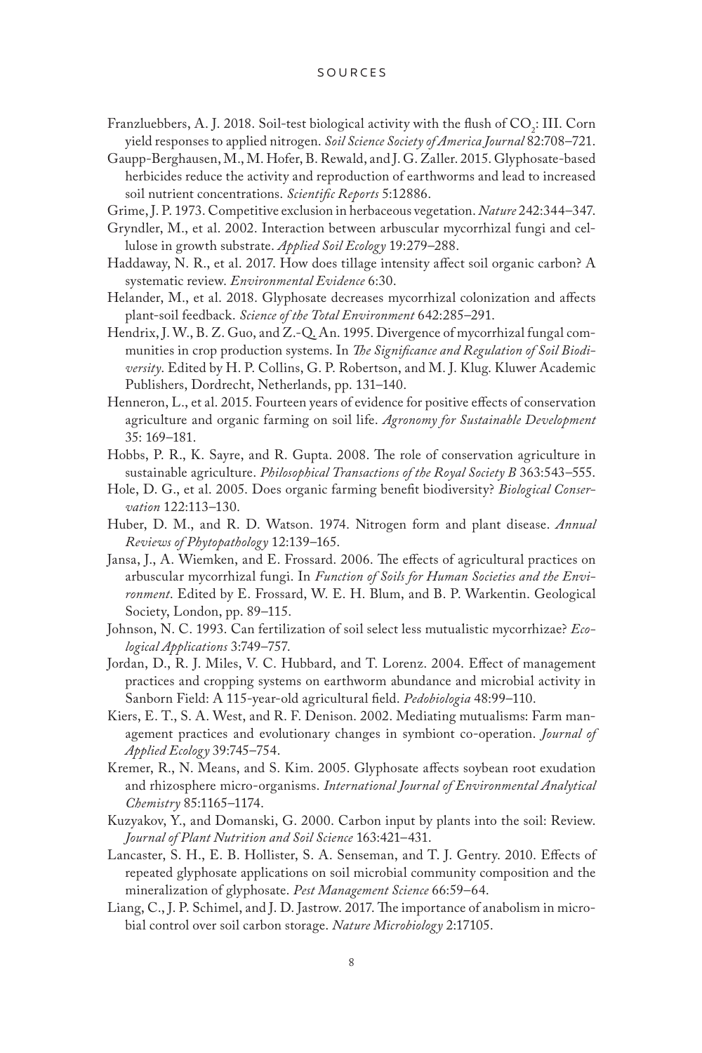Franzluebbers, A. J. 2018. Soil-test biological activity with the flush of $CO_2$: III. Corn yield responses to applied nitrogen. *Soil Science Society of America Journal* 82:708–721.

Gaupp-Berghausen, M., M. Hofer, B. Rewald, and J. G. Zaller. 2015. Glyphosate-based herbicides reduce the activity and reproduction of earthworms and lead to increased soil nutrient concentrations. *Scientific Reports* 5:12886.

Grime, J. P. 1973. Competitive exclusion in herbaceous vegetation. *Nature* 242:344–347.

Gryndler, M., et al. 2002. Interaction between arbuscular mycorrhizal fungi and cellulose in growth substrate. *Applied Soil Ecology* 19:279–288.

Haddaway, N. R., et al. 2017. How does tillage intensity affect soil organic carbon? A systematic review. *Environmental Evidence* 6:30.

Helander, M., et al. 2018. Glyphosate decreases mycorrhizal colonization and affects plant-soil feedback. *Science of the Total Environment* 642:285–291.

Hendrix, J. W., B. Z. Guo, and Z.-Q. An. 1995. Divergence of mycorrhizal fungal communities in crop production systems. In *The Significance and Regulation of Soil Biodiversity*. Edited by H. P. Collins, G. P. Robertson, and M. J. Klug. Kluwer Academic Publishers, Dordrecht, Netherlands, pp. 131–140.

Henneron, L., et al. 2015. Fourteen years of evidence for positive effects of conservation agriculture and organic farming on soil life. *Agronomy for Sustainable Development* 35: 169–181.

Hobbs, P. R., K. Sayre, and R. Gupta. 2008. The role of conservation agriculture in sustainable agriculture. *Philosophical Transactions of the Royal Society B* 363:543–555.

Hole, D. G., et al. 2005. Does organic farming benefit biodiversity? *Biological Conservation* 122:113–130.

Huber, D. M., and R. D. Watson. 1974. Nitrogen form and plant disease. *Annual Reviews of Phytopathology* 12:139–165.

Jansa, J., A. Wiemken, and E. Frossard. 2006. The effects of agricultural practices on arbuscular mycorrhizal fungi. In *Function of Soils for Human Societies and the Environment*. Edited by E. Frossard, W. E. H. Blum, and B. P. Warkentin. Geological Society, London, pp. 89–115.

Johnson, N. C. 1993. Can fertilization of soil select less mutualistic mycorrhizae? *Ecological Applications* 3:749–757.

Jordan, D., R. J. Miles, V. C. Hubbard, and T. Lorenz. 2004. Effect of management practices and cropping systems on earthworm abundance and microbial activity in Sanborn Field: A 115-year-old agricultural field. *Pedobiologia* 48:99–110.

Kiers, E. T., S. A. West, and R. F. Denison. 2002. Mediating mutualisms: Farm management practices and evolutionary changes in symbiont co-operation. *Journal of Applied Ecology* 39:745–754.

Kremer, R., N. Means, and S. Kim. 2005. Glyphosate affects soybean root exudation and rhizosphere micro-organisms. *International Journal of Environmental Analytical Chemistry* 85:1165–1174.

Kuzyakov, Y., and Domanski, G. 2000. Carbon input by plants into the soil: Review. *Journal of Plant Nutrition and Soil Science* 163:421–431.

Lancaster, S. H., E. B. Hollister, S. A. Senseman, and T. J. Gentry. 2010. Effects of repeated glyphosate applications on soil microbial community composition and the mineralization of glyphosate. *Pest Management Science* 66:59–64.

Liang, C., J. P. Schimel, and J. D. Jastrow. 2017. The importance of anabolism in microbial control over soil carbon storage. *Nature Microbiology* 2:17105.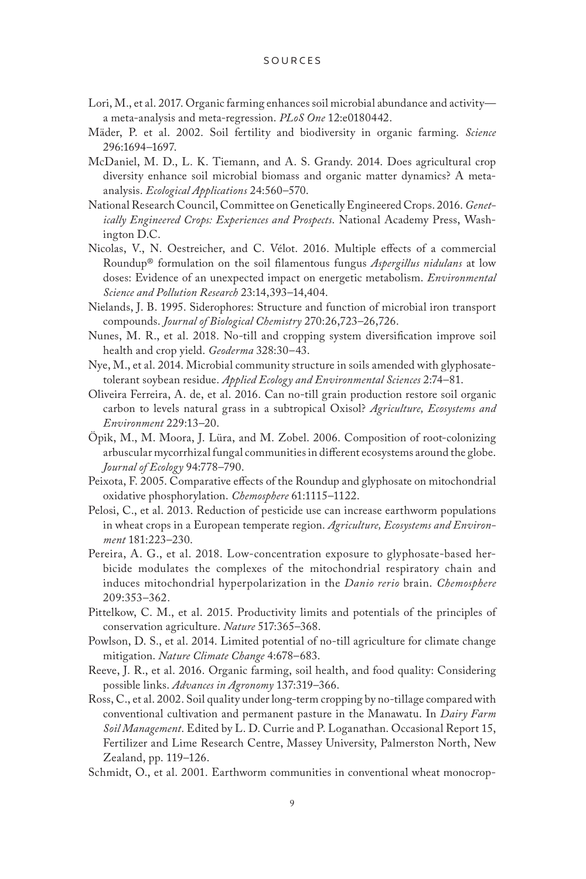Lori, M., et al. 2017. Organic farming enhances soil microbial abundance and activity—a meta-analysis and meta-regression. *PLoS One* 12:e0180442.

Mäder, P. et al. 2002. Soil fertility and biodiversity in organic farming. *Science* 296:1694–1697.

McDaniel, M. D., L. K. Tiemann, and A. S. Grandy. 2014. Does agricultural crop diversity enhance soil microbial biomass and organic matter dynamics? A meta-analysis. *Ecological Applications* 24:560–570.

National Research Council, Committee on Genetically Engineered Crops. 2016. *Genetically Engineered Crops: Experiences and Prospects*. National Academy Press, Washington D.C.

Nicolas, V., N. Oestreicher, and C. Vélot. 2016. Multiple effects of a commercial Roundup® formulation on the soil filamentous fungus *Aspergillus nidulans* at low doses: Evidence of an unexpected impact on energetic metabolism. *Environmental Science and Pollution Research* 23:14,393–14,404.

Nielands, J. B. 1995. Siderophores: Structure and function of microbial iron transport compounds. *Journal of Biological Chemistry* 270:26,723–26,726.

Nunes, M. R., et al. 2018. No-till and cropping system diversification improve soil health and crop yield. *Geoderma* 328:30–43.

Nye, M., et al. 2014. Microbial community structure in soils amended with glyphosate-tolerant soybean residue. *Applied Ecology and Environmental Sciences* 2:74–81.

Oliveira Ferreira, A. de, et al. 2016. Can no-till grain production restore soil organic carbon to levels natural grass in a subtropical Oxisol? *Agriculture, Ecosystems and Environment* 229:13–20.

Öpik, M., M. Moora, J. Lüra, and M. Zobel. 2006. Composition of root-colonizing arbuscular mycorrhizal fungal communities in different ecosystems around the globe. *Journal of Ecology* 94:778–790.

Peixota, F. 2005. Comparative effects of the Roundup and glyphosate on mitochondrial oxidative phosphorylation. *Chemosphere* 61:1115–1122.

Pelosi, C., et al. 2013. Reduction of pesticide use can increase earthworm populations in wheat crops in a European temperate region. *Agriculture, Ecosystems and Environment* 181:223–230.

Pereira, A. G., et al. 2018. Low-concentration exposure to glyphosate-based herbicide modulates the complexes of the mitochondrial respiratory chain and induces mitochondrial hyperpolarization in the *Danio rerio* brain. *Chemosphere* 209:353–362.

Pittelkow, C. M., et al. 2015. Productivity limits and potentials of the principles of conservation agriculture. *Nature* 517:365–368.

Powlson, D. S., et al. 2014. Limited potential of no-till agriculture for climate change mitigation. *Nature Climate Change* 4:678–683.

Reeve, J. R., et al. 2016. Organic farming, soil health, and food quality: Considering possible links. *Advances in Agronomy* 137:319–366.

Ross, C., et al. 2002. Soil quality under long-term cropping by no-tillage compared with conventional cultivation and permanent pasture in the Manawatu. In *Dairy Farm Soil Management*. Edited by L. D. Currie and P. Loganathan. Occasional Report 15, Fertilizer and Lime Research Centre, Massey University, Palmerston North, New Zealand, pp. 119–126.

Schmidt, O., et al. 2001. Earthworm communities in conventional wheat monocrop-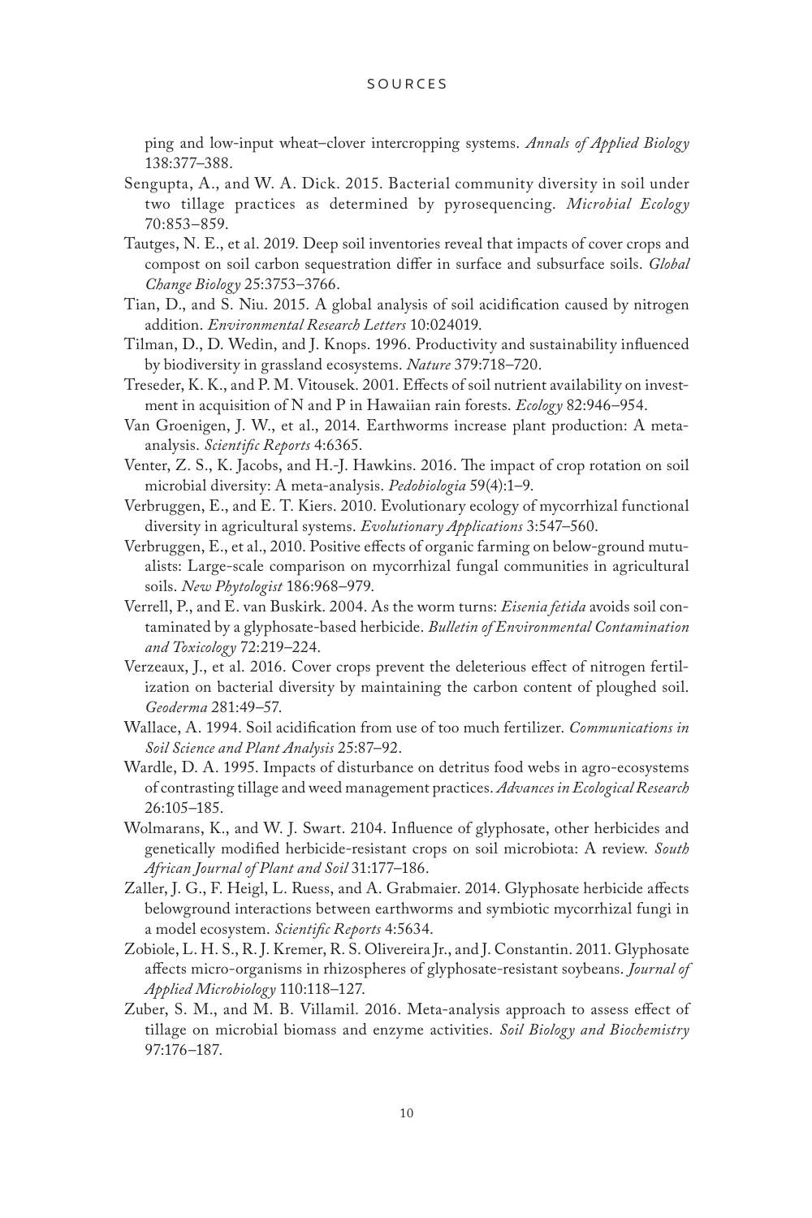ping and low-input wheat–clover intercropping systems. *Annals of Applied Biology* 138:377–388.

Sengupta, A., and W. A. Dick. 2015. Bacterial community diversity in soil under two tillage practices as determined by pyrosequencing. *Microbial Ecology* 70:853–859.

Tautges, N. E., et al. 2019. Deep soil inventories reveal that impacts of cover crops and compost on soil carbon sequestration differ in surface and subsurface soils. *Global Change Biology* 25:3753–3766.

Tian, D., and S. Niu. 2015. A global analysis of soil acidification caused by nitrogen addition. *Environmental Research Letters* 10:024019.

Tilman, D., D. Wedin, and J. Knops. 1996. Productivity and sustainability influenced by biodiversity in grassland ecosystems. *Nature* 379:718–720.

Treseder, K. K., and P. M. Vitousek. 2001. Effects of soil nutrient availability on investment in acquisition of N and P in Hawaiian rain forests. *Ecology* 82:946–954.

Van Groenigen, J. W., et al., 2014. Earthworms increase plant production: A meta-analysis. *Scientific Reports* 4:6365.

Venter, Z. S., K. Jacobs, and H.-J. Hawkins. 2016. The impact of crop rotation on soil microbial diversity: A meta-analysis. *Pedobiologia* 59(4):1–9.

Verbruggen, E., and E. T. Kiers. 2010. Evolutionary ecology of mycorrhizal functional diversity in agricultural systems. *Evolutionary Applications* 3:547–560.

Verbruggen, E., et al., 2010. Positive effects of organic farming on below-ground mutualists: Large-scale comparison on mycorrhizal fungal communities in agricultural soils. *New Phytologist* 186:968–979.

Verrell, P., and E. van Buskirk. 2004. As the worm turns: *Eisenia fetida* avoids soil contaminated by a glyphosate-based herbicide. *Bulletin of Environmental Contamination and Toxicology* 72:219–224.

Verzeaux, J., et al. 2016. Cover crops prevent the deleterious effect of nitrogen fertilization on bacterial diversity by maintaining the carbon content of ploughed soil. *Geoderma* 281:49–57.

Wallace, A. 1994. Soil acidification from use of too much fertilizer. *Communications in Soil Science and Plant Analysis* 25:87–92.

Wardle, D. A. 1995. Impacts of disturbance on detritus food webs in agro-ecosystems of contrasting tillage and weed management practices. *Advances in Ecological Research* 26:105–185.

Wolmarans, K., and W. J. Swart. 2104. Influence of glyphosate, other herbicides and genetically modified herbicide-resistant crops on soil microbiota: A review. *South African Journal of Plant and Soil* 31:177–186.

Zaller, J. G., F. Heigl, L. Ruess, and A. Grabmaier. 2014. Glyphosate herbicide affects belowground interactions between earthworms and symbiotic mycorrhizal fungi in a model ecosystem. *Scientific Reports* 4:5634.

Zobiole, L. H. S., R. J. Kremer, R. S. Olivereira Jr., and J. Constantin. 2011. Glyphosate affects micro-organisms in rhizospheres of glyphosate-resistant soybeans. *Journal of Applied Microbiology* 110:118–127.

Zuber, S. M., and M. B. Villamil. 2016. Meta-analysis approach to assess effect of tillage on microbial biomass and enzyme activities. *Soil Biology and Biochemistry* 97:176–187.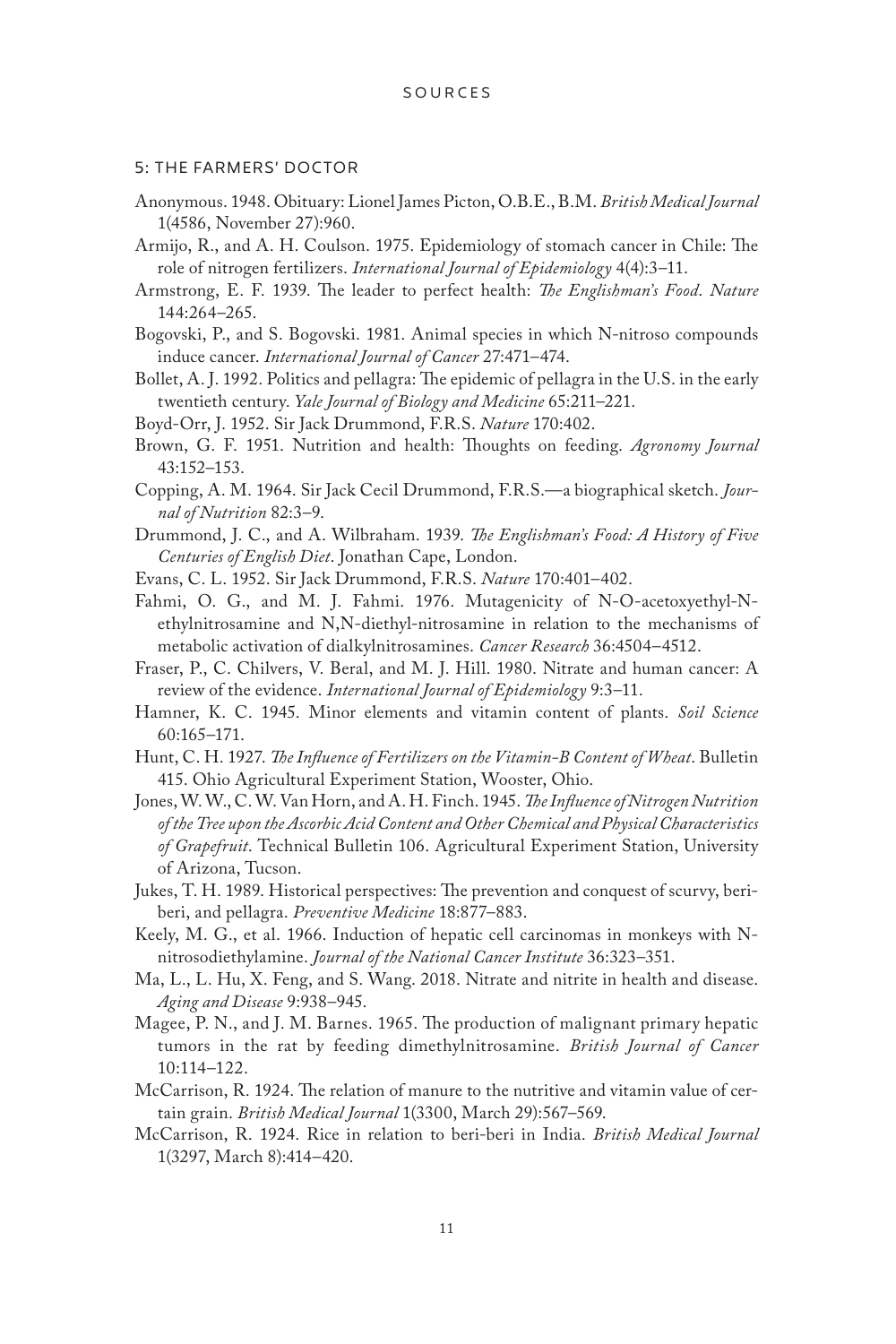## 5: THE FARMERS' DOCTOR

Anonymous. 1948. Obituary: Lionel James Picton, O.B.E., B.M. *British Medical Journal* 1(4586, November 27):960.

Armijo, R., and A. H. Coulson. 1975. Epidemiology of stomach cancer in Chile: The role of nitrogen fertilizers. *International Journal of Epidemiology* 4(4):3–11.

Armstrong, E. F. 1939. The leader to perfect health: *The Englishman's Food*. *Nature* 144:264–265.

Bogovski, P., and S. Bogovski. 1981. Animal species in which N-nitroso compounds induce cancer. *International Journal of Cancer* 27:471–474.

Bollet, A. J. 1992. Politics and pellagra: The epidemic of pellagra in the U.S. in the early twentieth century. *Yale Journal of Biology and Medicine* 65:211–221.

Boyd-Orr, J. 1952. Sir Jack Drummond, F.R.S. *Nature* 170:402.

Brown, G. F. 1951. Nutrition and health: Thoughts on feeding. *Agronomy Journal* 43:152–153.

Copping, A. M. 1964. Sir Jack Cecil Drummond, F.R.S.—a biographical sketch. *Journal of Nutrition* 82:3–9.

Drummond, J. C., and A. Wilbraham. 1939. *The Englishman's Food: A History of Five Centuries of English Diet*. Jonathan Cape, London.

Evans, C. L. 1952. Sir Jack Drummond, F.R.S. *Nature* 170:401–402.

Fahmi, O. G., and M. J. Fahmi. 1976. Mutagenicity of N-O-acetoxyethyl-N-ethylnitrosamine and N,N-diethyl-nitrosamine in relation to the mechanisms of metabolic activation of dialkylnitrosamines. *Cancer Research* 36:4504–4512.

Fraser, P., C. Chilvers, V. Beral, and M. J. Hill. 1980. Nitrate and human cancer: A review of the evidence. *International Journal of Epidemiology* 9:3–11.

Hamner, K. C. 1945. Minor elements and vitamin content of plants. *Soil Science* 60:165–171.

Hunt, C. H. 1927. *The Influence of Fertilizers on the Vitamin-B Content of Wheat*. Bulletin 415. Ohio Agricultural Experiment Station, Wooster, Ohio.

Jones, W. W., C. W. Van Horn, and A. H. Finch. 1945. *The Influence of Nitrogen Nutrition of the Tree upon the Ascorbic Acid Content and Other Chemical and Physical Characteristics of Grapefruit*. Technical Bulletin 106. Agricultural Experiment Station, University of Arizona, Tucson.

Jukes, T. H. 1989. Historical perspectives: The prevention and conquest of scurvy, beriberi, and pellagra. *Preventive Medicine* 18:877–883.

Keely, M. G., et al. 1966. Induction of hepatic cell carcinomas in monkeys with N-nitrosodiethylamine. *Journal of the National Cancer Institute* 36:323–351.

Ma, L., L. Hu, X. Feng, and S. Wang. 2018. Nitrate and nitrite in health and disease. *Aging and Disease* 9:938–945.

Magee, P. N., and J. M. Barnes. 1965. The production of malignant primary hepatic tumors in the rat by feeding dimethylnitrosamine. *British Journal of Cancer* 10:114–122.

McCarrison, R. 1924. The relation of manure to the nutritive and vitamin value of certain grain. *British Medical Journal* 1(3300, March 29):567–569.

McCarrison, R. 1924. Rice in relation to beri-beri in India. *British Medical Journal* 1(3297, March 8):414–420.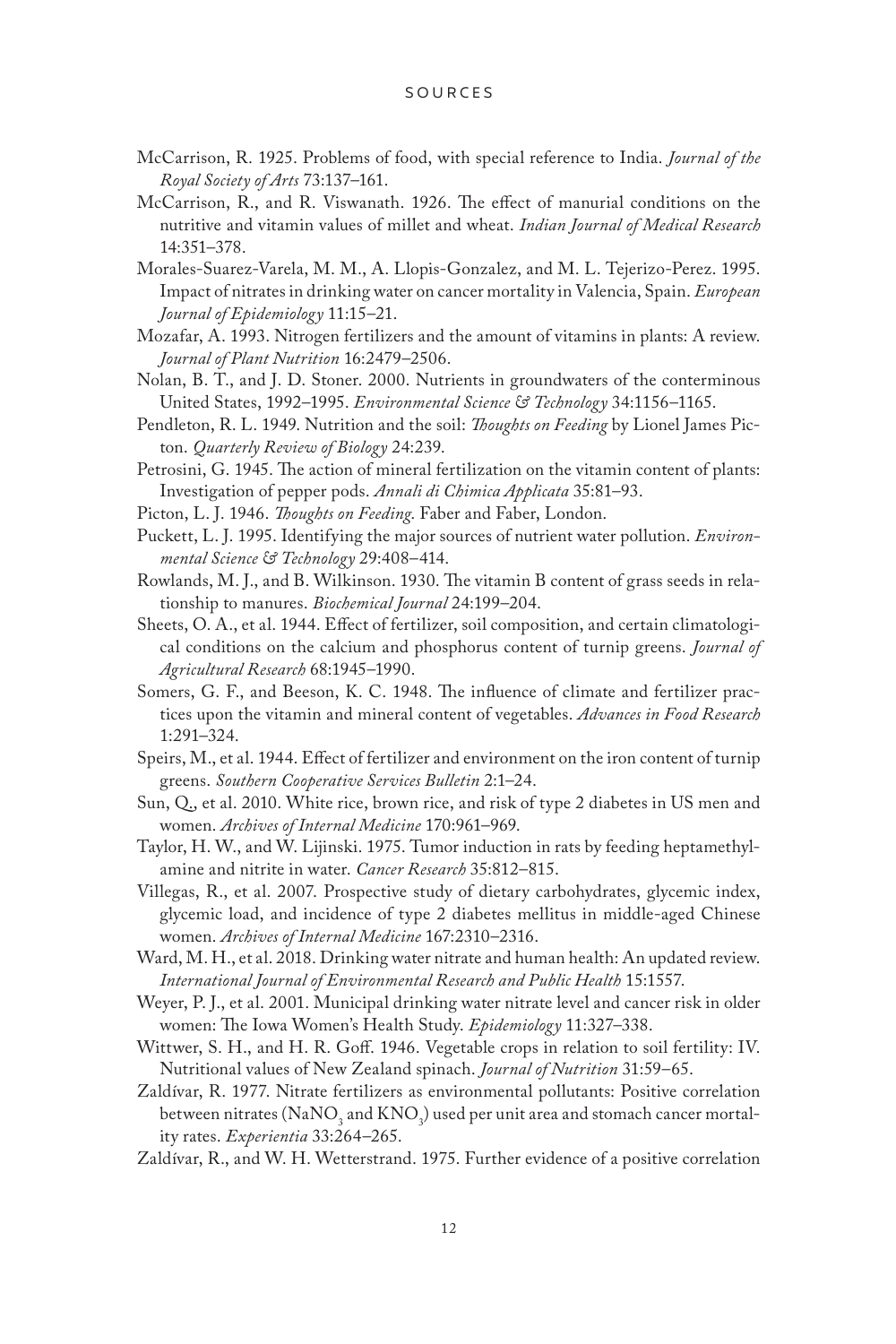McCarrison, R. 1925. Problems of food, with special reference to India. *Journal of the Royal Society of Arts* 73:137–161.

McCarrison, R., and R. Viswanath. 1926. The effect of manurial conditions on the nutritive and vitamin values of millet and wheat. *Indian Journal of Medical Research* 14:351–378.

Morales-Suarez-Varela, M. M., A. Llopis-Gonzalez, and M. L. Tejerizo-Perez. 1995. Impact of nitrates in drinking water on cancer mortality in Valencia, Spain. *European Journal of Epidemiology* 11:15–21.

Mozafar, A. 1993. Nitrogen fertilizers and the amount of vitamins in plants: A review. *Journal of Plant Nutrition* 16:2479–2506.

Nolan, B. T., and J. D. Stoner. 2000. Nutrients in groundwaters of the conterminous United States, 1992–1995. *Environmental Science & Technology* 34:1156–1165.

Pendleton, R. L. 1949. Nutrition and the soil: *Thoughts on Feeding* by Lionel James Picton. *Quarterly Review of Biology* 24:239.

Petrosini, G. 1945. The action of mineral fertilization on the vitamin content of plants: Investigation of pepper pods. *Annali di Chimica Applicata* 35:81–93.

Picton, L. J. 1946. *Thoughts on Feeding*. Faber and Faber, London.

Puckett, L. J. 1995. Identifying the major sources of nutrient water pollution. *Environmental Science & Technology* 29:408–414.

Rowlands, M. J., and B. Wilkinson. 1930. The vitamin B content of grass seeds in relationship to manures. *Biochemical Journal* 24:199–204.

Sheets, O. A., et al. 1944. Effect of fertilizer, soil composition, and certain climatological conditions on the calcium and phosphorus content of turnip greens. *Journal of Agricultural Research* 68:1945–1990.

Somers, G. F., and Beeson, K. C. 1948. The influence of climate and fertilizer practices upon the vitamin and mineral content of vegetables. *Advances in Food Research* 1:291–324.

Speirs, M., et al. 1944. Effect of fertilizer and environment on the iron content of turnip greens. *Southern Cooperative Services Bulletin* 2:1–24.

Sun, Q., et al. 2010. White rice, brown rice, and risk of type 2 diabetes in US men and women. *Archives of Internal Medicine* 170:961–969.

Taylor, H. W., and W. Lijinski. 1975. Tumor induction in rats by feeding heptamethylamine and nitrite in water. *Cancer Research* 35:812–815.

Villegas, R., et al. 2007. Prospective study of dietary carbohydrates, glycemic index, glycemic load, and incidence of type 2 diabetes mellitus in middle-aged Chinese women. *Archives of Internal Medicine* 167:2310–2316.

Ward, M. H., et al. 2018. Drinking water nitrate and human health: An updated review. *International Journal of Environmental Research and Public Health* 15:1557.

Weyer, P. J., et al. 2001. Municipal drinking water nitrate level and cancer risk in older women: The Iowa Women's Health Study. *Epidemiology* 11:327–338.

Wittwer, S. H., and H. R. Goff. 1946. Vegetable crops in relation to soil fertility: IV. Nutritional values of New Zealand spinach. *Journal of Nutrition* 31:59–65.

Zaldívar, R. 1977. Nitrate fertilizers as environmental pollutants: Positive correlation between nitrates ($NaNO_3$ and $KNO_3$) used per unit area and stomach cancer mortality rates. *Experientia* 33:264–265.

Zaldívar, R., and W. H. Wetterstrand. 1975. Further evidence of a positive correlation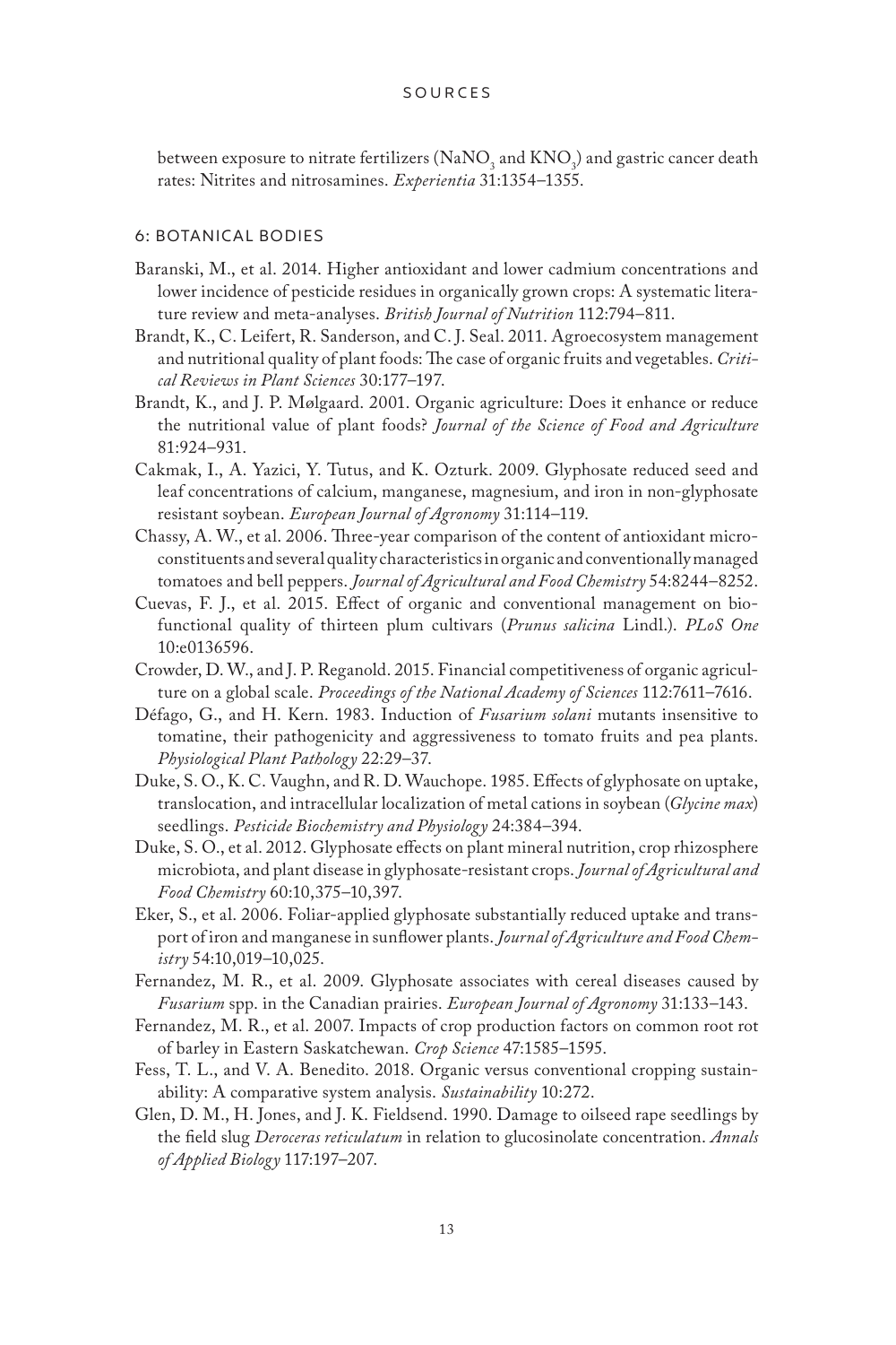between exposure to nitrate fertilizers ($NaNO_3$ and $KNO_3$) and gastric cancer death rates: Nitrites and nitrosamines. *Experientia* 31:1354–1355.

## 6: BOTANICAL BODIES

Baranski, M., et al. 2014. Higher antioxidant and lower cadmium concentrations and lower incidence of pesticide residues in organically grown crops: A systematic literature review and meta-analyses. *British Journal of Nutrition* 112:794–811.

Brandt, K., C. Leifert, R. Sanderson, and C. J. Seal. 2011. Agroecosystem management and nutritional quality of plant foods: The case of organic fruits and vegetables. *Critical Reviews in Plant Sciences* 30:177–197.

Brandt, K., and J. P. Mølgaard. 2001. Organic agriculture: Does it enhance or reduce the nutritional value of plant foods? *Journal of the Science of Food and Agriculture* 81:924–931.

Cakmak, I., A. Yazici, Y. Tutus, and K. Ozturk. 2009. Glyphosate reduced seed and leaf concentrations of calcium, manganese, magnesium, and iron in non-glyphosate resistant soybean. *European Journal of Agronomy* 31:114–119.

Chassy, A. W., et al. 2006. Three-year comparison of the content of antioxidant microconstituents and several quality characteristics in organic and conventionally managed tomatoes and bell peppers. *Journal of Agricultural and Food Chemistry* 54:8244–8252.

Cuevas, F. J., et al. 2015. Effect of organic and conventional management on biofunctional quality of thirteen plum cultivars (*Prunus salicina* Lindl.). *PLoS One* 10:e0136596.

Crowder, D. W., and J. P. Reganold. 2015. Financial competitiveness of organic agriculture on a global scale. *Proceedings of the National Academy of Sciences* 112:7611–7616.

Défago, G., and H. Kern. 1983. Induction of *Fusarium solani* mutants insensitive to tomatine, their pathogenicity and aggressiveness to tomato fruits and pea plants. *Physiological Plant Pathology* 22:29–37.

Duke, S. O., K. C. Vaughn, and R. D. Wauchope. 1985. Effects of glyphosate on uptake, translocation, and intracellular localization of metal cations in soybean (*Glycine max*) seedlings. *Pesticide Biochemistry and Physiology* 24:384–394.

Duke, S. O., et al. 2012. Glyphosate effects on plant mineral nutrition, crop rhizosphere microbiota, and plant disease in glyphosate-resistant crops. *Journal of Agricultural and Food Chemistry* 60:10,375–10,397.

Eker, S., et al. 2006. Foliar-applied glyphosate substantially reduced uptake and transport of iron and manganese in sunflower plants. *Journal of Agriculture and Food Chemistry* 54:10,019–10,025.

Fernandez, M. R., et al. 2009. Glyphosate associates with cereal diseases caused by *Fusarium* spp. in the Canadian prairies. *European Journal of Agronomy* 31:133–143.

Fernandez, M. R., et al. 2007. Impacts of crop production factors on common root rot of barley in Eastern Saskatchewan. *Crop Science* 47:1585–1595.

Fess, T. L., and V. A. Benedito. 2018. Organic versus conventional cropping sustainability: A comparative system analysis. *Sustainability* 10:272.

Glen, D. M., H. Jones, and J. K. Fieldsend. 1990. Damage to oilseed rape seedlings by the field slug *Deroceras reticulatum* in relation to glucosinolate concentration. *Annals of Applied Biology* 117:197–207.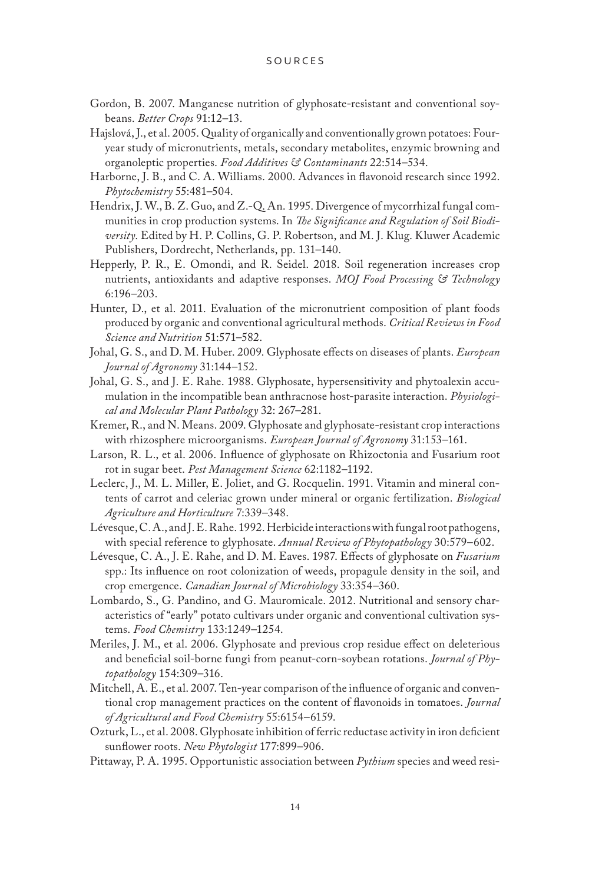Gordon, B. 2007. Manganese nutrition of glyphosate-resistant and conventional soybeans. *Better Crops* 91:12–13.

Hajslová, J., et al. 2005. Quality of organically and conventionally grown potatoes: Four-year study of micronutrients, metals, secondary metabolites, enzymic browning and organoleptic properties. *Food Additives & Contaminants* 22:514–534.

Harborne, J. B., and C. A. Williams. 2000. Advances in flavonoid research since 1992. *Phytochemistry* 55:481–504.

Hendrix, J. W., B. Z. Guo, and Z.-Q. An. 1995. Divergence of mycorrhizal fungal communities in crop production systems. In *The Significance and Regulation of Soil Biodiversity*. Edited by H. P. Collins, G. P. Robertson, and M. J. Klug. Kluwer Academic Publishers, Dordrecht, Netherlands, pp. 131–140.

Hepperly, P. R., E. Omondi, and R. Seidel. 2018. Soil regeneration increases crop nutrients, antioxidants and adaptive responses. *MOJ Food Processing & Technology* 6:196–203.

Hunter, D., et al. 2011. Evaluation of the micronutrient composition of plant foods produced by organic and conventional agricultural methods. *Critical Reviews in Food Science and Nutrition* 51:571–582.

Johal, G. S., and D. M. Huber. 2009. Glyphosate effects on diseases of plants. *European Journal of Agronomy* 31:144–152.

Johal, G. S., and J. E. Rahe. 1988. Glyphosate, hypersensitivity and phytoalexin accumulation in the incompatible bean anthracnose host-parasite interaction. *Physiological and Molecular Plant Pathology* 32: 267–281.

Kremer, R., and N. Means. 2009. Glyphosate and glyphosate-resistant crop interactions with rhizosphere microorganisms. *European Journal of Agronomy* 31:153–161.

Larson, R. L., et al. 2006. Influence of glyphosate on Rhizoctonia and Fusarium root rot in sugar beet. *Pest Management Science* 62:1182–1192.

Leclerc, J., M. L. Miller, E. Joliet, and G. Rocquelin. 1991. Vitamin and mineral contents of carrot and celeriac grown under mineral or organic fertilization. *Biological Agriculture and Horticulture* 7:339–348.

Lévesque, C. A., and J. E. Rahe. 1992. Herbicide interactions with fungal root pathogens, with special reference to glyphosate. *Annual Review of Phytopathology* 30:579–602.

Lévesque, C. A., J. E. Rahe, and D. M. Eaves. 1987. Effects of glyphosate on *Fusarium* spp.: Its influence on root colonization of weeds, propagule density in the soil, and crop emergence. *Canadian Journal of Microbiology* 33:354–360.

Lombardo, S., G. Pandino, and G. Mauromicale. 2012. Nutritional and sensory characteristics of "early" potato cultivars under organic and conventional cultivation systems. *Food Chemistry* 133:1249–1254.

Meriles, J. M., et al. 2006. Glyphosate and previous crop residue effect on deleterious and beneficial soil-borne fungi from peanut-corn-soybean rotations. *Journal of Phytopathology* 154:309–316.

Mitchell, A. E., et al. 2007. Ten-year comparison of the influence of organic and conventional crop management practices on the content of flavonoids in tomatoes. *Journal of Agricultural and Food Chemistry* 55:6154–6159.

Ozturk, L., et al. 2008. Glyphosate inhibition of ferric reductase activity in iron deficient sunflower roots. *New Phytologist* 177:899–906.

Pittaway, P. A. 1995. Opportunistic association between *Pythium* species and weed resi-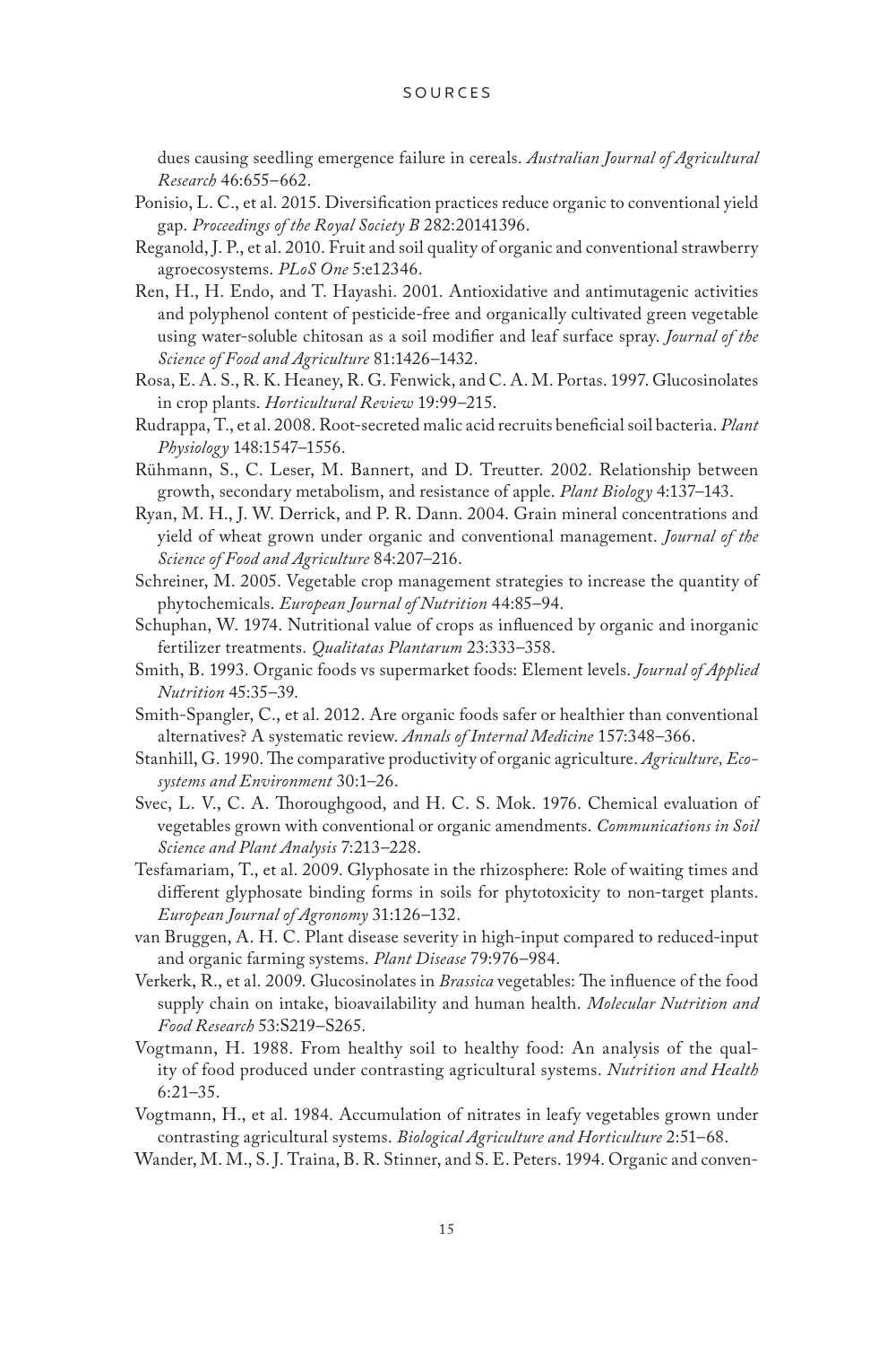dues causing seedling emergence failure in cereals. *Australian Journal of Agricultural Research* 46:655–662.

Ponisio, L. C., et al. 2015. Diversification practices reduce organic to conventional yield gap. *Proceedings of the Royal Society B* 282:20141396.

Reganold, J. P., et al. 2010. Fruit and soil quality of organic and conventional strawberry agroecosystems. *PLoS One* 5:e12346.

Ren, H., H. Endo, and T. Hayashi. 2001. Antioxidative and antimutagenic activities and polyphenol content of pesticide-free and organically cultivated green vegetable using water-soluble chitosan as a soil modifier and leaf surface spray. *Journal of the Science of Food and Agriculture* 81:1426–1432.

Rosa, E. A. S., R. K. Heaney, R. G. Fenwick, and C. A. M. Portas. 1997. Glucosinolates in crop plants. *Horticultural Review* 19:99–215.

Rudrappa, T., et al. 2008. Root-secreted malic acid recruits beneficial soil bacteria. *Plant Physiology* 148:1547–1556.

Rühmann, S., C. Leser, M. Bannert, and D. Treutter. 2002. Relationship between growth, secondary metabolism, and resistance of apple. *Plant Biology* 4:137–143.

Ryan, M. H., J. W. Derrick, and P. R. Dann. 2004. Grain mineral concentrations and yield of wheat grown under organic and conventional management. *Journal of the Science of Food and Agriculture* 84:207–216.

Schreiner, M. 2005. Vegetable crop management strategies to increase the quantity of phytochemicals. *European Journal of Nutrition* 44:85–94.

Schuphan, W. 1974. Nutritional value of crops as influenced by organic and inorganic fertilizer treatments. *Qualitatas Plantarum* 23:333–358.

Smith, B. 1993. Organic foods vs supermarket foods: Element levels. *Journal of Applied Nutrition* 45:35–39.

Smith-Spangler, C., et al. 2012. Are organic foods safer or healthier than conventional alternatives? A systematic review. *Annals of Internal Medicine* 157:348–366.

Stanhill, G. 1990. The comparative productivity of organic agriculture. *Agriculture, Ecosystems and Environment* 30:1–26.

Svec, L. V., C. A. Thoroughgood, and H. C. S. Mok. 1976. Chemical evaluation of vegetables grown with conventional or organic amendments. *Communications in Soil Science and Plant Analysis* 7:213–228.

Tesfamariam, T., et al. 2009. Glyphosate in the rhizosphere: Role of waiting times and different glyphosate binding forms in soils for phytotoxicity to non-target plants. *European Journal of Agronomy* 31:126–132.

van Bruggen, A. H. C. Plant disease severity in high-input compared to reduced-input and organic farming systems. *Plant Disease* 79:976–984.

Verkerk, R., et al. 2009. Glucosinolates in *Brassica* vegetables: The influence of the food supply chain on intake, bioavailability and human health. *Molecular Nutrition and Food Research* 53:S219–S265.

Vogtmann, H. 1988. From healthy soil to healthy food: An analysis of the quality of food produced under contrasting agricultural systems. *Nutrition and Health* 6:21–35.

Vogtmann, H., et al. 1984. Accumulation of nitrates in leafy vegetables grown under contrasting agricultural systems. *Biological Agriculture and Horticulture* 2:51–68.

Wander, M. M., S. J. Traina, B. R. Stinner, and S. E. Peters. 1994. Organic and conven-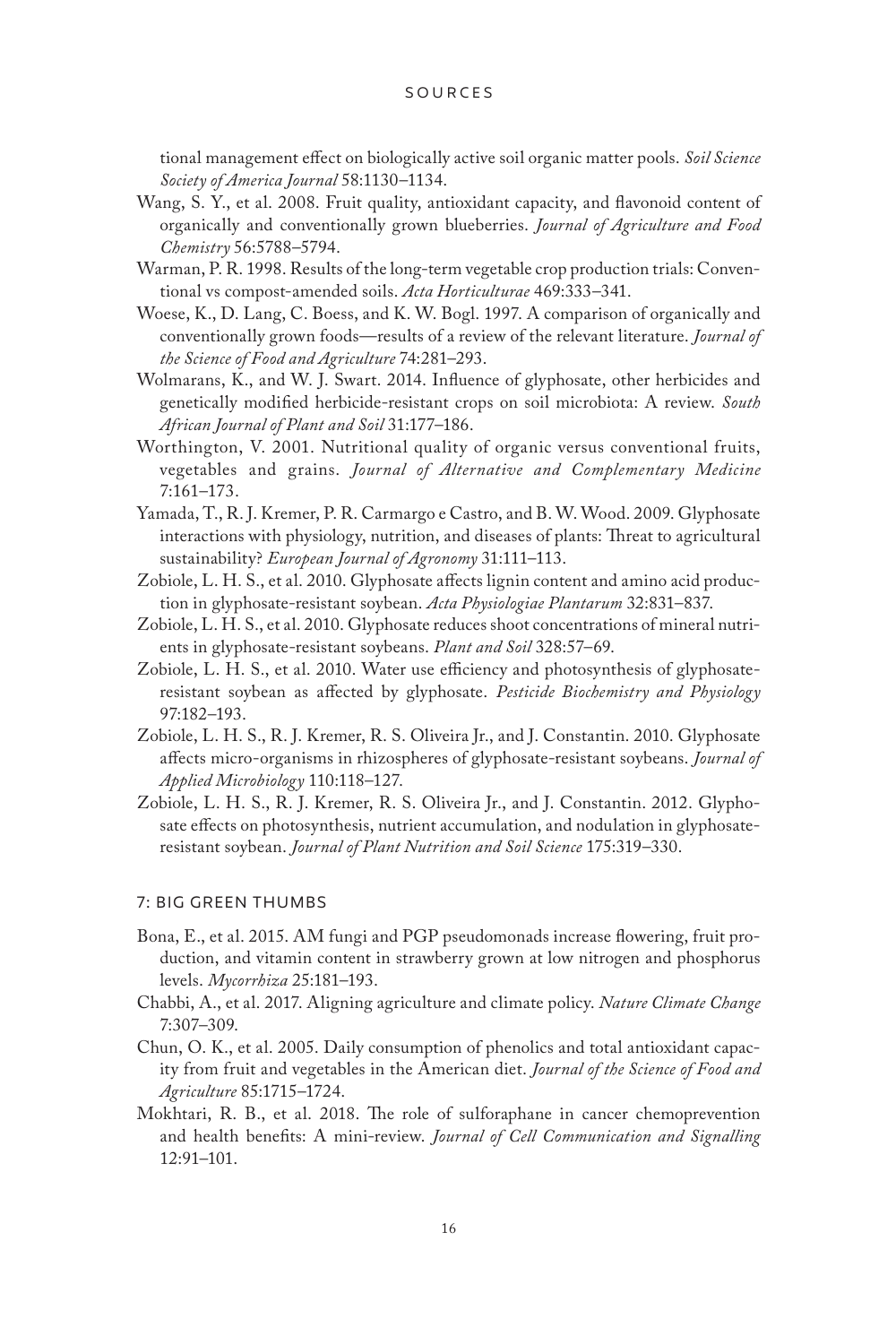tional management effect on biologically active soil organic matter pools. *Soil Science Society of America Journal* 58:1130–1134.

Wang, S. Y., et al. 2008. Fruit quality, antioxidant capacity, and flavonoid content of organically and conventionally grown blueberries. *Journal of Agriculture and Food Chemistry* 56:5788–5794.

Warman, P. R. 1998. Results of the long-term vegetable crop production trials: Conventional vs compost-amended soils. *Acta Horticulturae* 469:333–341.

Woese, K., D. Lang, C. Boess, and K. W. Bogl. 1997. A comparison of organically and conventionally grown foods—results of a review of the relevant literature. *Journal of the Science of Food and Agriculture* 74:281–293.

Wolmarans, K., and W. J. Swart. 2014. Influence of glyphosate, other herbicides and genetically modified herbicide-resistant crops on soil microbiota: A review. *South African Journal of Plant and Soil* 31:177–186.

Worthington, V. 2001. Nutritional quality of organic versus conventional fruits, vegetables and grains. *Journal of Alternative and Complementary Medicine* 7:161–173.

Yamada, T., R. J. Kremer, P. R. Carmargo e Castro, and B. W. Wood. 2009. Glyphosate interactions with physiology, nutrition, and diseases of plants: Threat to agricultural sustainability? *European Journal of Agronomy* 31:111–113.

Zobiole, L. H. S., et al. 2010. Glyphosate affects lignin content and amino acid production in glyphosate-resistant soybean. *Acta Physiologiae Plantarum* 32:831–837.

Zobiole, L. H. S., et al. 2010. Glyphosate reduces shoot concentrations of mineral nutrients in glyphosate-resistant soybeans. *Plant and Soil* 328:57–69.

Zobiole, L. H. S., et al. 2010. Water use efficiency and photosynthesis of glyphosate-resistant soybean as affected by glyphosate. *Pesticide Biochemistry and Physiology* 97:182–193.

Zobiole, L. H. S., R. J. Kremer, R. S. Oliveira Jr., and J. Constantin. 2010. Glyphosate affects micro-organisms in rhizospheres of glyphosate-resistant soybeans. *Journal of Applied Microbiology* 110:118–127.

Zobiole, L. H. S., R. J. Kremer, R. S. Oliveira Jr., and J. Constantin. 2012. Glyphosate effects on photosynthesis, nutrient accumulation, and nodulation in glyphosate-resistant soybean. *Journal of Plant Nutrition and Soil Science* 175:319–330.

## 7: BIG GREEN THUMBS

Bona, E., et al. 2015. AM fungi and PGP pseudomonads increase flowering, fruit production, and vitamin content in strawberry grown at low nitrogen and phosphorus levels. *Mycorrhiza* 25:181–193.

Chabbi, A., et al. 2017. Aligning agriculture and climate policy. *Nature Climate Change* 7:307–309.

Chun, O. K., et al. 2005. Daily consumption of phenolics and total antioxidant capacity from fruit and vegetables in the American diet. *Journal of the Science of Food and Agriculture* 85:1715–1724.

Mokhtari, R. B., et al. 2018. The role of sulforaphane in cancer chemoprevention and health benefits: A mini-review. *Journal of Cell Communication and Signalling* 12:91–101.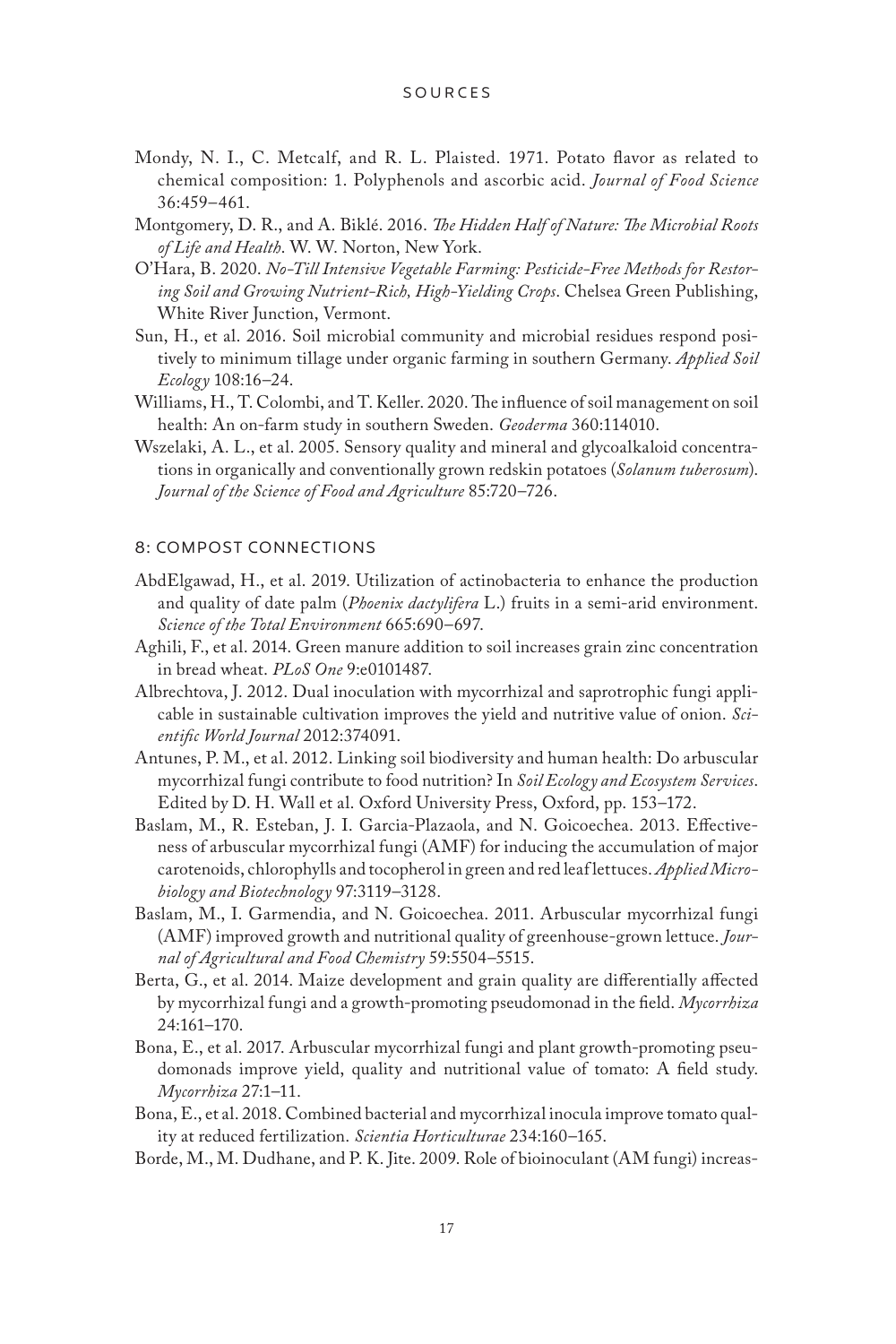Mondy, N. I., C. Metcalf, and R. L. Plaisted. 1971. Potato flavor as related to chemical composition: 1. Polyphenols and ascorbic acid. *Journal of Food Science* 36:459–461.

Montgomery, D. R., and A. Biklé. 2016. *The Hidden Half of Nature: The Microbial Roots of Life and Health*. W. W. Norton, New York.

O'Hara, B. 2020. *No-Till Intensive Vegetable Farming: Pesticide-Free Methods for Restoring Soil and Growing Nutrient-Rich, High-Yielding Crops*. Chelsea Green Publishing, White River Junction, Vermont.

Sun, H., et al. 2016. Soil microbial community and microbial residues respond positively to minimum tillage under organic farming in southern Germany. *Applied Soil Ecology* 108:16–24.

Williams, H., T. Colombi, and T. Keller. 2020. The influence of soil management on soil health: An on-farm study in southern Sweden. *Geoderma* 360:114010.

Wszelaki, A. L., et al. 2005. Sensory quality and mineral and glycoalkaloid concentrations in organically and conventionally grown redskin potatoes (*Solanum tuberosum*). *Journal of the Science of Food and Agriculture* 85:720–726.

## 8: COMPOST CONNECTIONS

AbdElgawad, H., et al. 2019. Utilization of actinobacteria to enhance the production and quality of date palm (*Phoenix dactylifera* L.) fruits in a semi-arid environment. *Science of the Total Environment* 665:690–697.

Aghili, F., et al. 2014. Green manure addition to soil increases grain zinc concentration in bread wheat. *PLoS One* 9:e0101487.

Albrechtova, J. 2012. Dual inoculation with mycorrhizal and saprotrophic fungi applicable in sustainable cultivation improves the yield and nutritive value of onion. *Scientific World Journal* 2012:374091.

Antunes, P. M., et al. 2012. Linking soil biodiversity and human health: Do arbuscular mycorrhizal fungi contribute to food nutrition? In *Soil Ecology and Ecosystem Services*. Edited by D. H. Wall et al. Oxford University Press, Oxford, pp. 153–172.

Baslam, M., R. Esteban, J. I. Garcia-Plazaola, and N. Goicoechea. 2013. Effectiveness of arbuscular mycorrhizal fungi (AMF) for inducing the accumulation of major carotenoids, chlorophylls and tocopherol in green and red leaf lettuces. *Applied Microbiology and Biotechnology* 97:3119–3128.

Baslam, M., I. Garmendia, and N. Goicoechea. 2011. Arbuscular mycorrhizal fungi (AMF) improved growth and nutritional quality of greenhouse-grown lettuce. *Journal of Agricultural and Food Chemistry* 59:5504–5515.

Berta, G., et al. 2014. Maize development and grain quality are differentially affected by mycorrhizal fungi and a growth-promoting pseudomonad in the field. *Mycorrhiza* 24:161–170.

Bona, E., et al. 2017. Arbuscular mycorrhizal fungi and plant growth-promoting pseudomonads improve yield, quality and nutritional value of tomato: A field study. *Mycorrhiza* 27:1–11.

Bona, E., et al. 2018. Combined bacterial and mycorrhizal inocula improve tomato quality at reduced fertilization. *Scientia Horticulturae* 234:160–165.

Borde, M., M. Dudhane, and P. K. Jite. 2009. Role of bioinoculant (AM fungi) increas-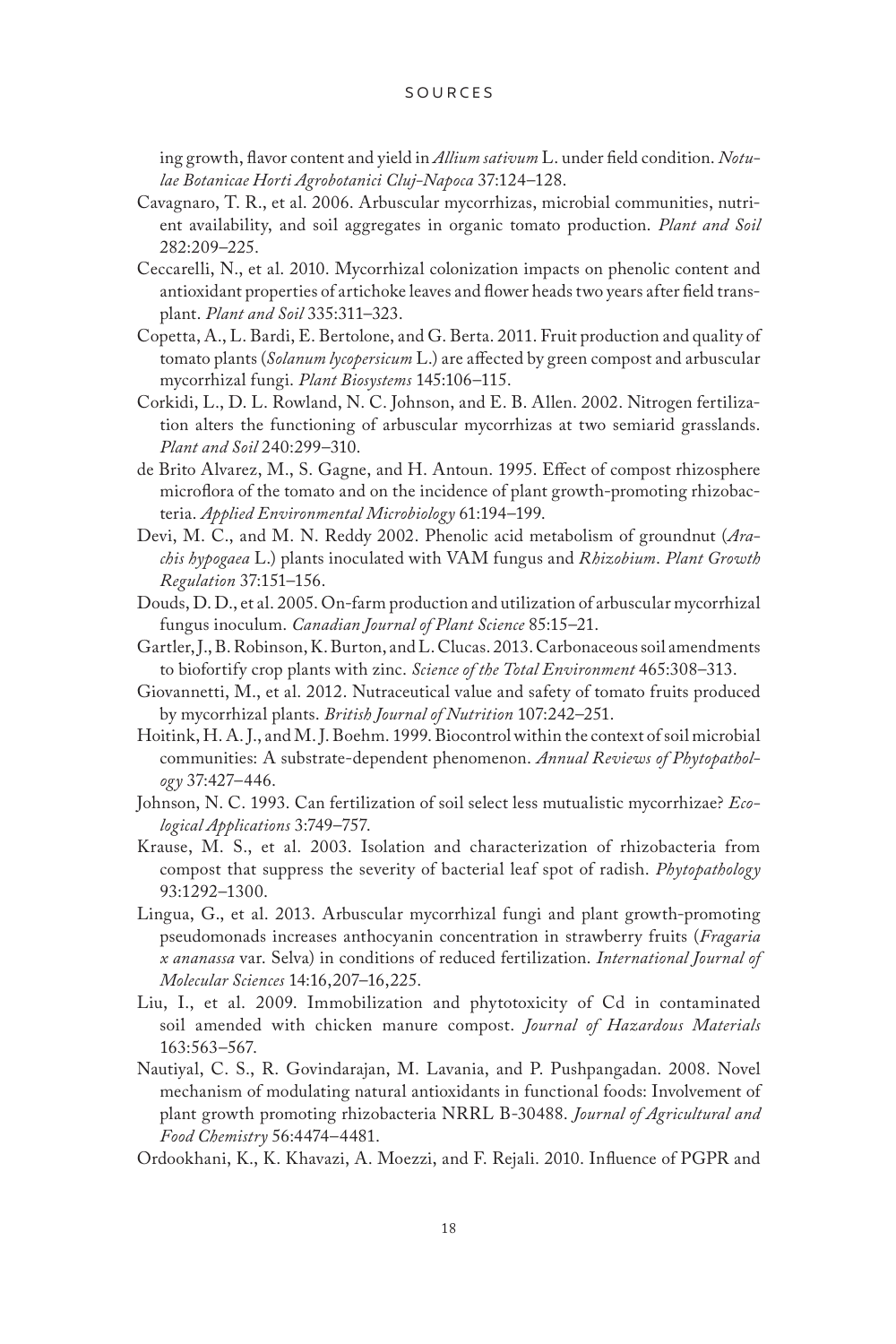ing growth, flavor content and yield in *Allium sativum* L. under field condition. *Notulae Botanicae Horti Agrobotanici Cluj-Napoca* 37:124–128.

Cavagnaro, T. R., et al. 2006. Arbuscular mycorrhizas, microbial communities, nutrient availability, and soil aggregates in organic tomato production. *Plant and Soil* 282:209–225.

Ceccarelli, N., et al. 2010. Mycorrhizal colonization impacts on phenolic content and antioxidant properties of artichoke leaves and flower heads two years after field transplant. *Plant and Soil* 335:311–323.

Copetta, A., L. Bardi, E. Bertolone, and G. Berta. 2011. Fruit production and quality of tomato plants (*Solanum lycopersicum* L.) are affected by green compost and arbuscular mycorrhizal fungi. *Plant Biosystems* 145:106–115.

Corkidi, L., D. L. Rowland, N. C. Johnson, and E. B. Allen. 2002. Nitrogen fertilization alters the functioning of arbuscular mycorrhizas at two semiarid grasslands. *Plant and Soil* 240:299–310.

de Brito Alvarez, M., S. Gagne, and H. Antoun. 1995. Effect of compost rhizosphere microflora of the tomato and on the incidence of plant growth-promoting rhizobacteria. *Applied Environmental Microbiology* 61:194–199.

Devi, M. C., and M. N. Reddy 2002. Phenolic acid metabolism of groundnut (*Arachis hypogaea* L.) plants inoculated with VAM fungus and *Rhizobium*. *Plant Growth Regulation* 37:151–156.

Douds, D. D., et al. 2005. On-farm production and utilization of arbuscular mycorrhizal fungus inoculum. *Canadian Journal of Plant Science* 85:15–21.

Gartler, J., B. Robinson, K. Burton, and L. Clucas. 2013. Carbonaceous soil amendments to biofortify crop plants with zinc. *Science of the Total Environment* 465:308–313.

Giovannetti, M., et al. 2012. Nutraceutical value and safety of tomato fruits produced by mycorrhizal plants. *British Journal of Nutrition* 107:242–251.

Hoitink, H. A. J., and M. J. Boehm. 1999. Biocontrol within the context of soil microbial communities: A substrate-dependent phenomenon. *Annual Reviews of Phytopathology* 37:427–446.

Johnson, N. C. 1993. Can fertilization of soil select less mutualistic mycorrhizae? *Ecological Applications* 3:749–757.

Krause, M. S., et al. 2003. Isolation and characterization of rhizobacteria from compost that suppress the severity of bacterial leaf spot of radish. *Phytopathology* 93:1292–1300.

Lingua, G., et al. 2013. Arbuscular mycorrhizal fungi and plant growth-promoting pseudomonads increases anthocyanin concentration in strawberry fruits (*Fragaria x ananassa* var. Selva) in conditions of reduced fertilization. *International Journal of Molecular Sciences* 14:16,207–16,225.

Liu, I., et al. 2009. Immobilization and phytotoxicity of Cd in contaminated soil amended with chicken manure compost. *Journal of Hazardous Materials* 163:563–567.

Nautiyal, C. S., R. Govindarajan, M. Lavania, and P. Pushpangadan. 2008. Novel mechanism of modulating natural antioxidants in functional foods: Involvement of plant growth promoting rhizobacteria NRRL B-30488. *Journal of Agricultural and Food Chemistry* 56:4474–4481.

Ordookhani, K., K. Khavazi, A. Moezzi, and F. Rejali. 2010. Influence of PGPR and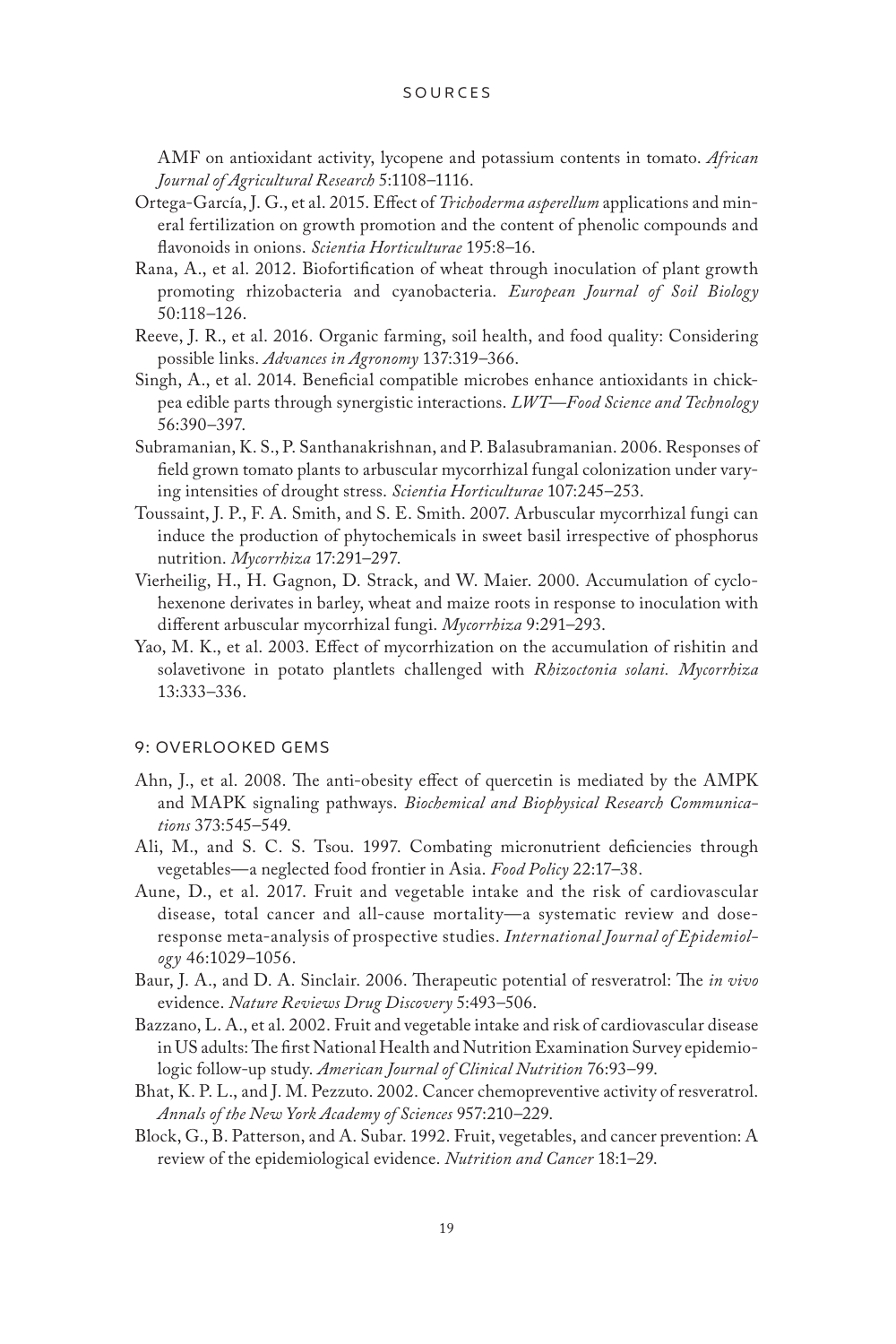AMF on antioxidant activity, lycopene and potassium contents in tomato. *African Journal of Agricultural Research* 5:1108–1116.

Ortega-García, J. G., et al. 2015. Effect of *Trichoderma asperellum* applications and mineral fertilization on growth promotion and the content of phenolic compounds and flavonoids in onions. *Scientia Horticulturae* 195:8–16.

Rana, A., et al. 2012. Biofortification of wheat through inoculation of plant growth promoting rhizobacteria and cyanobacteria. *European Journal of Soil Biology* 50:118–126.

Reeve, J. R., et al. 2016. Organic farming, soil health, and food quality: Considering possible links. *Advances in Agronomy* 137:319–366.

Singh, A., et al. 2014. Beneficial compatible microbes enhance antioxidants in chickpea edible parts through synergistic interactions. *LWT—Food Science and Technology* 56:390–397.

Subramanian, K. S., P. Santhanakrishnan, and P. Balasubramanian. 2006. Responses of field grown tomato plants to arbuscular mycorrhizal fungal colonization under varying intensities of drought stress. *Scientia Horticulturae* 107:245–253.

Toussaint, J. P., F. A. Smith, and S. E. Smith. 2007. Arbuscular mycorrhizal fungi can induce the production of phytochemicals in sweet basil irrespective of phosphorus nutrition. *Mycorrhiza* 17:291–297.

Vierheilig, H., H. Gagnon, D. Strack, and W. Maier. 2000. Accumulation of cyclohexenone derivates in barley, wheat and maize roots in response to inoculation with different arbuscular mycorrhizal fungi. *Mycorrhiza* 9:291–293.

Yao, M. K., et al. 2003. Effect of mycorrhization on the accumulation of rishitin and solavetivone in potato plantlets challenged with *Rhizoctonia solani*. *Mycorrhiza* 13:333–336.

## 9: OVERLOOKED GEMS

Ahn, J., et al. 2008. The anti-obesity effect of quercetin is mediated by the AMPK and MAPK signaling pathways. *Biochemical and Biophysical Research Communications* 373:545–549.

Ali, M., and S. C. S. Tsou. 1997. Combating micronutrient deficiencies through vegetables—a neglected food frontier in Asia. *Food Policy* 22:17–38.

Aune, D., et al. 2017. Fruit and vegetable intake and the risk of cardiovascular disease, total cancer and all-cause mortality—a systematic review and dose-response meta-analysis of prospective studies. *International Journal of Epidemiology* 46:1029–1056.

Baur, J. A., and D. A. Sinclair. 2006. Therapeutic potential of resveratrol: The *in vivo* evidence. *Nature Reviews Drug Discovery* 5:493–506.

Bazzano, L. A., et al. 2002. Fruit and vegetable intake and risk of cardiovascular disease in US adults: The first National Health and Nutrition Examination Survey epidemiologic follow-up study. *American Journal of Clinical Nutrition* 76:93–99.

Bhat, K. P. L., and J. M. Pezzuto. 2002. Cancer chemopreventive activity of resveratrol. *Annals of the New York Academy of Sciences* 957:210–229.

Block, G., B. Patterson, and A. Subar. 1992. Fruit, vegetables, and cancer prevention: A review of the epidemiological evidence. *Nutrition and Cancer* 18:1–29.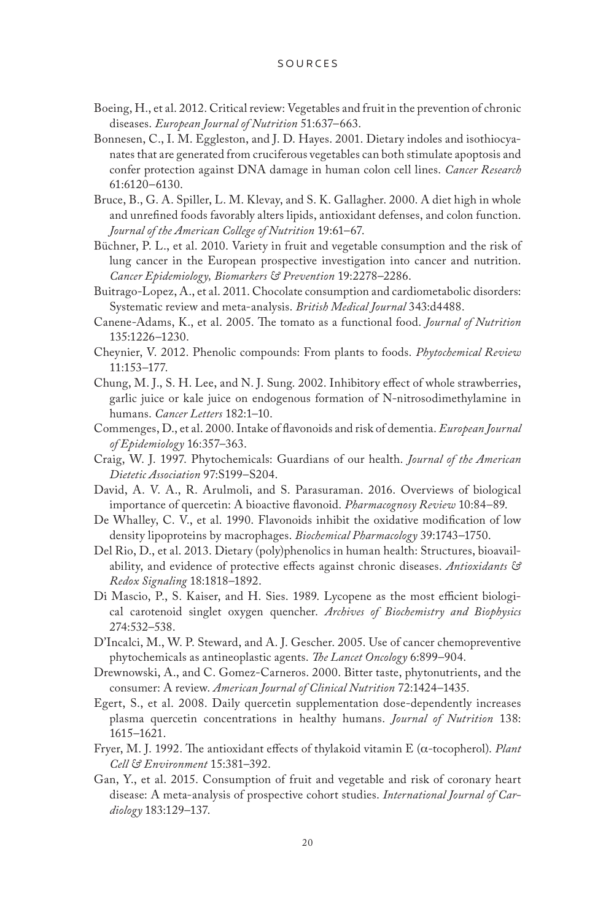# SOURCES

Boeing, H., et al. 2012. Critical review: Vegetables and fruit in the prevention of chronic diseases. *European Journal of Nutrition* 51:637–663.

Bonnesen, C., I. M. Eggleston, and J. D. Hayes. 2001. Dietary indoles and isothiocyanates that are generated from cruciferous vegetables can both stimulate apoptosis and confer protection against DNA damage in human colon cell lines. *Cancer Research* 61:6120–6130.

Bruce, B., G. A. Spiller, L. M. Klevay, and S. K. Gallagher. 2000. A diet high in whole and unrefined foods favorably alters lipids, antioxidant defenses, and colon function. *Journal of the American College of Nutrition* 19:61–67.

Büchner, P. L., et al. 2010. Variety in fruit and vegetable consumption and the risk of lung cancer in the European prospective investigation into cancer and nutrition. *Cancer Epidemiology, Biomarkers & Prevention* 19:2278–2286.

Buitrago-Lopez, A., et al. 2011. Chocolate consumption and cardiometabolic disorders: Systematic review and meta-analysis. *British Medical Journal* 343:d4488.

Canene-Adams, K., et al. 2005. The tomato as a functional food. *Journal of Nutrition* 135:1226–1230.

Cheynier, V. 2012. Phenolic compounds: From plants to foods. *Phytochemical Review* 11:153–177.

Chung, M. J., S. H. Lee, and N. J. Sung. 2002. Inhibitory effect of whole strawberries, garlic juice or kale juice on endogenous formation of N-nitrosodimethylamine in humans. *Cancer Letters* 182:1–10.

Commenges, D., et al. 2000. Intake of flavonoids and risk of dementia. *European Journal of Epidemiology* 16:357–363.

Craig, W. J. 1997. Phytochemicals: Guardians of our health. *Journal of the American Dietetic Association* 97:S199–S204.

David, A. V. A., R. Arulmoli, and S. Parasuraman. 2016. Overviews of biological importance of quercetin: A bioactive flavonoid. *Pharmacognosy Review* 10:84–89.

De Whalley, C. V., et al. 1990. Flavonoids inhibit the oxidative modification of low density lipoproteins by macrophages. *Biochemical Pharmacology* 39:1743–1750.

Del Rio, D., et al. 2013. Dietary (poly)phenolics in human health: Structures, bioavailability, and evidence of protective effects against chronic diseases. *Antioxidants & Redox Signaling* 18:1818–1892.

Di Mascio, P., S. Kaiser, and H. Sies. 1989. Lycopene as the most efficient biological carotenoid singlet oxygen quencher. *Archives of Biochemistry and Biophysics* 274:532–538.

D'Incalci, M., W. P. Steward, and A. J. Gescher. 2005. Use of cancer chemopreventive phytochemicals as antineoplastic agents. *The Lancet Oncology* 6:899–904.

Drewnowski, A., and C. Gomez-Carneros. 2000. Bitter taste, phytonutrients, and the consumer: A review. *American Journal of Clinical Nutrition* 72:1424–1435.

Egert, S., et al. 2008. Daily quercetin supplementation dose-dependently increases plasma quercetin concentrations in healthy humans. *Journal of Nutrition* 138: 1615–1621.

Fryer, M. J. 1992. The antioxidant effects of thylakoid vitamin E ($\alpha$-tocopherol). *Plant Cell & Environment* 15:381–392.

Gan, Y., et al. 2015. Consumption of fruit and vegetable and risk of coronary heart disease: A meta-analysis of prospective cohort studies. *International Journal of Cardiology* 183:129–137.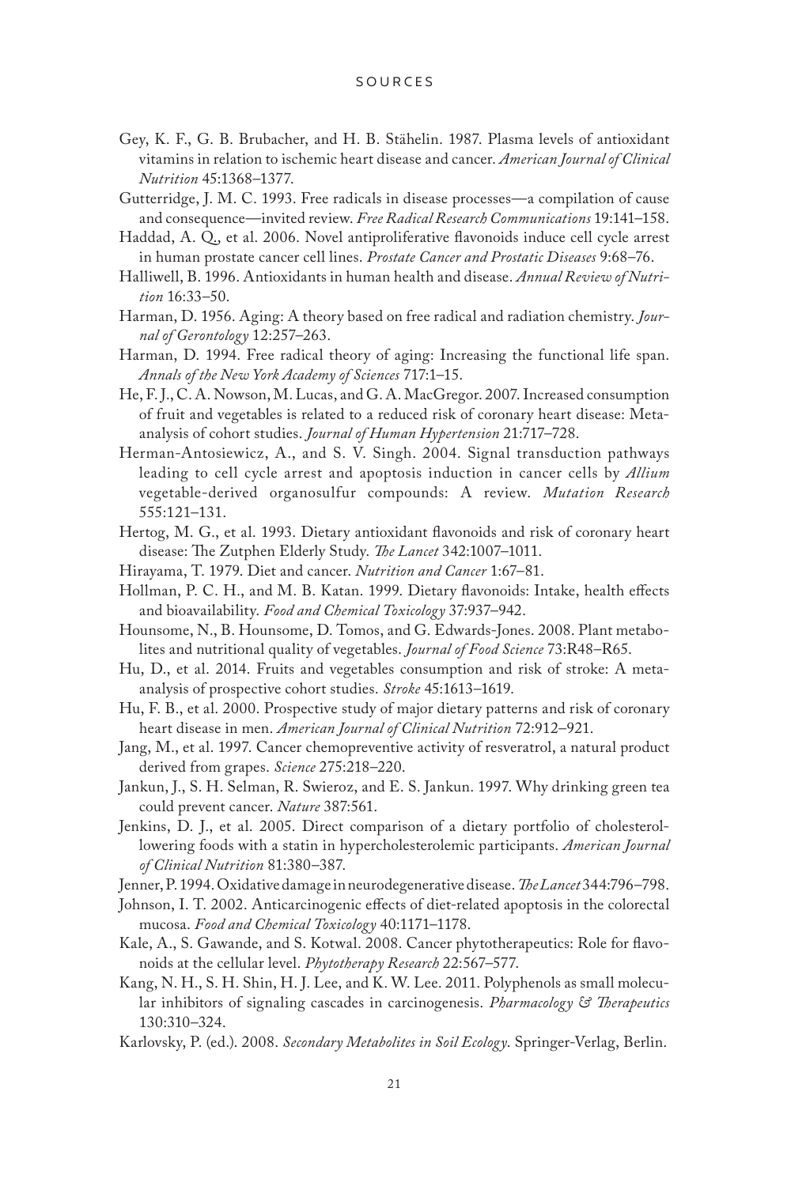Gey, K. F., G. B. Brubacher, and H. B. Stähelin. 1987. Plasma levels of antioxidant vitamins in relation to ischemic heart disease and cancer. *American Journal of Clinical Nutrition* 45:1368–1377.

Gutteridge, J. M. C. 1993. Free radicals in disease processes—a compilation of cause and consequence—invited review. *Free Radical Research Communications* 19:141–158.

Haddad, A. Q., et al. 2006. Novel antiproliferative flavonoids induce cell cycle arrest in human prostate cancer cell lines. *Prostate Cancer and Prostatic Diseases* 9:68–76.

Halliwell, B. 1996. Antioxidants in human health and disease. *Annual Review of Nutrition* 16:33–50.

Harman, D. 1956. Aging: A theory based on free radical and radiation chemistry. *Journal of Gerontology* 12:257–263.

Harman, D. 1994. Free radical theory of aging: Increasing the functional life span. *Annals of the New York Academy of Sciences* 717:1–15.

He, F. J., C. A. Nowson, M. Lucas, and G. A. MacGregor. 2007. Increased consumption of fruit and vegetables is related to a reduced risk of coronary heart disease: Meta-analysis of cohort studies. *Journal of Human Hypertension* 21:717–728.

Herman-Antosiewicz, A., and S. V. Singh. 2004. Signal transduction pathways leading to cell cycle arrest and apoptosis induction in cancer cells by *Allium* vegetable-derived organosulfur compounds: A review. *Mutation Research* 555:121–131.

Hertog, M. G., et al. 1993. Dietary antioxidant flavonoids and risk of coronary heart disease: The Zutphen Elderly Study. *The Lancet* 342:1007–1011.

Hirayama, T. 1979. Diet and cancer. *Nutrition and Cancer* 1:67–81.

Hollman, P. C. H., and M. B. Katan. 1999. Dietary flavonoids: Intake, health effects and bioavailability. *Food and Chemical Toxicology* 37:937–942.

Hounsome, N., B. Hounsome, D. Tomos, and G. Edwards-Jones. 2008. Plant metabolites and nutritional quality of vegetables. *Journal of Food Science* 73:R48–R65.

Hu, D., et al. 2014. Fruits and vegetables consumption and risk of stroke: A meta-analysis of prospective cohort studies. *Stroke* 45:1613–1619.

Hu, F. B., et al. 2000. Prospective study of major dietary patterns and risk of coronary heart disease in men. *American Journal of Clinical Nutrition* 72:912–921.

Jang, M., et al. 1997. Cancer chemopreventive activity of resveratrol, a natural product derived from grapes. *Science* 275:218–220.

Jankun, J., S. H. Selman, R. Swieroz, and E. S. Jankun. 1997. Why drinking green tea could prevent cancer. *Nature* 387:561.

Jenkins, D. J., et al. 2005. Direct comparison of a dietary portfolio of cholesterol-lowering foods with a statin in hypercholesterolemic participants. *American Journal of Clinical Nutrition* 81:380–387.

Jenner, P. 1994. Oxidative damage in neurodegenerative disease. *The Lancet* 344:796–798.

Johnson, I. T. 2002. Anticarcinogenic effects of diet-related apoptosis in the colorectal mucosa. *Food and Chemical Toxicology* 40:1171–1178.

Kale, A., S. Gawande, and S. Kotwal. 2008. Cancer phytotherapeutics: Role for flavonoids at the cellular level. *Phytotherapy Research* 22:567–577.

Kang, N. H., S. H. Shin, H. J. Lee, and K. W. Lee. 2011. Polyphenols as small molecular inhibitors of signaling cascades in carcinogenesis. *Pharmacology & Therapeutics* 130:310–324.

Karlovsky, P. (ed.). 2008. *Secondary Metabolites in Soil Ecology.* Springer-Verlag, Berlin.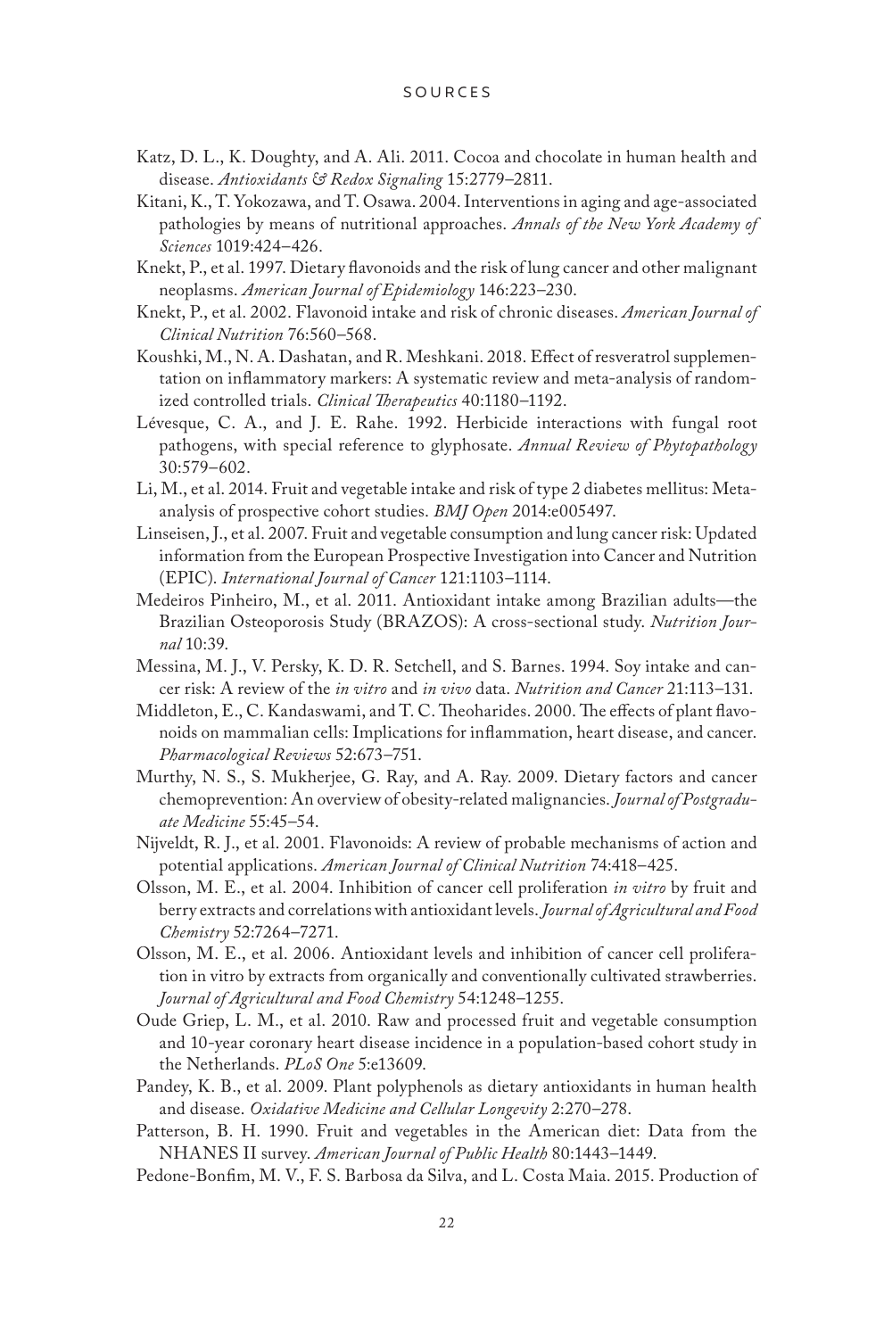Katz, D. L., K. Doughty, and A. Ali. 2011. Cocoa and chocolate in human health and disease. *Antioxidants & Redox Signaling* 15:2779–2811.

Kitani, K., T. Yokozawa, and T. Osawa. 2004. Interventions in aging and age-associated pathologies by means of nutritional approaches. *Annals of the New York Academy of Sciences* 1019:424–426.

Knekt, P., et al. 1997. Dietary flavonoids and the risk of lung cancer and other malignant neoplasms. *American Journal of Epidemiology* 146:223–230.

Knekt, P., et al. 2002. Flavonoid intake and risk of chronic diseases. *American Journal of Clinical Nutrition* 76:560–568.

Koushki, M., N. A. Dashatan, and R. Meshkani. 2018. Effect of resveratrol supplementation on inflammatory markers: A systematic review and meta-analysis of randomized controlled trials. *Clinical Therapeutics* 40:1180–1192.

Lévesque, C. A., and J. E. Rahe. 1992. Herbicide interactions with fungal root pathogens, with special reference to glyphosate. *Annual Review of Phytopathology* 30:579–602.

Li, M., et al. 2014. Fruit and vegetable intake and risk of type 2 diabetes mellitus: Meta-analysis of prospective cohort studies. *BMJ Open* 2014:e005497.

Linseisen, J., et al. 2007. Fruit and vegetable consumption and lung cancer risk: Updated information from the European Prospective Investigation into Cancer and Nutrition (EPIC). *International Journal of Cancer* 121:1103–1114.

Medeiros Pinheiro, M., et al. 2011. Antioxidant intake among Brazilian adults—the Brazilian Osteoporosis Study (BRAZOS): A cross-sectional study. *Nutrition Journal* 10:39.

Messina, M. J., V. Persky, K. D. R. Setchell, and S. Barnes. 1994. Soy intake and cancer risk: A review of the *in vitro* and *in vivo* data. *Nutrition and Cancer* 21:113–131.

Middleton, E., C. Kandaswami, and T. C. Theoharides. 2000. The effects of plant flavonoids on mammalian cells: Implications for inflammation, heart disease, and cancer. *Pharmacological Reviews* 52:673–751.

Murthy, N. S., S. Mukherjee, G. Ray, and A. Ray. 2009. Dietary factors and cancer chemoprevention: An overview of obesity-related malignancies. *Journal of Postgraduate Medicine* 55:45–54.

Nijveldt, R. J., et al. 2001. Flavonoids: A review of probable mechanisms of action and potential applications. *American Journal of Clinical Nutrition* 74:418–425.

Olsson, M. E., et al. 2004. Inhibition of cancer cell proliferation *in vitro* by fruit and berry extracts and correlations with antioxidant levels. *Journal of Agricultural and Food Chemistry* 52:7264–7271.

Olsson, M. E., et al. 2006. Antioxidant levels and inhibition of cancer cell proliferation in vitro by extracts from organically and conventionally cultivated strawberries. *Journal of Agricultural and Food Chemistry* 54:1248–1255.

Oude Griep, L. M., et al. 2010. Raw and processed fruit and vegetable consumption and 10-year coronary heart disease incidence in a population-based cohort study in the Netherlands. *PLoS One* 5:e13609.

Pandey, K. B., et al. 2009. Plant polyphenols as dietary antioxidants in human health and disease. *Oxidative Medicine and Cellular Longevity* 2:270–278.

Patterson, B. H. 1990. Fruit and vegetables in the American diet: Data from the NHANES II survey. *American Journal of Public Health* 80:1443–1449.

Pedone-Bonfim, M. V., F. S. Barbosa da Silva, and L. Costa Maia. 2015. Production of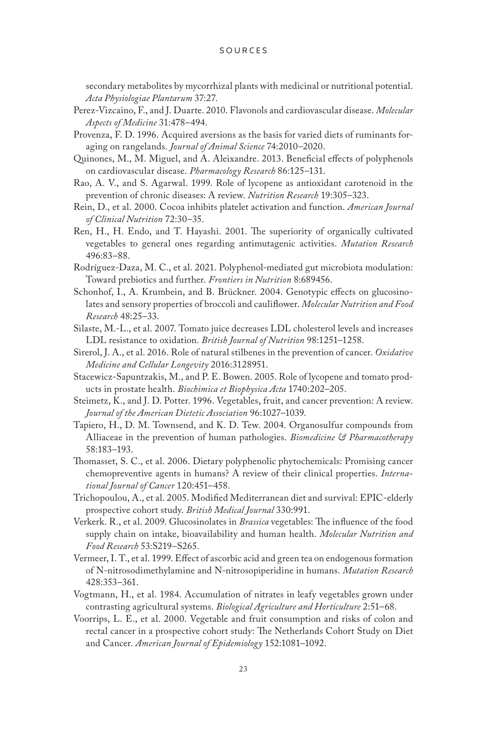secondary metabolites by mycorrhizal plants with medicinal or nutritional potential. *Acta Physiologiae Plantarum* 37:27.

Perez-Vizcaino, F., and J. Duarte. 2010. Flavonols and cardiovascular disease. *Molecular Aspects of Medicine* 31:478–494.

Provenza, F. D. 1996. Acquired aversions as the basis for varied diets of ruminants foraging on rangelands. *Journal of Animal Science* 74:2010–2020.

Quinones, M., M. Miguel, and A. Aleixandre. 2013. Beneficial effects of polyphenols on cardiovascular disease. *Pharmacology Research* 86:125–131.

Rao, A. V., and S. Agarwal. 1999. Role of lycopene as antioxidant carotenoid in the prevention of chronic diseases: A review. *Nutrition Research* 19:305–323.

Rein, D., et al. 2000. Cocoa inhibits platelet activation and function. *American Journal of Clinical Nutrition* 72:30–35.

Ren, H., H. Endo, and T. Hayashi. 2001. The superiority of organically cultivated vegetables to general ones regarding antimutagenic activities. *Mutation Research* 496:83–88.

Rodríguez-Daza, M. C., et al. 2021. Polyphenol-mediated gut microbiota modulation: Toward prebiotics and further. *Frontiers in Nutrition* 8:689456.

Schonhof, I., A. Krumbein, and B. Brückner. 2004. Genotypic effects on glucosinolates and sensory properties of broccoli and cauliflower. *Molecular Nutrition and Food Research* 48:25–33.

Silaste, M.-L., et al. 2007. Tomato juice decreases LDL cholesterol levels and increases LDL resistance to oxidation. *British Journal of Nutrition* 98:1251–1258.

Sirerol, J. A., et al. 2016. Role of natural stilbenes in the prevention of cancer. *Oxidative Medicine and Cellular Longevity* 2016:3128951.

Stacewicz-Sapuntzakis, M., and P. E. Bowen. 2005. Role of lycopene and tomato products in prostate health. *Biochimica et Biophysica Acta* 1740:202–205.

Steimetz, K., and J. D. Potter. 1996. Vegetables, fruit, and cancer prevention: A review. *Journal of the American Dietetic Association* 96:1027–1039.

Tapiero, H., D. M. Townsend, and K. D. Tew. 2004. Organosulfur compounds from Alliaceae in the prevention of human pathologies. *Biomedicine & Pharmacotherapy* 58:183–193.

Thomasset, S. C., et al. 2006. Dietary polyphenolic phytochemicals: Promising cancer chemopreventive agents in humans? A review of their clinical properties. *International Journal of Cancer* 120:451–458.

Trichopoulou, A., et al. 2005. Modified Mediterranean diet and survival: EPIC-elderly prospective cohort study. *British Medical Journal* 330:991.

Verkerk. R., et al. 2009. Glucosinolates in *Brassica* vegetables: The influence of the food supply chain on intake, bioavailability and human health. *Molecular Nutrition and Food Research* 53:S219–S265.

Vermeer, I. T., et al. 1999. Effect of ascorbic acid and green tea on endogenous formation of N-nitrosodimethylamine and N-nitrosopiperidine in humans. *Mutation Research* 428:353–361.

Vogtmann, H., et al. 1984. Accumulation of nitrates in leafy vegetables grown under contrasting agricultural systems. *Biological Agriculture and Horticulture* 2:51–68.

Voorrips, L. E., et al. 2000. Vegetable and fruit consumption and risks of colon and rectal cancer in a prospective cohort study: The Netherlands Cohort Study on Diet and Cancer. *American Journal of Epidemiology* 152:1081–1092.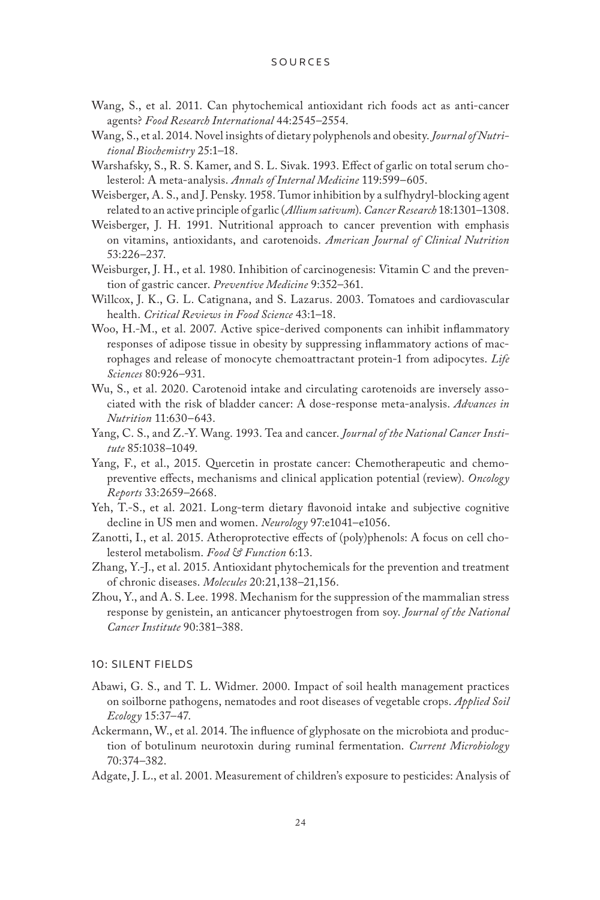Wang, S., et al. 2011. Can phytochemical antioxidant rich foods act as anti-cancer agents? *Food Research International* 44:2545–2554.

Wang, S., et al. 2014. Novel insights of dietary polyphenols and obesity. *Journal of Nutritional Biochemistry* 25:1–18.

Warshafsky, S., R. S. Kamer, and S. L. Sivak. 1993. Effect of garlic on total serum cholesterol: A meta-analysis. *Annals of Internal Medicine* 119:599–605.

Weisberger, A. S., and J. Pensky. 1958. Tumor inhibition by a sulfhydryl-blocking agent related to an active principle of garlic (*Allium sativum*). *Cancer Research* 18:1301–1308.

Weisberger, J. H. 1991. Nutritional approach to cancer prevention with emphasis on vitamins, antioxidants, and carotenoids. *American Journal of Clinical Nutrition* 53:226–237.

Weisburger, J. H., et al. 1980. Inhibition of carcinogenesis: Vitamin C and the prevention of gastric cancer. *Preventive Medicine* 9:352–361.

Willcox, J. K., G. L. Catignana, and S. Lazarus. 2003. Tomatoes and cardiovascular health. *Critical Reviews in Food Science* 43:1–18.

Woo, H.-M., et al. 2007. Active spice-derived components can inhibit inflammatory responses of adipose tissue in obesity by suppressing inflammatory actions of macrophages and release of monocyte chemoattractant protein-1 from adipocytes. *Life Sciences* 80:926–931.

Wu, S., et al. 2020. Carotenoid intake and circulating carotenoids are inversely associated with the risk of bladder cancer: A dose-response meta-analysis. *Advances in Nutrition* 11:630–643.

Yang, C. S., and Z.-Y. Wang. 1993. Tea and cancer. *Journal of the National Cancer Institute* 85:1038–1049.

Yang, F., et al., 2015. Quercetin in prostate cancer: Chemotherapeutic and chemopreventive effects, mechanisms and clinical application potential (review). *Oncology Reports* 33:2659–2668.

Yeh, T.-S., et al. 2021. Long-term dietary flavonoid intake and subjective cognitive decline in US men and women. *Neurology* 97:e1041–e1056.

Zanotti, I., et al. 2015. Atheroprotective effects of (poly)phenols: A focus on cell cholesterol metabolism. *Food & Function* 6:13.

Zhang, Y.-J., et al. 2015. Antioxidant phytochemicals for the prevention and treatment of chronic diseases. *Molecules* 20:21,138–21,156.

Zhou, Y., and A. S. Lee. 1998. Mechanism for the suppression of the mammalian stress response by genistein, an anticancer phytoestrogen from soy. *Journal of the National Cancer Institute* 90:381–388.

## 10: SILENT FIELDS

Abawi, G. S., and T. L. Widmer. 2000. Impact of soil health management practices on soilborne pathogens, nematodes and root diseases of vegetable crops. *Applied Soil Ecology* 15:37–47.

Ackermann, W., et al. 2014. The influence of glyphosate on the microbiota and production of botulinum neurotoxin during ruminal fermentation. *Current Microbiology* 70:374–382.

Adgate, J. L., et al. 2001. Measurement of children's exposure to pesticides: Analysis of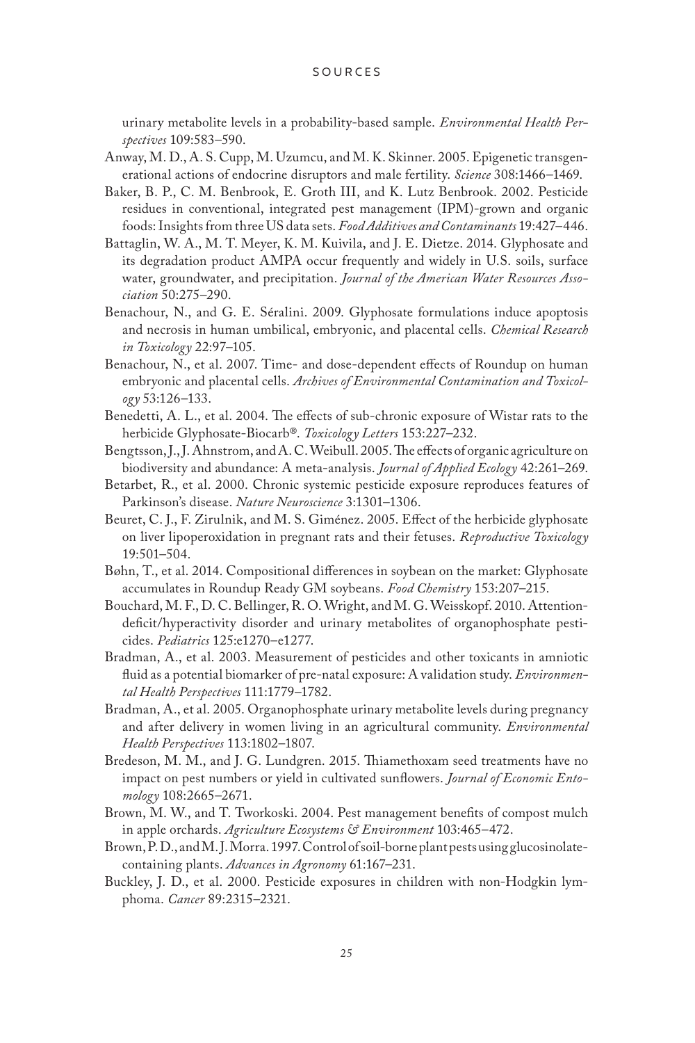urinary metabolite levels in a probability-based sample. *Environmental Health Perspectives* 109:583–590.

Anway, M. D., A. S. Cupp, M. Uzumcu, and M. K. Skinner. 2005. Epigenetic transgenerational actions of endocrine disruptors and male fertility. *Science* 308:1466–1469.

Baker, B. P., C. M. Benbrook, E. Groth III, and K. Lutz Benbrook. 2002. Pesticide residues in conventional, integrated pest management (IPM)-grown and organic foods: Insights from three US data sets. *Food Additives and Contaminants* 19:427–446.

Battaglin, W. A., M. T. Meyer, K. M. Kuivila, and J. E. Dietze. 2014. Glyphosate and its degradation product AMPA occur frequently and widely in U.S. soils, surface water, groundwater, and precipitation. *Journal of the American Water Resources Association* 50:275–290.

Benachour, N., and G. E. Séralini. 2009. Glyphosate formulations induce apoptosis and necrosis in human umbilical, embryonic, and placental cells. *Chemical Research in Toxicology* 22:97–105.

Benachour, N., et al. 2007. Time- and dose-dependent effects of Roundup on human embryonic and placental cells. *Archives of Environmental Contamination and Toxicology* 53:126–133.

Benedetti, A. L., et al. 2004. The effects of sub-chronic exposure of Wistar rats to the herbicide Glyphosate-Biocarb®. *Toxicology Letters* 153:227–232.

Bengtsson, J., J. Ahnstrom, and A. C. Weibull. 2005. The effects of organic agriculture on biodiversity and abundance: A meta-analysis. *Journal of Applied Ecology* 42:261–269.

Betarbet, R., et al. 2000. Chronic systemic pesticide exposure reproduces features of Parkinson's disease. *Nature Neuroscience* 3:1301–1306.

Beuret, C. J., F. Zirulnik, and M. S. Giménez. 2005. Effect of the herbicide glyphosate on liver lipoperoxidation in pregnant rats and their fetuses. *Reproductive Toxicology* 19:501–504.

Bøhn, T., et al. 2014. Compositional differences in soybean on the market: Glyphosate accumulates in Roundup Ready GM soybeans. *Food Chemistry* 153:207–215.

Bouchard, M. F., D. C. Bellinger, R. O. Wright, and M. G. Weisskopf. 2010. Attention-deficit/hyperactivity disorder and urinary metabolites of organophosphate pesticides. *Pediatrics* 125:e1270–e1277.

Bradman, A., et al. 2003. Measurement of pesticides and other toxicants in amniotic fluid as a potential biomarker of pre-natal exposure: A validation study. *Environmental Health Perspectives* 111:1779–1782.

Bradman, A., et al. 2005. Organophosphate urinary metabolite levels during pregnancy and after delivery in women living in an agricultural community. *Environmental Health Perspectives* 113:1802–1807.

Bredeson, M. M., and J. G. Lundgren. 2015. Thiamethoxam seed treatments have no impact on pest numbers or yield in cultivated sunflowers. *Journal of Economic Entomology* 108:2665–2671.

Brown, M. W., and T. Tworkoski. 2004. Pest management benefits of compost mulch in apple orchards. *Agriculture Ecosystems & Environment* 103:465–472.

Brown, P. D., and M. J. Morra. 1997. Control of soil-borne plant pests using glucosinolate-containing plants. *Advances in Agronomy* 61:167–231.

Buckley, J. D., et al. 2000. Pesticide exposures in children with non-Hodgkin lymphoma. *Cancer* 89:2315–2321.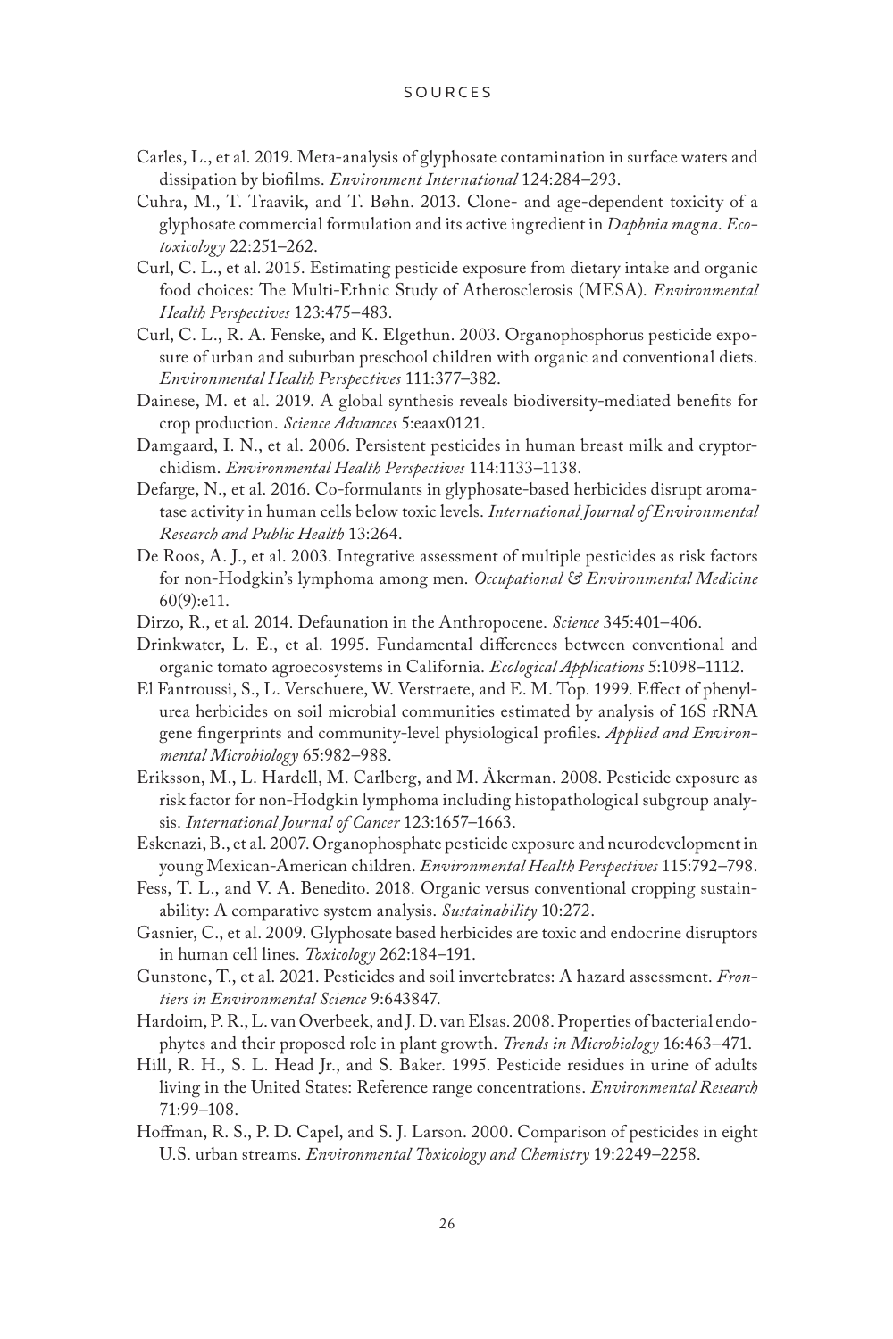Carles, L., et al. 2019. Meta-analysis of glyphosate contamination in surface waters and dissipation by biofilms. *Environment International* 124:284–293.

Cuhra, M., T. Traavik, and T. Bøhn. 2013. Clone- and age-dependent toxicity of a glyphosate commercial formulation and its active ingredient in *Daphnia magna*. *Ecotoxicology* 22:251–262.

Curl, C. L., et al. 2015. Estimating pesticide exposure from dietary intake and organic food choices: The Multi-Ethnic Study of Atherosclerosis (MESA). *Environmental Health Perspectives* 123:475–483.

Curl, C. L., R. A. Fenske, and K. Elgethun. 2003. Organophosphorus pesticide exposure of urban and suburban preschool children with organic and conventional diets. *Environmental Health Perspectives* 111:377–382.

Dainese, M. et al. 2019. A global synthesis reveals biodiversity-mediated benefits for crop production. *Science Advances* 5:eaax0121.

Damgaard, I. N., et al. 2006. Persistent pesticides in human breast milk and cryptorchidism. *Environmental Health Perspectives* 114:1133–1138.

Defarge, N., et al. 2016. Co-formulants in glyphosate-based herbicides disrupt aromatase activity in human cells below toxic levels. *International Journal of Environmental Research and Public Health* 13:264.

De Roos, A. J., et al. 2003. Integrative assessment of multiple pesticides as risk factors for non-Hodgkin's lymphoma among men. *Occupational & Environmental Medicine* 60(9):e11.

Dirzo, R., et al. 2014. Defaunation in the Anthropocene. *Science* 345:401–406.

Drinkwater, L. E., et al. 1995. Fundamental differences between conventional and organic tomato agroecosystems in California. *Ecological Applications* 5:1098–1112.

El Fantroussi, S., L. Verschuere, W. Verstraete, and E. M. Top. 1999. Effect of phenylurea herbicides on soil microbial communities estimated by analysis of 16S rRNA gene fingerprints and community-level physiological profiles. *Applied and Environmental Microbiology* 65:982–988.

Eriksson, M., L. Hardell, M. Carlberg, and M. Åkerman. 2008. Pesticide exposure as risk factor for non-Hodgkin lymphoma including histopathological subgroup analysis. *International Journal of Cancer* 123:1657–1663.

Eskenazi, B., et al. 2007. Organophosphate pesticide exposure and neurodevelopment in young Mexican-American children. *Environmental Health Perspectives* 115:792–798.

Fess, T. L., and V. A. Benedito. 2018. Organic versus conventional cropping sustainability: A comparative system analysis. *Sustainability* 10:272.

Gasnier, C., et al. 2009. Glyphosate based herbicides are toxic and endocrine disruptors in human cell lines. *Toxicology* 262:184–191.

Gunstone, T., et al. 2021. Pesticides and soil invertebrates: A hazard assessment. *Frontiers in Environmental Science* 9:643847.

Hardoim, P. R., L. van Overbeek, and J. D. van Elsas. 2008. Properties of bacterial endophytes and their proposed role in plant growth. *Trends in Microbiology* 16:463–471.

Hill, R. H., S. L. Head Jr., and S. Baker. 1995. Pesticide residues in urine of adults living in the United States: Reference range concentrations. *Environmental Research* 71:99–108.

Hoffman, R. S., P. D. Capel, and S. J. Larson. 2000. Comparison of pesticides in eight U.S. urban streams. *Environmental Toxicology and Chemistry* 19:2249–2258.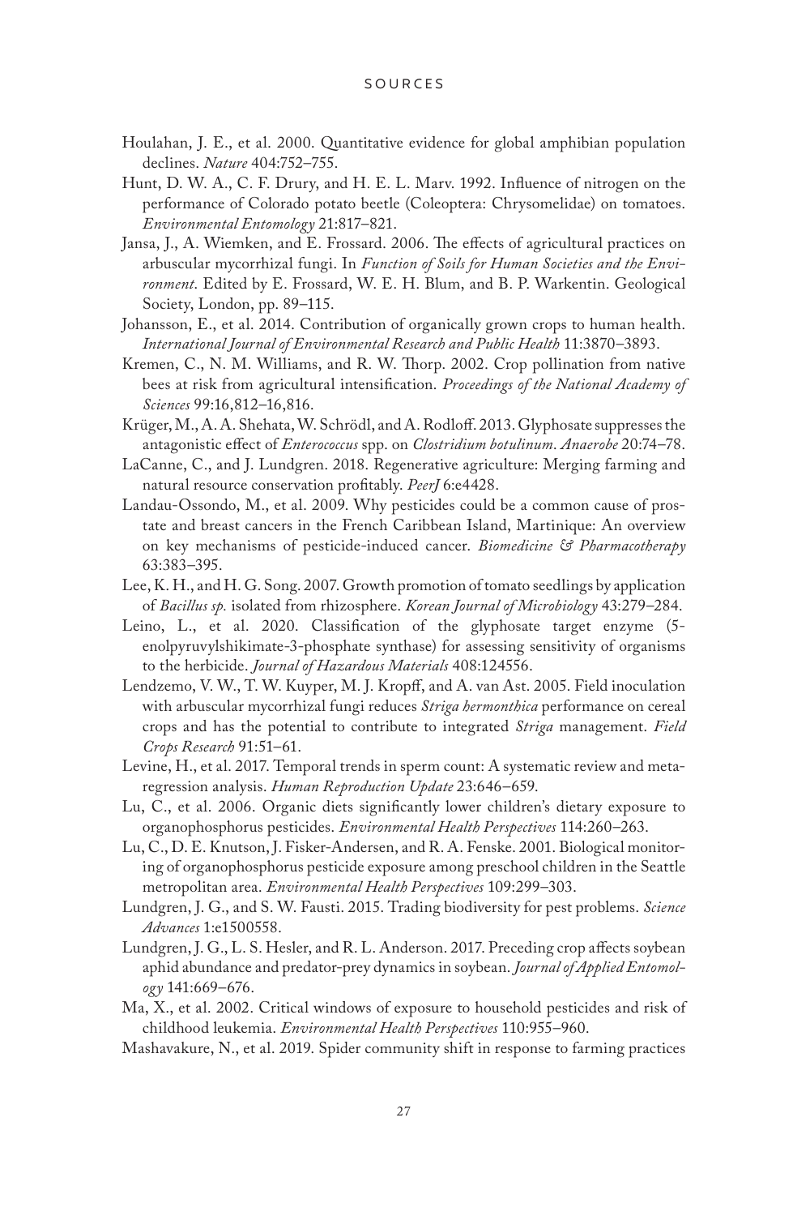Houlahan, J. E., et al. 2000. Quantitative evidence for global amphibian population declines. *Nature* 404:752–755.

Hunt, D. W. A., C. F. Drury, and H. E. L. Marv. 1992. Influence of nitrogen on the performance of Colorado potato beetle (Coleoptera: Chrysomelidae) on tomatoes. *Environmental Entomology* 21:817–821.

Jansa, J., A. Wiemken, and E. Frossard. 2006. The effects of agricultural practices on arbuscular mycorrhizal fungi. In *Function of Soils for Human Societies and the Environment*. Edited by E. Frossard, W. E. H. Blum, and B. P. Warkentin. Geological Society, London, pp. 89–115.

Johansson, E., et al. 2014. Contribution of organically grown crops to human health. *International Journal of Environmental Research and Public Health* 11:3870–3893.

Kremen, C., N. M. Williams, and R. W. Thorp. 2002. Crop pollination from native bees at risk from agricultural intensification. *Proceedings of the National Academy of Sciences* 99:16,812–16,816.

Krüger, M., A. A. Shehata, W. Schrödl, and A. Rodloff. 2013. Glyphosate suppresses the antagonistic effect of *Enterococcus* spp. on *Clostridium botulinum*. *Anaerobe* 20:74–78.

LaCanne, C., and J. Lundgren. 2018. Regenerative agriculture: Merging farming and natural resource conservation profitably. *PeerJ* 6:e4428.

Landau-Ossondo, M., et al. 2009. Why pesticides could be a common cause of prostate and breast cancers in the French Caribbean Island, Martinique: An overview on key mechanisms of pesticide-induced cancer. *Biomedicine & Pharmacotherapy* 63:383–395.

Lee, K. H., and H. G. Song. 2007. Growth promotion of tomato seedlings by application of *Bacillus sp.* isolated from rhizosphere. *Korean Journal of Microbiology* 43:279–284.

Leino, L., et al. 2020. Classification of the glyphosate target enzyme (5-enolpyruvylshikimate-3-phosphate synthase) for assessing sensitivity of organisms to the herbicide. *Journal of Hazardous Materials* 408:124556.

Lendzemo, V. W., T. W. Kuyper, M. J. Kropff, and A. van Ast. 2005. Field inoculation with arbuscular mycorrhizal fungi reduces *Striga hermonthica* performance on cereal crops and has the potential to contribute to integrated *Striga* management. *Field Crops Research* 91:51–61.

Levine, H., et al. 2017. Temporal trends in sperm count: A systematic review and meta-regression analysis. *Human Reproduction Update* 23:646–659.

Lu, C., et al. 2006. Organic diets significantly lower children's dietary exposure to organophosphorus pesticides. *Environmental Health Perspectives* 114:260–263.

Lu, C., D. E. Knutson, J. Fisker-Andersen, and R. A. Fenske. 2001. Biological monitoring of organophosphorus pesticide exposure among preschool children in the Seattle metropolitan area. *Environmental Health Perspectives* 109:299–303.

Lundgren, J. G., and S. W. Fausti. 2015. Trading biodiversity for pest problems. *Science Advances* 1:e1500558.

Lundgren, J. G., L. S. Hesler, and R. L. Anderson. 2017. Preceding crop affects soybean aphid abundance and predator-prey dynamics in soybean. *Journal of Applied Entomology* 141:669–676.

Ma, X., et al. 2002. Critical windows of exposure to household pesticides and risk of childhood leukemia. *Environmental Health Perspectives* 110:955–960.

Mashavakure, N., et al. 2019. Spider community shift in response to farming practices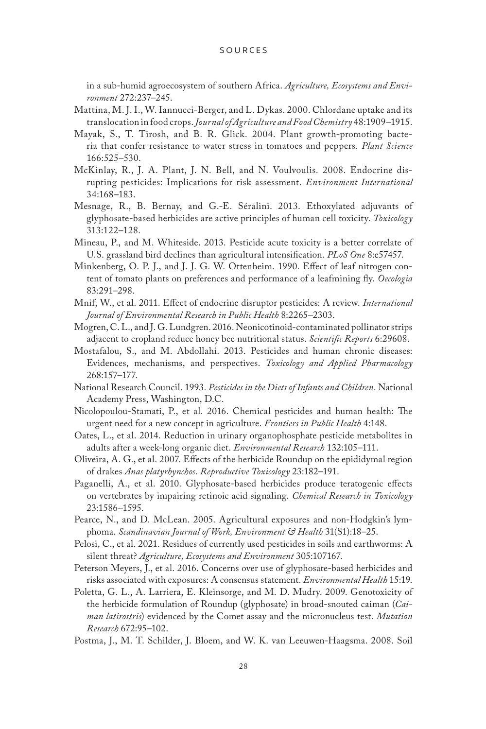in a sub-humid agroecosystem of southern Africa. *Agriculture, Ecosystems and Environment* 272:237–245.

Mattina, M. J. I., W. Iannucci-Berger, and L. Dykas. 2000. Chlordane uptake and its translocation in food crops. *Journal of Agriculture and Food Chemistry* 48:1909–1915.

Mayak, S., T. Tirosh, and B. R. Glick. 2004. Plant growth-promoting bacteria that confer resistance to water stress in tomatoes and peppers. *Plant Science* 166:525–530.

McKinlay, R., J. A. Plant, J. N. Bell, and N. Voulvoulis. 2008. Endocrine disrupting pesticides: Implications for risk assessment. *Environment International* 34:168–183.

Mesnage, R., B. Bernay, and G.-E. Séralini. 2013. Ethoxylated adjuvants of glyphosate-based herbicides are active principles of human cell toxicity. *Toxicology* 313:122–128.

Mineau, P., and M. Whiteside. 2013. Pesticide acute toxicity is a better correlate of U.S. grassland bird declines than agricultural intensification. *PLoS One* 8:e57457.

Minkenberg, O. P. J., and J. J. G. W. Ottenheim. 1990. Effect of leaf nitrogen content of tomato plants on preferences and performance of a leafmining fly. *Oecologia* 83:291–298.

Mnif, W., et al. 2011. Effect of endocrine disruptor pesticides: A review. *International Journal of Environmental Research in Public Health* 8:2265–2303.

Mogren, C. L., and J. G. Lundgren. 2016. Neonicotinoid-contaminated pollinator strips adjacent to cropland reduce honey bee nutritional status. *Scientific Reports* 6:29608.

Mostafalou, S., and M. Abdollahi. 2013. Pesticides and human chronic diseases: Evidences, mechanisms, and perspectives. *Toxicology and Applied Pharmacology* 268:157–177.

National Research Council. 1993. *Pesticides in the Diets of Infants and Children*. National Academy Press, Washington, D.C.

Nicolopoulou-Stamati, P., et al. 2016. Chemical pesticides and human health: The urgent need for a new concept in agriculture. *Frontiers in Public Health* 4:148.

Oates, L., et al. 2014. Reduction in urinary organophosphate pesticide metabolites in adults after a week-long organic diet. *Environmental Research* 132:105–111.

Oliveira, A. G., et al. 2007. Effects of the herbicide Roundup on the epididymal region of drakes *Anas platyrhynchos*. *Reproductive Toxicology* 23:182–191.

Paganelli, A., et al. 2010. Glyphosate-based herbicides produce teratogenic effects on vertebrates by impairing retinoic acid signaling. *Chemical Research in Toxicology* 23:1586–1595.

Pearce, N., and D. McLean. 2005. Agricultural exposures and non-Hodgkin's lymphoma. *Scandinavian Journal of Work, Environment & Health* 31(S1):18–25.

Pelosi, C., et al. 2021. Residues of currently used pesticides in soils and earthworms: A silent threat? *Agriculture, Ecosystems and Environment* 305:107167.

Peterson Meyers, J., et al. 2016. Concerns over use of glyphosate-based herbicides and risks associated with exposures: A consensus statement. *Environmental Health* 15:19.

Poletta, G. L., A. Larriera, E. Kleinsorge, and M. D. Mudry. 2009. Genotoxicity of the herbicide formulation of Roundup (glyphosate) in broad-snouted caiman (*Caiman latirostris*) evidenced by the Comet assay and the micronucleus test. *Mutation Research* 672:95–102.

Postma, J., M. T. Schilder, J. Bloem, and W. K. van Leeuwen-Haagsma. 2008. Soil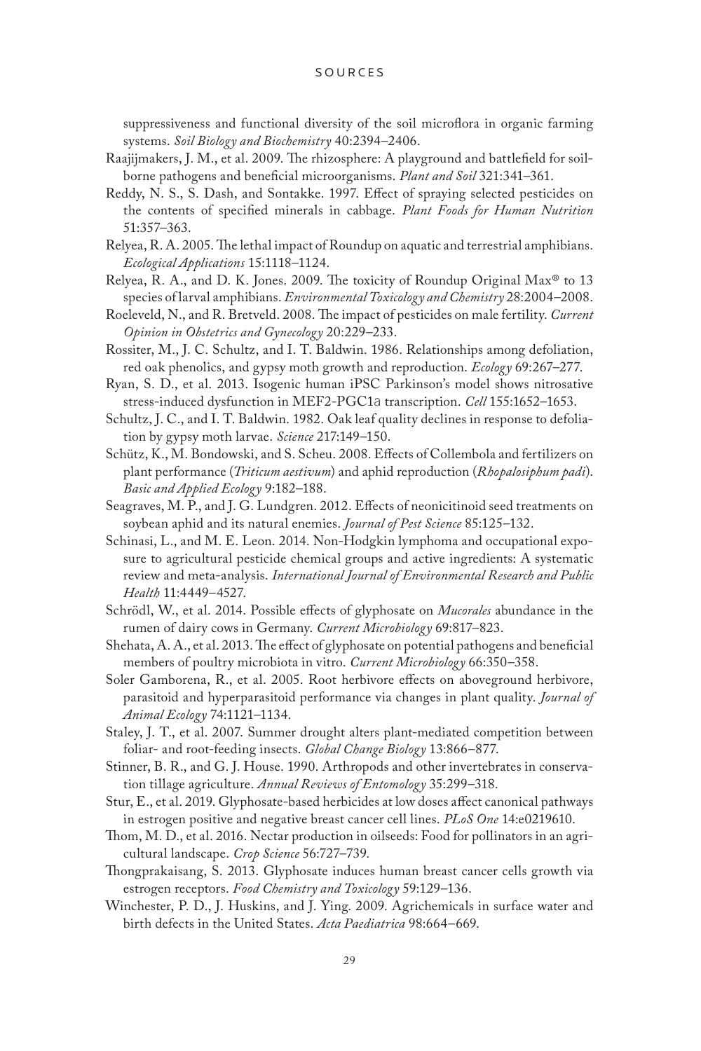suppressiveness and functional diversity of the soil microflora in organic farming systems. *Soil Biology and Biochemistry* 40:2394–2406.

Raajijmakers, J. M., et al. 2009. The rhizosphere: A playground and battlefield for soilborne pathogens and beneficial microorganisms. *Plant and Soil* 321:341–361.

Reddy, N. S., S. Dash, and Sontakke. 1997. Effect of spraying selected pesticides on the contents of specified minerals in cabbage. *Plant Foods for Human Nutrition* 51:357–363.

Relyea, R. A. 2005. The lethal impact of Roundup on aquatic and terrestrial amphibians. *Ecological Applications* 15:1118–1124.

Relyea, R. A., and D. K. Jones. 2009. The toxicity of Roundup Original Max® to 13 species of larval amphibians. *Environmental Toxicology and Chemistry* 28:2004–2008.

Roeleveld, N., and R. Bretveld. 2008. The impact of pesticides on male fertility. *Current Opinion in Obstetrics and Gynecology* 20:229–233.

Rossiter, M., J. C. Schultz, and I. T. Baldwin. 1986. Relationships among defoliation, red oak phenolics, and gypsy moth growth and reproduction. *Ecology* 69:267–277.

Ryan, S. D., et al. 2013. Isogenic human iPSC Parkinson's model shows nitrosative stress-induced dysfunction in MEF2-PGC1a transcription. *Cell* 155:1652–1653.

Schultz, J. C., and I. T. Baldwin. 1982. Oak leaf quality declines in response to defoliation by gypsy moth larvae. *Science* 217:149–150.

Schütz, K., M. Bondowski, and S. Scheu. 2008. Effects of Collembola and fertilizers on plant performance (*Triticum aestivum*) and aphid reproduction (*Rhopalosiphum padi*). *Basic and Applied Ecology* 9:182–188.

Seagraves, M. P., and J. G. Lundgren. 2012. Effects of neonicitinoid seed treatments on soybean aphid and its natural enemies. *Journal of Pest Science* 85:125–132.

Schinasi, L., and M. E. Leon. 2014. Non-Hodgkin lymphoma and occupational exposure to agricultural pesticide chemical groups and active ingredients: A systematic review and meta-analysis. *International Journal of Environmental Research and Public Health* 11:4449–4527.

Schrödl, W., et al. 2014. Possible effects of glyphosate on *Mucorales* abundance in the rumen of dairy cows in Germany. *Current Microbiology* 69:817–823.

Shehata, A. A., et al. 2013. The effect of glyphosate on potential pathogens and beneficial members of poultry microbiota in vitro. *Current Microbiology* 66:350–358.

Soler Gamborena, R., et al. 2005. Root herbivore effects on aboveground herbivore, parasitoid and hyperparasitoid performance via changes in plant quality. *Journal of Animal Ecology* 74:1121–1134.

Staley, J. T., et al. 2007. Summer drought alters plant-mediated competition between foliar- and root-feeding insects. *Global Change Biology* 13:866–877.

Stinner, B. R., and G. J. House. 1990. Arthropods and other invertebrates in conservation tillage agriculture. *Annual Reviews of Entomology* 35:299–318.

Stur, E., et al. 2019. Glyphosate-based herbicides at low doses affect canonical pathways in estrogen positive and negative breast cancer cell lines. *PLoS One* 14:e0219610.

Thom, M. D., et al. 2016. Nectar production in oilseeds: Food for pollinators in an agricultural landscape. *Crop Science* 56:727–739.

Thongprakaisang, S. 2013. Glyphosate induces human breast cancer cells growth via estrogen receptors. *Food Chemistry and Toxicology* 59:129–136.

Winchester, P. D., J. Huskins, and J. Ying. 2009. Agrichemicals in surface water and birth defects in the United States. *Acta Paediatrica* 98:664–669.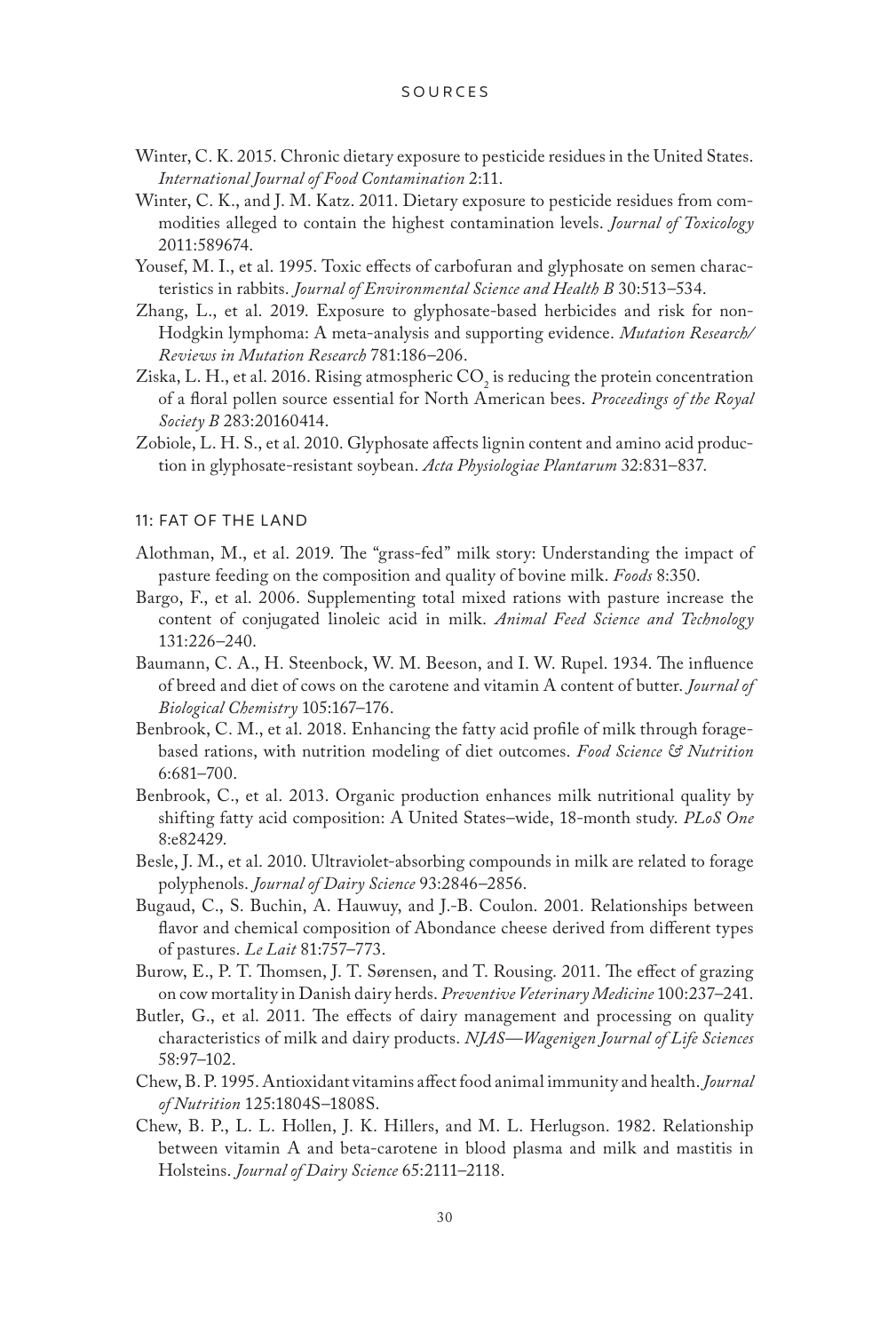Winter, C. K. 2015. Chronic dietary exposure to pesticide residues in the United States. *International Journal of Food Contamination* 2:11.

Winter, C. K., and J. M. Katz. 2011. Dietary exposure to pesticide residues from commodities alleged to contain the highest contamination levels. *Journal of Toxicology* 2011:589674.

Yousef, M. I., et al. 1995. Toxic effects of carbofuran and glyphosate on semen characteristics in rabbits. *Journal of Environmental Science and Health B* 30:513–534.

Zhang, L., et al. 2019. Exposure to glyphosate-based herbicides and risk for non-Hodgkin lymphoma: A meta-analysis and supporting evidence. *Mutation Research/Reviews in Mutation Research* 781:186–206.

Ziska, L. H., et al. 2016. Rising atmospheric $CO_2$ is reducing the protein concentration of a floral pollen source essential for North American bees. *Proceedings of the Royal Society B* 283:20160414.

Zobiole, L. H. S., et al. 2010. Glyphosate affects lignin content and amino acid production in glyphosate-resistant soybean. *Acta Physiologiae Plantarum* 32:831–837.

## 11: FAT OF THE LAND

Alothman, M., et al. 2019. The "grass-fed" milk story: Understanding the impact of pasture feeding on the composition and quality of bovine milk. *Foods* 8:350.

Bargo, F., et al. 2006. Supplementing total mixed rations with pasture increase the content of conjugated linoleic acid in milk. *Animal Feed Science and Technology* 131:226–240.

Baumann, C. A., H. Steenbock, W. M. Beeson, and I. W. Rupel. 1934. The influence of breed and diet of cows on the carotene and vitamin A content of butter. *Journal of Biological Chemistry* 105:167–176.

Benbrook, C. M., et al. 2018. Enhancing the fatty acid profile of milk through forage-based rations, with nutrition modeling of diet outcomes. *Food Science & Nutrition* 6:681–700.

Benbrook, C., et al. 2013. Organic production enhances milk nutritional quality by shifting fatty acid composition: A United States–wide, 18-month study. *PLoS One* 8:e82429.

Besle, J. M., et al. 2010. Ultraviolet-absorbing compounds in milk are related to forage polyphenols. *Journal of Dairy Science* 93:2846–2856.

Bugaud, C., S. Buchin, A. Hauwuy, and J.-B. Coulon. 2001. Relationships between flavor and chemical composition of Abondance cheese derived from different types of pastures. *Le Lait* 81:757–773.

Burow, E., P. T. Thomsen, J. T. Sørensen, and T. Rousing. 2011. The effect of grazing on cow mortality in Danish dairy herds. *Preventive Veterinary Medicine* 100:237–241.

Butler, G., et al. 2011. The effects of dairy management and processing on quality characteristics of milk and dairy products. *NJAS—Wagenigen Journal of Life Sciences* 58:97–102.

Chew, B. P. 1995. Antioxidant vitamins affect food animal immunity and health. *Journal of Nutrition* 125:1804S–1808S.

Chew, B. P., L. L. Hollen, J. K. Hillers, and M. L. Herlugson. 1982. Relationship between vitamin A and beta-carotene in blood plasma and milk and mastitis in Holsteins. *Journal of Dairy Science* 65:2111–2118.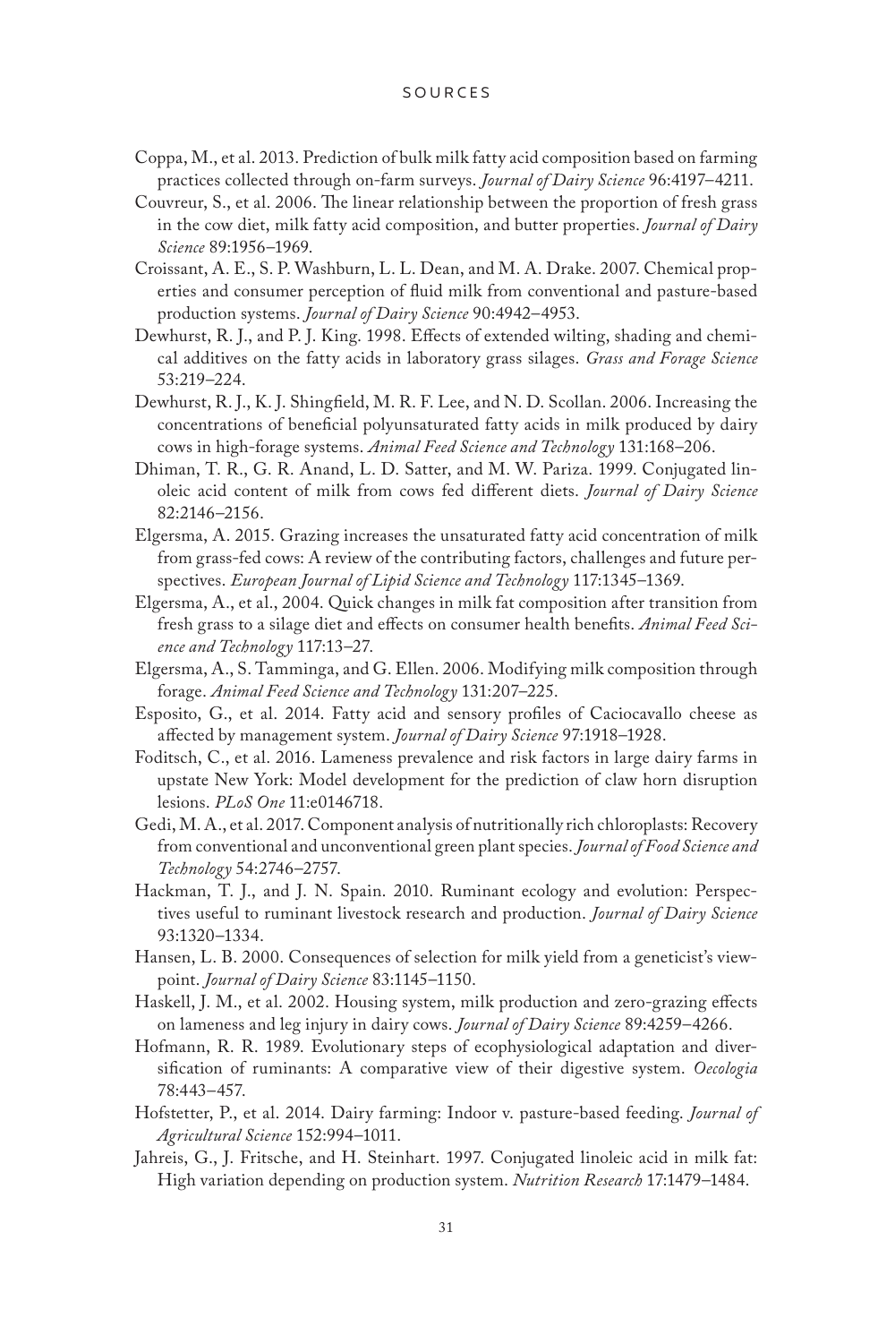Coppa, M., et al. 2013. Prediction of bulk milk fatty acid composition based on farming practices collected through on-farm surveys. *Journal of Dairy Science* 96:4197–4211.

Couvreur, S., et al. 2006. The linear relationship between the proportion of fresh grass in the cow diet, milk fatty acid composition, and butter properties. *Journal of Dairy Science* 89:1956–1969.

Croissant, A. E., S. P. Washburn, L. L. Dean, and M. A. Drake. 2007. Chemical properties and consumer perception of fluid milk from conventional and pasture-based production systems. *Journal of Dairy Science* 90:4942–4953.

Dewhurst, R. J., and P. J. King. 1998. Effects of extended wilting, shading and chemical additives on the fatty acids in laboratory grass silages. *Grass and Forage Science* 53:219–224.

Dewhurst, R. J., K. J. Shingfield, M. R. F. Lee, and N. D. Scollan. 2006. Increasing the concentrations of beneficial polyunsaturated fatty acids in milk produced by dairy cows in high-forage systems. *Animal Feed Science and Technology* 131:168–206.

Dhiman, T. R., G. R. Anand, L. D. Satter, and M. W. Pariza. 1999. Conjugated linoleic acid content of milk from cows fed different diets. *Journal of Dairy Science* 82:2146–2156.

Elgersma, A. 2015. Grazing increases the unsaturated fatty acid concentration of milk from grass-fed cows: A review of the contributing factors, challenges and future perspectives. *European Journal of Lipid Science and Technology* 117:1345–1369.

Elgersma, A., et al., 2004. Quick changes in milk fat composition after transition from fresh grass to a silage diet and effects on consumer health benefits. *Animal Feed Science and Technology* 117:13–27.

Elgersma, A., S. Tamminga, and G. Ellen. 2006. Modifying milk composition through forage. *Animal Feed Science and Technology* 131:207–225.

Esposito, G., et al. 2014. Fatty acid and sensory profiles of Caciocavallo cheese as affected by management system. *Journal of Dairy Science* 97:1918–1928.

Foditsch, C., et al. 2016. Lameness prevalence and risk factors in large dairy farms in upstate New York: Model development for the prediction of claw horn disruption lesions. *PLoS One* 11:e0146718.

Gedi, M. A., et al. 2017. Component analysis of nutritionally rich chloroplasts: Recovery from conventional and unconventional green plant species. *Journal of Food Science and Technology* 54:2746–2757.

Hackman, T. J., and J. N. Spain. 2010. Ruminant ecology and evolution: Perspectives useful to ruminant livestock research and production. *Journal of Dairy Science* 93:1320–1334.

Hansen, L. B. 2000. Consequences of selection for milk yield from a geneticist's viewpoint. *Journal of Dairy Science* 83:1145–1150.

Haskell, J. M., et al. 2002. Housing system, milk production and zero-grazing effects on lameness and leg injury in dairy cows. *Journal of Dairy Science* 89:4259–4266.

Hofmann, R. R. 1989. Evolutionary steps of ecophysiological adaptation and diversification of ruminants: A comparative view of their digestive system. *Oecologia* 78:443–457.

Hofstetter, P., et al. 2014. Dairy farming: Indoor v. pasture-based feeding. *Journal of Agricultural Science* 152:994–1011.

Jahreis, G., J. Fritsche, and H. Steinhart. 1997. Conjugated linoleic acid in milk fat: High variation depending on production system. *Nutrition Research* 17:1479–1484.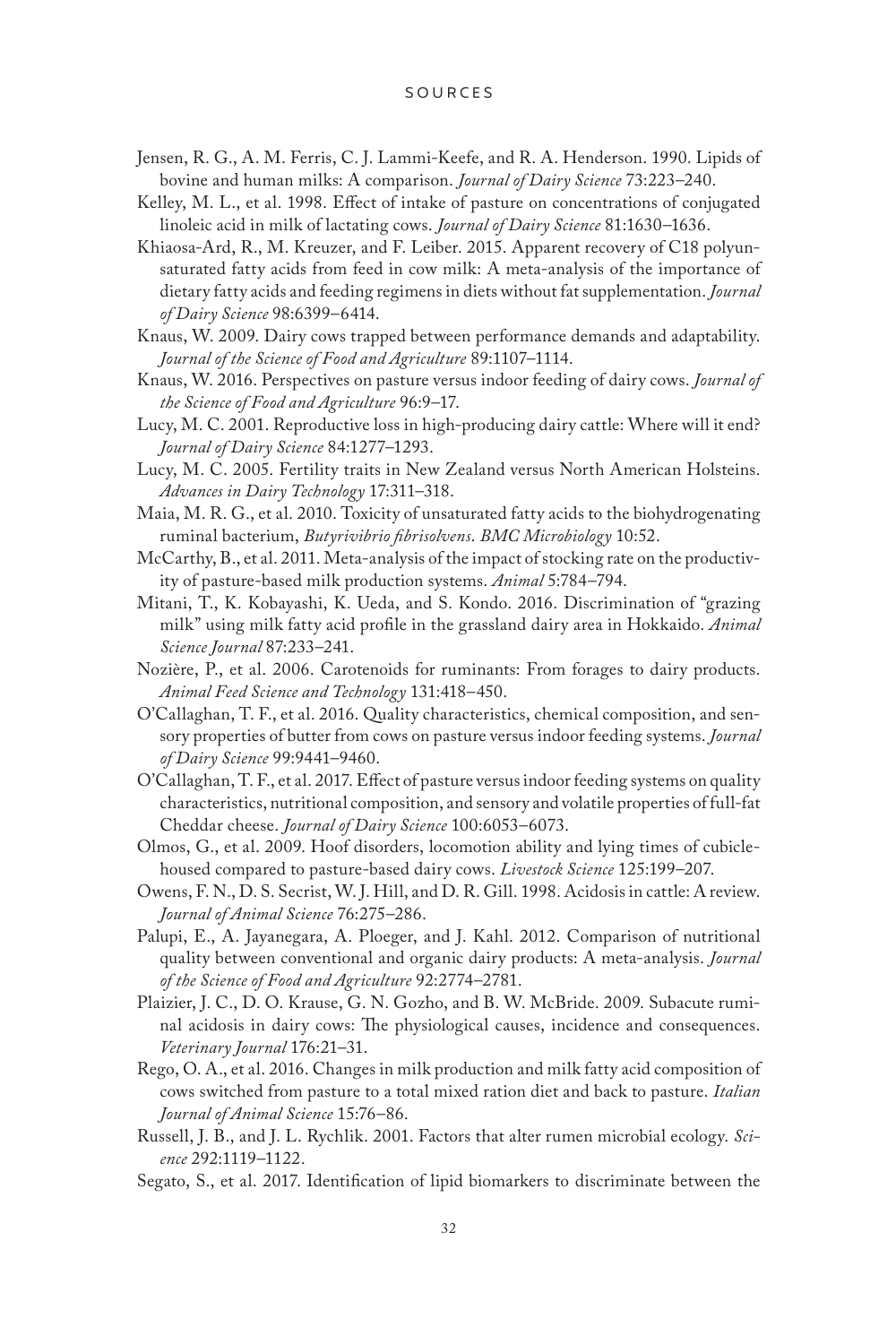Jensen, R. G., A. M. Ferris, C. J. Lammi-Keefe, and R. A. Henderson. 1990. Lipids of bovine and human milks: A comparison. *Journal of Dairy Science* 73:223–240.

Kelley, M. L., et al. 1998. Effect of intake of pasture on concentrations of conjugated linoleic acid in milk of lactating cows. *Journal of Dairy Science* 81:1630–1636.

Khiaosa-Ard, R., M. Kreuzer, and F. Leiber. 2015. Apparent recovery of C18 polyunsaturated fatty acids from feed in cow milk: A meta-analysis of the importance of dietary fatty acids and feeding regimens in diets without fat supplementation. *Journal of Dairy Science* 98:6399–6414.

Knaus, W. 2009. Dairy cows trapped between performance demands and adaptability. *Journal of the Science of Food and Agriculture* 89:1107–1114.

Knaus, W. 2016. Perspectives on pasture versus indoor feeding of dairy cows. *Journal of the Science of Food and Agriculture* 96:9–17.

Lucy, M. C. 2001. Reproductive loss in high-producing dairy cattle: Where will it end? *Journal of Dairy Science* 84:1277–1293.

Lucy, M. C. 2005. Fertility traits in New Zealand versus North American Holsteins. *Advances in Dairy Technology* 17:311–318.

Maia, M. R. G., et al. 2010. Toxicity of unsaturated fatty acids to the biohydrogenating ruminal bacterium, *Butyrivibrio fibrisolvens*. *BMC Microbiology* 10:52.

McCarthy, B., et al. 2011. Meta-analysis of the impact of stocking rate on the productivity of pasture-based milk production systems. *Animal* 5:784–794.

Mitani, T., K. Kobayashi, K. Ueda, and S. Kondo. 2016. Discrimination of "grazing milk" using milk fatty acid profile in the grassland dairy area in Hokkaido. *Animal Science Journal* 87:233–241.

Nozière, P., et al. 2006. Carotenoids for ruminants: From forages to dairy products. *Animal Feed Science and Technology* 131:418–450.

O'Callaghan, T. F., et al. 2016. Quality characteristics, chemical composition, and sensory properties of butter from cows on pasture versus indoor feeding systems. *Journal of Dairy Science* 99:9441–9460.

O'Callaghan, T. F., et al. 2017. Effect of pasture versus indoor feeding systems on quality characteristics, nutritional composition, and sensory and volatile properties of full-fat Cheddar cheese. *Journal of Dairy Science* 100:6053–6073.

Olmos, G., et al. 2009. Hoof disorders, locomotion ability and lying times of cubicle-housed compared to pasture-based dairy cows. *Livestock Science* 125:199–207.

Owens, F. N., D. S. Secrist, W. J. Hill, and D. R. Gill. 1998. Acidosis in cattle: A review. *Journal of Animal Science* 76:275–286.

Palupi, E., A. Jayanegara, A. Ploeger, and J. Kahl. 2012. Comparison of nutritional quality between conventional and organic dairy products: A meta-analysis. *Journal of the Science of Food and Agriculture* 92:2774–2781.

Plaizier, J. C., D. O. Krause, G. N. Gozho, and B. W. McBride. 2009. Subacute ruminal acidosis in dairy cows: The physiological causes, incidence and consequences. *Veterinary Journal* 176:21–31.

Rego, O. A., et al. 2016. Changes in milk production and milk fatty acid composition of cows switched from pasture to a total mixed ration diet and back to pasture. *Italian Journal of Animal Science* 15:76–86.

Russell, J. B., and J. L. Rychlik. 2001. Factors that alter rumen microbial ecology. *Science* 292:1119–1122.

Segato, S., et al. 2017. Identification of lipid biomarkers to discriminate between the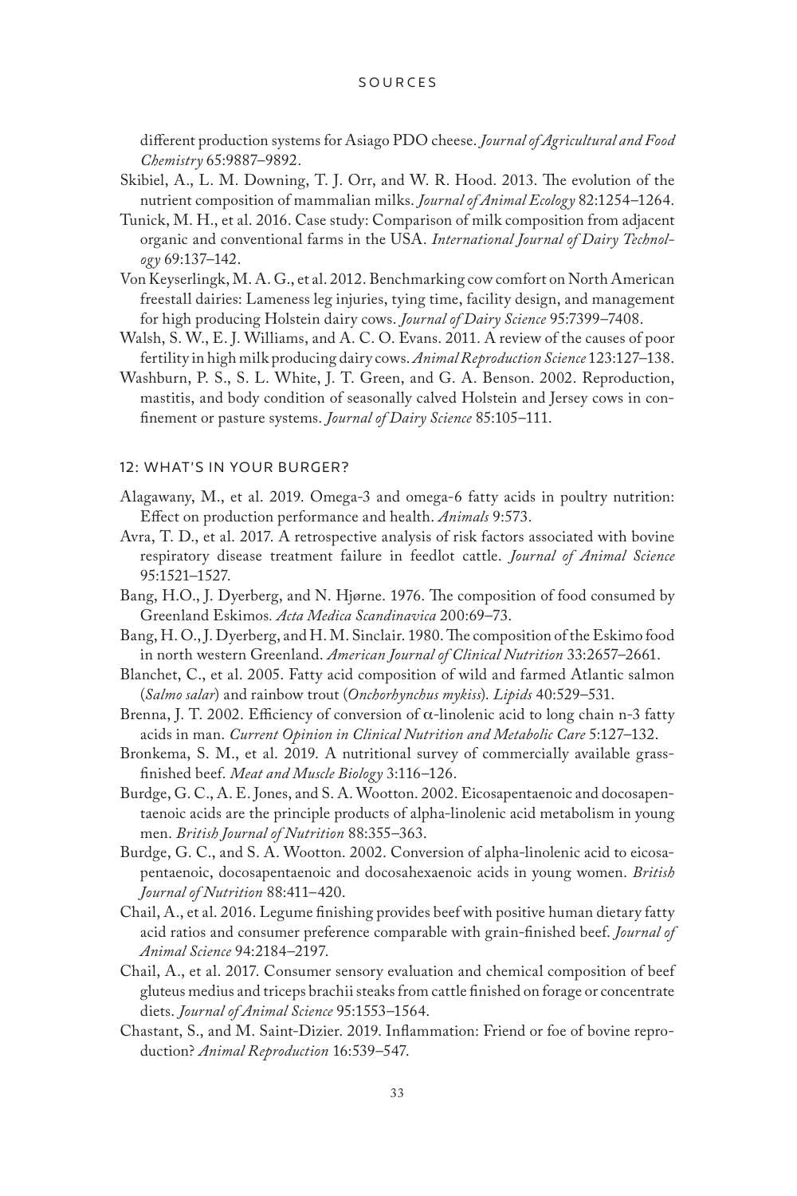different production systems for Asiago PDO cheese. *Journal of Agricultural and Food Chemistry* 65:9887–9892.

Skibiel, A., L. M. Downing, T. J. Orr, and W. R. Hood. 2013. The evolution of the nutrient composition of mammalian milks. *Journal of Animal Ecology* 82:1254–1264.

Tunick, M. H., et al. 2016. Case study: Comparison of milk composition from adjacent organic and conventional farms in the USA. *International Journal of Dairy Technology* 69:137–142.

Von Keyserlingk, M. A. G., et al. 2012. Benchmarking cow comfort on North American freestall dairies: Lameness leg injuries, tying time, facility design, and management for high producing Holstein dairy cows. *Journal of Dairy Science* 95:7399–7408.

Walsh, S. W., E. J. Williams, and A. C. O. Evans. 2011. A review of the causes of poor fertility in high milk producing dairy cows. *Animal Reproduction Science* 123:127–138.

Washburn, P. S., S. L. White, J. T. Green, and G. A. Benson. 2002. Reproduction, mastitis, and body condition of seasonally calved Holstein and Jersey cows in confinement or pasture systems. *Journal of Dairy Science* 85:105–111.

## 12: WHAT'S IN YOUR BURGER?

Alagawany, M., et al. 2019. Omega-3 and omega-6 fatty acids in poultry nutrition: Effect on production performance and health. *Animals* 9:573.

Avra, T. D., et al. 2017. A retrospective analysis of risk factors associated with bovine respiratory disease treatment failure in feedlot cattle. *Journal of Animal Science* 95:1521–1527.

Bang, H.O., J. Dyerberg, and N. Hjørne. 1976. The composition of food consumed by Greenland Eskimos. *Acta Medica Scandinavica* 200:69–73.

Bang, H. O., J. Dyerberg, and H. M. Sinclair. 1980. The composition of the Eskimo food in north western Greenland. *American Journal of Clinical Nutrition* 33:2657–2661.

Blanchet, C., et al. 2005. Fatty acid composition of wild and farmed Atlantic salmon (*Salmo salar*) and rainbow trout (*Onchorhynchus mykiss*). *Lipids* 40:529–531.

Brenna, J. T. 2002. Efficiency of conversion of $\alpha$-linolenic acid to long chain n-3 fatty acids in man. *Current Opinion in Clinical Nutrition and Metabolic Care* 5:127–132.

Bronkema, S. M., et al. 2019. A nutritional survey of commercially available grass-finished beef. *Meat and Muscle Biology* 3:116–126.

Burdge, G. C., A. E. Jones, and S. A. Wootton. 2002. Eicosapentaenoic and docosapentaenoic acids are the principle products of alpha-linolenic acid metabolism in young men. *British Journal of Nutrition* 88:355–363.

Burdge, G. C., and S. A. Wootton. 2002. Conversion of alpha-linolenic acid to eicosapentaenoic, docosapentaenoic and docosahexaenoic acids in young women. *British Journal of Nutrition* 88:411–420.

Chail, A., et al. 2016. Legume finishing provides beef with positive human dietary fatty acid ratios and consumer preference comparable with grain-finished beef. *Journal of Animal Science* 94:2184–2197.

Chail, A., et al. 2017. Consumer sensory evaluation and chemical composition of beef gluteus medius and triceps brachii steaks from cattle finished on forage or concentrate diets. *Journal of Animal Science* 95:1553–1564.

Chastant, S., and M. Saint-Dizier. 2019. Inflammation: Friend or foe of bovine reproduction? *Animal Reproduction* 16:539–547.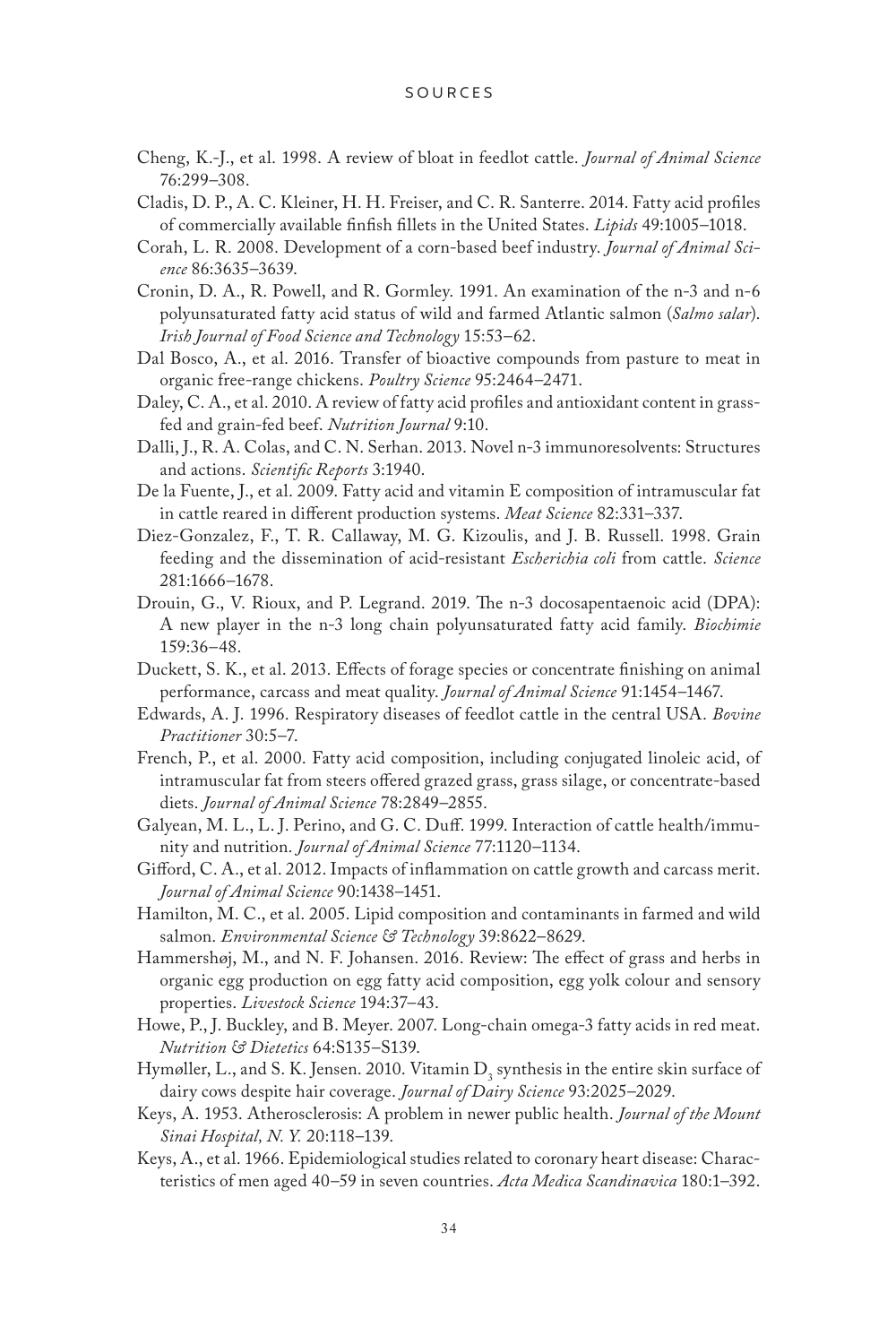Cheng, K.-J., et al. 1998. A review of bloat in feedlot cattle. *Journal of Animal Science* 76:299–308.

Cladis, D. P., A. C. Kleiner, H. H. Freiser, and C. R. Santerre. 2014. Fatty acid profiles of commercially available finfish fillets in the United States. *Lipids* 49:1005–1018.

Corah, L. R. 2008. Development of a corn-based beef industry. *Journal of Animal Science* 86:3635–3639.

Cronin, D. A., R. Powell, and R. Gormley. 1991. An examination of the n-3 and n-6 polyunsaturated fatty acid status of wild and farmed Atlantic salmon (*Salmo salar*). *Irish Journal of Food Science and Technology* 15:53–62.

Dal Bosco, A., et al. 2016. Transfer of bioactive compounds from pasture to meat in organic free-range chickens. *Poultry Science* 95:2464–2471.

Daley, C. A., et al. 2010. A review of fatty acid profiles and antioxidant content in grass-fed and grain-fed beef. *Nutrition Journal* 9:10.

Dalli, J., R. A. Colas, and C. N. Serhan. 2013. Novel n-3 immunoresolvents: Structures and actions. *Scientific Reports* 3:1940.

De la Fuente, J., et al. 2009. Fatty acid and vitamin E composition of intramuscular fat in cattle reared in different production systems. *Meat Science* 82:331–337.

Diez-Gonzalez, F., T. R. Callaway, M. G. Kizoulis, and J. B. Russell. 1998. Grain feeding and the dissemination of acid-resistant *Escherichia coli* from cattle. *Science* 281:1666–1678.

Drouin, G., V. Rioux, and P. Legrand. 2019. The n-3 docosapentaenoic acid (DPA): A new player in the n-3 long chain polyunsaturated fatty acid family. *Biochimie* 159:36–48.

Duckett, S. K., et al. 2013. Effects of forage species or concentrate finishing on animal performance, carcass and meat quality. *Journal of Animal Science* 91:1454–1467.

Edwards, A. J. 1996. Respiratory diseases of feedlot cattle in the central USA. *Bovine Practitioner* 30:5–7.

French, P., et al. 2000. Fatty acid composition, including conjugated linoleic acid, of intramuscular fat from steers offered grazed grass, grass silage, or concentrate-based diets. *Journal of Animal Science* 78:2849–2855.

Galyean, M. L., L. J. Perino, and G. C. Duff. 1999. Interaction of cattle health/immunity and nutrition. *Journal of Animal Science* 77:1120–1134.

Gifford, C. A., et al. 2012. Impacts of inflammation on cattle growth and carcass merit. *Journal of Animal Science* 90:1438–1451.

Hamilton, M. C., et al. 2005. Lipid composition and contaminants in farmed and wild salmon. *Environmental Science & Technology* 39:8622–8629.

Hammershøj, M., and N. F. Johansen. 2016. Review: The effect of grass and herbs in organic egg production on egg fatty acid composition, egg yolk colour and sensory properties. *Livestock Science* 194:37–43.

Howe, P., J. Buckley, and B. Meyer. 2007. Long-chain omega-3 fatty acids in red meat. *Nutrition & Dietetics* 64:S135–S139.

Hymøller, L., and S. K. Jensen. 2010. Vitamin $D_3$ synthesis in the entire skin surface of dairy cows despite hair coverage. *Journal of Dairy Science* 93:2025–2029.

Keys, A. 1953. Atherosclerosis: A problem in newer public health. *Journal of the Mount Sinai Hospital, N. Y.* 20:118–139.

Keys, A., et al. 1966. Epidemiological studies related to coronary heart disease: Characteristics of men aged 40–59 in seven countries. *Acta Medica Scandinavica* 180:1–392.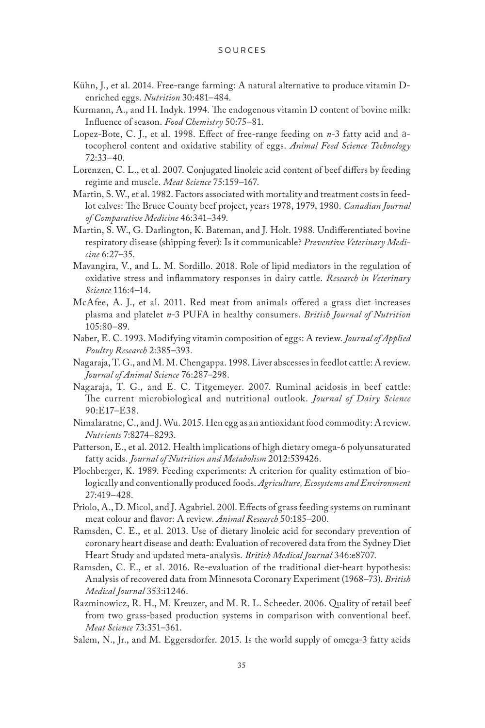Kühn, J., et al. 2014. Free-range farming: A natural alternative to produce vitamin D-enriched eggs. *Nutrition* 30:481–484.

Kurmann, A., and H. Indyk. 1994. The endogenous vitamin D content of bovine milk: Influence of season. *Food Chemistry* 50:75–81.

Lopez-Bote, C. J., et al. 1998. Effect of free-range feeding on *n*-3 fatty acid and a-tocopherol content and oxidative stability of eggs. *Animal Feed Science Technology* 72:33–40.

Lorenzen, C. L., et al. 2007. Conjugated linoleic acid content of beef differs by feeding regime and muscle. *Meat Science* 75:159–167.

Martin, S. W., et al. 1982. Factors associated with mortality and treatment costs in feedlot calves: The Bruce County beef project, years 1978, 1979, 1980. *Canadian Journal of Comparative Medicine* 46:341–349.

Martin, S. W., G. Darlington, K. Bateman, and J. Holt. 1988. Undifferentiated bovine respiratory disease (shipping fever): Is it communicable? *Preventive Veterinary Medicine* 6:27–35.

Mavangira, V., and L. M. Sordillo. 2018. Role of lipid mediators in the regulation of oxidative stress and inflammatory responses in dairy cattle. *Research in Veterinary Science* 116:4–14.

McAfee, A. J., et al. 2011. Red meat from animals offered a grass diet increases plasma and platelet *n*-3 PUFA in healthy consumers. *British Journal of Nutrition* 105:80–89.

Naber, E. C. 1993. Modifying vitamin composition of eggs: A review. *Journal of Applied Poultry Research* 2:385–393.

Nagaraja, T. G., and M. M. Chengappa. 1998. Liver abscesses in feedlot cattle: A review. *Journal of Animal Science* 76:287–298.

Nagaraja, T. G., and E. C. Titgemeyer. 2007. Ruminal acidosis in beef cattle: The current microbiological and nutritional outlook. *Journal of Dairy Science* 90:E17–E38.

Nimalaratne, C., and J. Wu. 2015. Hen egg as an antioxidant food commodity: A review. *Nutrients* 7:8274–8293.

Patterson, E., et al. 2012. Health implications of high dietary omega-6 polyunsaturated fatty acids. *Journal of Nutrition and Metabolism* 2012:539426.

Plochberger, K. 1989. Feeding experiments: A criterion for quality estimation of biologically and conventionally produced foods. *Agriculture, Ecosystems and Environment* 27:419–428.

Priolo, A., D. Micol, and J. Agabriel. 2001. Effects of grass feeding systems on ruminant meat colour and flavor: A review. *Animal Research* 50:185–200.

Ramsden, C. E., et al. 2013. Use of dietary linoleic acid for secondary prevention of coronary heart disease and death: Evaluation of recovered data from the Sydney Diet Heart Study and updated meta-analysis. *British Medical Journal* 346:e8707.

Ramsden, C. E., et al. 2016. Re-evaluation of the traditional diet-heart hypothesis: Analysis of recovered data from Minnesota Coronary Experiment (1968–73). *British Medical Journal* 353:i1246.

Razminowicz, R. H., M. Kreuzer, and M. R. L. Scheeder. 2006. Quality of retail beef from two grass-based production systems in comparison with conventional beef. *Meat Science* 73:351–361.

Salem, N., Jr., and M. Eggersdorfer. 2015. Is the world supply of omega-3 fatty acids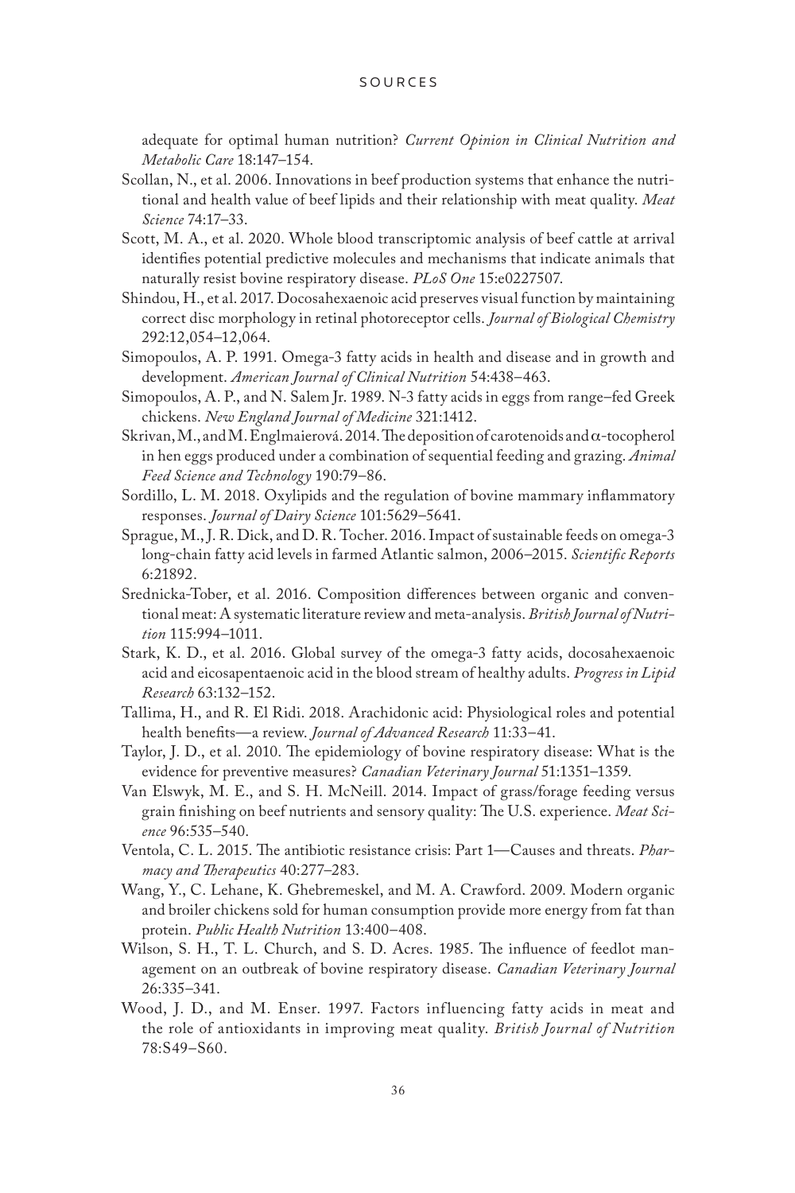adequate for optimal human nutrition? *Current Opinion in Clinical Nutrition and Metabolic Care* 18:147–154.

Scollan, N., et al. 2006. Innovations in beef production systems that enhance the nutritional and health value of beef lipids and their relationship with meat quality. *Meat Science* 74:17–33.

Scott, M. A., et al. 2020. Whole blood transcriptomic analysis of beef cattle at arrival identifies potential predictive molecules and mechanisms that indicate animals that naturally resist bovine respiratory disease. *PLoS One* 15:e0227507.

Shindou, H., et al. 2017. Docosahexaenoic acid preserves visual function by maintaining correct disc morphology in retinal photoreceptor cells. *Journal of Biological Chemistry* 292:12,054–12,064.

Simopoulos, A. P. 1991. Omega-3 fatty acids in health and disease and in growth and development. *American Journal of Clinical Nutrition* 54:438–463.

Simopoulos, A. P., and N. Salem Jr. 1989. N-3 fatty acids in eggs from range–fed Greek chickens. *New England Journal of Medicine* 321:1412.

Skrivan, M., and M. Englmaierová. 2014. The deposition of carotenoids and α-tocopherol in hen eggs produced under a combination of sequential feeding and grazing. *Animal Feed Science and Technology* 190:79–86.

Sordillo, L. M. 2018. Oxylipids and the regulation of bovine mammary inflammatory responses. *Journal of Dairy Science* 101:5629–5641.

Sprague, M., J. R. Dick, and D. R. Tocher. 2016. Impact of sustainable feeds on omega-3 long-chain fatty acid levels in farmed Atlantic salmon, 2006–2015. *Scientific Reports* 6:21892.

Srednicka-Tober, et al. 2016. Composition differences between organic and conventional meat: A systematic literature review and meta-analysis. *British Journal of Nutrition* 115:994–1011.

Stark, K. D., et al. 2016. Global survey of the omega-3 fatty acids, docosahexaenoic acid and eicosapentaenoic acid in the blood stream of healthy adults. *Progress in Lipid Research* 63:132–152.

Tallima, H., and R. El Ridi. 2018. Arachidonic acid: Physiological roles and potential health benefits—a review. *Journal of Advanced Research* 11:33–41.

Taylor, J. D., et al. 2010. The epidemiology of bovine respiratory disease: What is the evidence for preventive measures? *Canadian Veterinary Journal* 51:1351–1359.

Van Elswyk, M. E., and S. H. McNeill. 2014. Impact of grass/forage feeding versus grain finishing on beef nutrients and sensory quality: The U.S. experience. *Meat Science* 96:535–540.

Ventola, C. L. 2015. The antibiotic resistance crisis: Part 1—Causes and threats. *Pharmacy and Therapeutics* 40:277–283.

Wang, Y., C. Lehane, K. Ghebremeskel, and M. A. Crawford. 2009. Modern organic and broiler chickens sold for human consumption provide more energy from fat than protein. *Public Health Nutrition* 13:400–408.

Wilson, S. H., T. L. Church, and S. D. Acres. 1985. The influence of feedlot management on an outbreak of bovine respiratory disease. *Canadian Veterinary Journal* 26:335–341.

Wood, J. D., and M. Enser. 1997. Factors influencing fatty acids in meat and the role of antioxidants in improving meat quality. *British Journal of Nutrition* 78:S49–S60.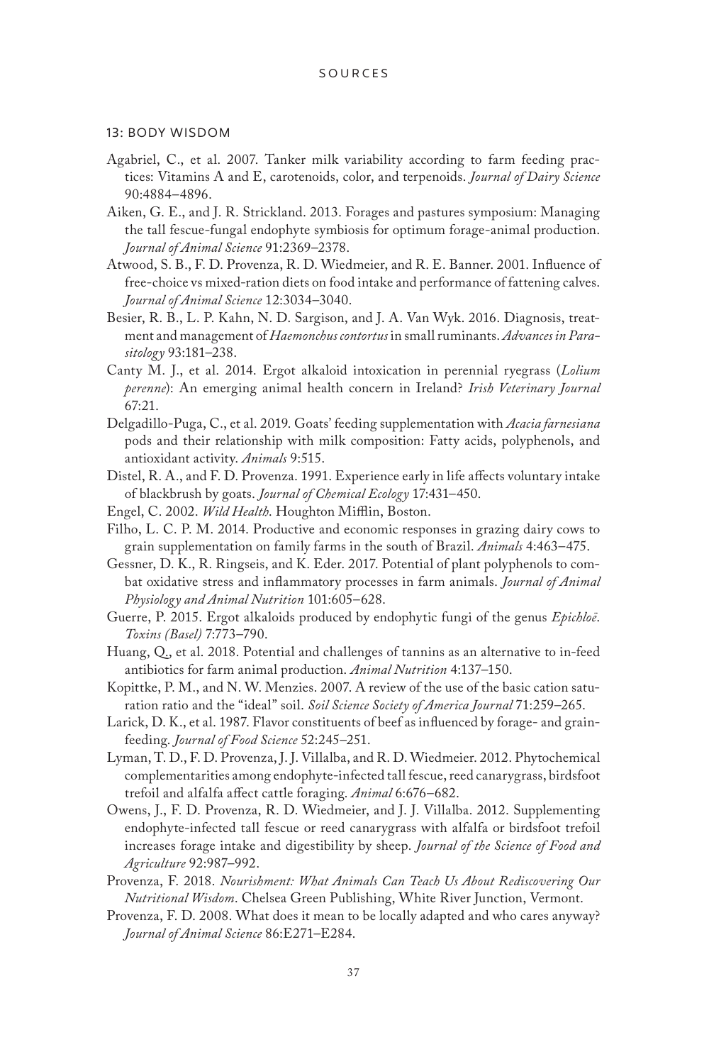## 13: BODY WISDOM

Agabriel, C., et al. 2007. Tanker milk variability according to farm feeding practices: Vitamins A and E, carotenoids, color, and terpenoids. *Journal of Dairy Science* 90:4884–4896.

Aiken, G. E., and J. R. Strickland. 2013. Forages and pastures symposium: Managing the tall fescue-fungal endophyte symbiosis for optimum forage-animal production. *Journal of Animal Science* 91:2369–2378.

Atwood, S. B., F. D. Provenza, R. D. Wiedmeier, and R. E. Banner. 2001. Influence of free-choice vs mixed-ration diets on food intake and performance of fattening calves. *Journal of Animal Science* 12:3034–3040.

Besier, R. B., L. P. Kahn, N. D. Sargison, and J. A. Van Wyk. 2016. Diagnosis, treatment and management of *Haemonchus contortus* in small ruminants. *Advances in Parasitology* 93:181–238.

Canty M. J., et al. 2014. Ergot alkaloid intoxication in perennial ryegrass (*Lolium perenne*): An emerging animal health concern in Ireland? *Irish Veterinary Journal* 67:21.

Delgadillo-Puga, C., et al. 2019. Goats' feeding supplementation with *Acacia farnesiana* pods and their relationship with milk composition: Fatty acids, polyphenols, and antioxidant activity. *Animals* 9:515.

Distel, R. A., and F. D. Provenza. 1991. Experience early in life affects voluntary intake of blackbrush by goats. *Journal of Chemical Ecology* 17:431–450.

Engel, C. 2002. *Wild Health.* Houghton Mifflin, Boston.

Filho, L. C. P. M. 2014. Productive and economic responses in grazing dairy cows to grain supplementation on family farms in the south of Brazil. *Animals* 4:463–475.

Gessner, D. K., R. Ringseis, and K. Eder. 2017. Potential of plant polyphenols to combat oxidative stress and inflammatory processes in farm animals. *Journal of Animal Physiology and Animal Nutrition* 101:605–628.

Guerre, P. 2015. Ergot alkaloids produced by endophytic fungi of the genus *Epichloë*. *Toxins (Basel)* 7:773–790.

Huang, Q., et al. 2018. Potential and challenges of tannins as an alternative to in-feed antibiotics for farm animal production. *Animal Nutrition* 4:137–150.

Kopittke, P. M., and N. W. Menzies. 2007. A review of the use of the basic cation saturation ratio and the "ideal" soil. *Soil Science Society of America Journal* 71:259–265.

Larick, D. K., et al. 1987. Flavor constituents of beef as influenced by forage- and grain-feeding. *Journal of Food Science* 52:245–251.

Lyman, T. D., F. D. Provenza, J. J. Villalba, and R. D. Wiedmeier. 2012. Phytochemical complementarities among endophyte-infected tall fescue, reed canarygrass, birdsfoot trefoil and alfalfa affect cattle foraging. *Animal* 6:676–682.

Owens, J., F. D. Provenza, R. D. Wiedmeier, and J. J. Villalba. 2012. Supplementing endophyte-infected tall fescue or reed canarygrass with alfalfa or birdsfoot trefoil increases forage intake and digestibility by sheep. *Journal of the Science of Food and Agriculture* 92:987–992.

Provenza, F. 2018. *Nourishment: What Animals Can Teach Us About Rediscovering Our Nutritional Wisdom*. Chelsea Green Publishing, White River Junction, Vermont.

Provenza, F. D. 2008. What does it mean to be locally adapted and who cares anyway? *Journal of Animal Science* 86:E271–E284.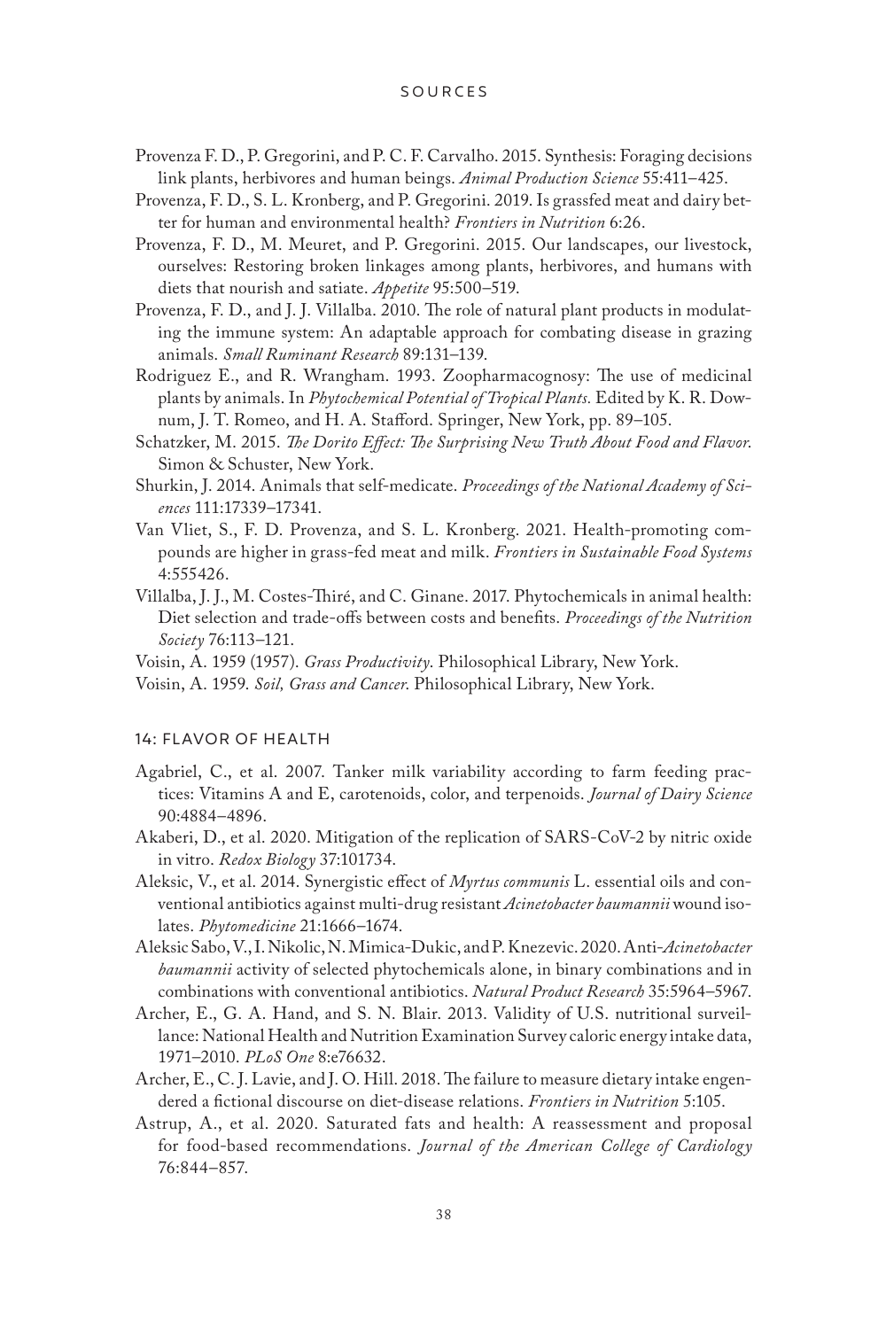Provenza F. D., P. Gregorini, and P. C. F. Carvalho. 2015. Synthesis: Foraging decisions link plants, herbivores and human beings. *Animal Production Science* 55:411–425.

Provenza, F. D., S. L. Kronberg, and P. Gregorini. 2019. Is grassfed meat and dairy better for human and environmental health? *Frontiers in Nutrition* 6:26.

Provenza, F. D., M. Meuret, and P. Gregorini. 2015. Our landscapes, our livestock, ourselves: Restoring broken linkages among plants, herbivores, and humans with diets that nourish and satiate. *Appetite* 95:500–519.

Provenza, F. D., and J. J. Villalba. 2010. The role of natural plant products in modulating the immune system: An adaptable approach for combating disease in grazing animals. *Small Ruminant Research* 89:131–139.

Rodriguez E., and R. Wrangham. 1993. Zoopharmacognosy: The use of medicinal plants by animals. In *Phytochemical Potential of Tropical Plants.* Edited by K. R. Downum, J. T. Romeo, and H. A. Stafford. Springer, New York, pp. 89–105.

Schatzker, M. 2015. *The Dorito Effect: The Surprising New Truth About Food and Flavor.* Simon & Schuster, New York.

Shurkin, J. 2014. Animals that self-medicate. *Proceedings of the National Academy of Sciences* 111:17339–17341.

Van Vliet, S., F. D. Provenza, and S. L. Kronberg. 2021. Health-promoting compounds are higher in grass-fed meat and milk. *Frontiers in Sustainable Food Systems* 4:555426.

Villalba, J. J., M. Costes-Thiré, and C. Ginane. 2017. Phytochemicals in animal health: Diet selection and trade-offs between costs and benefits. *Proceedings of the Nutrition Society* 76:113–121.

Voisin, A. 1959 (1957). *Grass Productivity.* Philosophical Library, New York.

Voisin, A. 1959. *Soil, Grass and Cancer.* Philosophical Library, New York.

## 14: FLAVOR OF HEALTH

Agabriel, C., et al. 2007. Tanker milk variability according to farm feeding practices: Vitamins A and E, carotenoids, color, and terpenoids. *Journal of Dairy Science* 90:4884–4896.

Akaberi, D., et al. 2020. Mitigation of the replication of SARS-CoV-2 by nitric oxide in vitro. *Redox Biology* 37:101734.

Aleksic, V., et al. 2014. Synergistic effect of *Myrtus communis* L. essential oils and conventional antibiotics against multi-drug resistant *Acinetobacter baumannii* wound isolates. *Phytomedicine* 21:1666–1674.

Aleksic Sabo, V., I. Nikolic, N. Mimica-Dukic, and P. Knezevic. 2020. Anti-*Acinetobacter baumannii* activity of selected phytochemicals alone, in binary combinations and in combinations with conventional antibiotics. *Natural Product Research* 35:5964–5967.

Archer, E., G. A. Hand, and S. N. Blair. 2013. Validity of U.S. nutritional surveillance: National Health and Nutrition Examination Survey caloric energy intake data, 1971–2010. *PLoS One* 8:e76632.

Archer, E., C. J. Lavie, and J. O. Hill. 2018. The failure to measure dietary intake engendered a fictional discourse on diet-disease relations. *Frontiers in Nutrition* 5:105.

Astrup, A., et al. 2020. Saturated fats and health: A reassessment and proposal for food-based recommendations. *Journal of the American College of Cardiology* 76:844–857.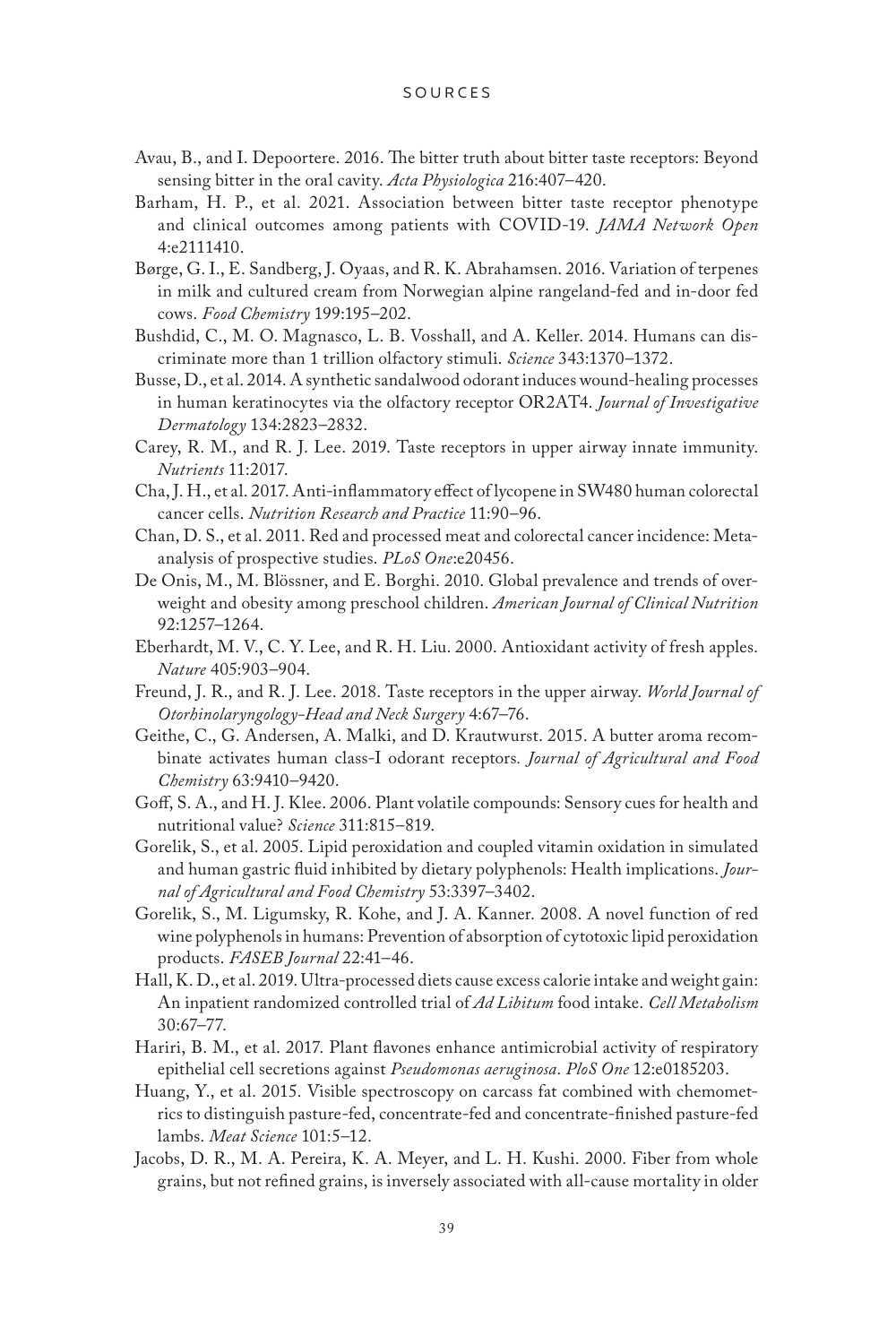# SOURCES

Avau, B., and I. Depoortere. 2016. The bitter truth about bitter taste receptors: Beyond sensing bitter in the oral cavity. *Acta Physiologica* 216:407–420.

Barham, H. P., et al. 2021. Association between bitter taste receptor phenotype and clinical outcomes among patients with COVID-19. *JAMA Network Open* 4:e2111410.

Børge, G. I., E. Sandberg, J. Oyaas, and R. K. Abrahamsen. 2016. Variation of terpenes in milk and cultured cream from Norwegian alpine rangeland-fed and in-door fed cows. *Food Chemistry* 199:195–202.

Bushdid, C., M. O. Magnasco, L. B. Vosshall, and A. Keller. 2014. Humans can discriminate more than 1 trillion olfactory stimuli. *Science* 343:1370–1372.

Busse, D., et al. 2014. A synthetic sandalwood odorant induces wound-healing processes in human keratinocytes via the olfactory receptor OR2AT4. *Journal of Investigative Dermatology* 134:2823–2832.

Carey, R. M., and R. J. Lee. 2019. Taste receptors in upper airway innate immunity. *Nutrients* 11:2017.

Cha, J. H., et al. 2017. Anti-inflammatory effect of lycopene in SW480 human colorectal cancer cells. *Nutrition Research and Practice* 11:90–96.

Chan, D. S., et al. 2011. Red and processed meat and colorectal cancer incidence: Meta-analysis of prospective studies. *PLoS One*:e20456.

De Onis, M., M. Blössner, and E. Borghi. 2010. Global prevalence and trends of overweight and obesity among preschool children. *American Journal of Clinical Nutrition* 92:1257–1264.

Eberhardt, M. V., C. Y. Lee, and R. H. Liu. 2000. Antioxidant activity of fresh apples. *Nature* 405:903–904.

Freund, J. R., and R. J. Lee. 2018. Taste receptors in the upper airway. *World Journal of Otorhinolaryngology-Head and Neck Surgery* 4:67–76.

Geithe, C., G. Andersen, A. Malki, and D. Krautwurst. 2015. A butter aroma recombinate activates human class-I odorant receptors. *Journal of Agricultural and Food Chemistry* 63:9410–9420.

Goff, S. A., and H. J. Klee. 2006. Plant volatile compounds: Sensory cues for health and nutritional value? *Science* 311:815–819.

Gorelik, S., et al. 2005. Lipid peroxidation and coupled vitamin oxidation in simulated and human gastric fluid inhibited by dietary polyphenols: Health implications. *Journal of Agricultural and Food Chemistry* 53:3397–3402.

Gorelik, S., M. Ligumsky, R. Kohe, and J. A. Kanner. 2008. A novel function of red wine polyphenols in humans: Prevention of absorption of cytotoxic lipid peroxidation products. *FASEB Journal* 22:41–46.

Hall, K. D., et al. 2019. Ultra-processed diets cause excess calorie intake and weight gain: An inpatient randomized controlled trial of *Ad Libitum* food intake. *Cell Metabolism* 30:67–77.

Hariri, B. M., et al. 2017. Plant flavones enhance antimicrobial activity of respiratory epithelial cell secretions against *Pseudomonas aeruginosa*. *PloS One* 12:e0185203.

Huang, Y., et al. 2015. Visible spectroscopy on carcass fat combined with chemometrics to distinguish pasture-fed, concentrate-fed and concentrate-finished pasture-fed lambs. *Meat Science* 101:5–12.

Jacobs, D. R., M. A. Pereira, K. A. Meyer, and L. H. Kushi. 2000. Fiber from whole grains, but not refined grains, is inversely associated with all-cause mortality in older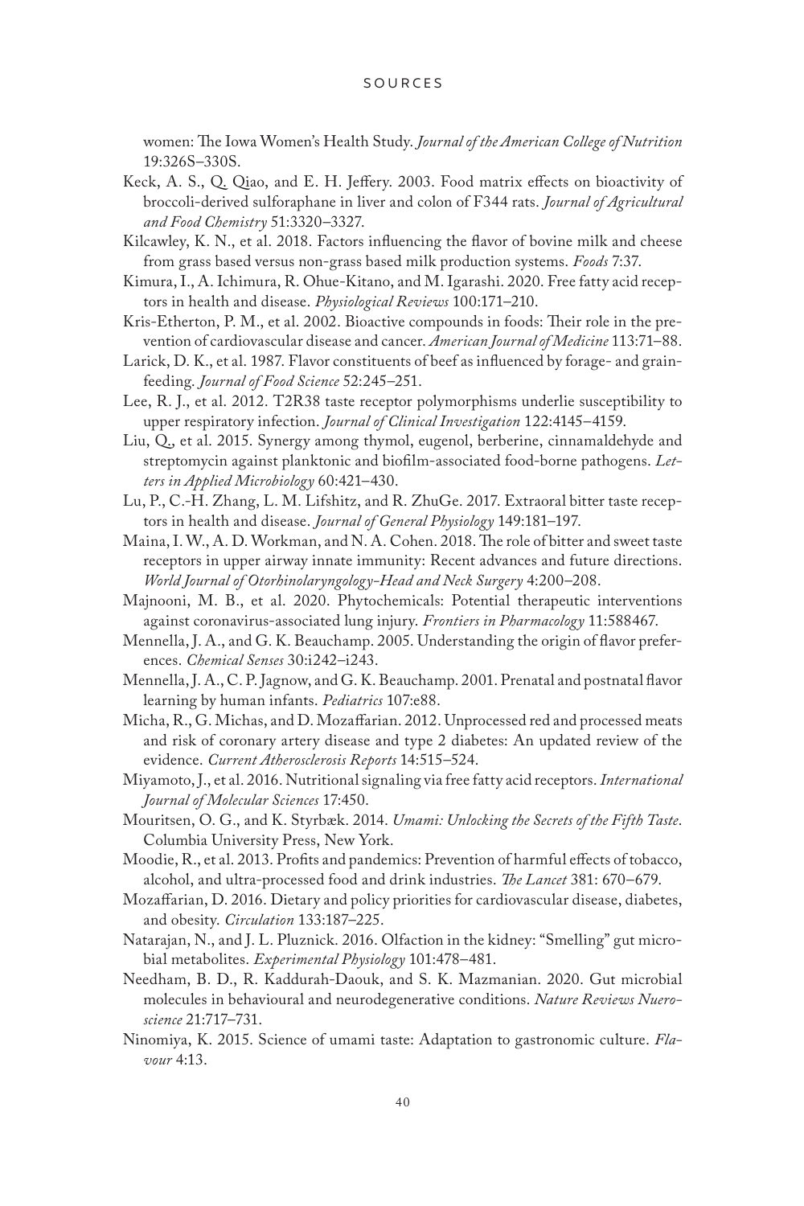women: The Iowa Women's Health Study. *Journal of the American College of Nutrition* 19:326S–330S.

Keck, A. S., Q. Qiao, and E. H. Jeffery. 2003. Food matrix effects on bioactivity of broccoli-derived sulforaphane in liver and colon of F344 rats. *Journal of Agricultural and Food Chemistry* 51:3320–3327.

Kilcawley, K. N., et al. 2018. Factors influencing the flavor of bovine milk and cheese from grass based versus non-grass based milk production systems. *Foods* 7:37.

Kimura, I., A. Ichimura, R. Ohue-Kitano, and M. Igarashi. 2020. Free fatty acid receptors in health and disease. *Physiological Reviews* 100:171–210.

Kris-Etherton, P. M., et al. 2002. Bioactive compounds in foods: Their role in the prevention of cardiovascular disease and cancer. *American Journal of Medicine* 113:71–88.

Larick, D. K., et al. 1987. Flavor constituents of beef as influenced by forage- and grain-feeding. *Journal of Food Science* 52:245–251.

Lee, R. J., et al. 2012. T2R38 taste receptor polymorphisms underlie susceptibility to upper respiratory infection. *Journal of Clinical Investigation* 122:4145–4159.

Liu, Q., et al. 2015. Synergy among thymol, eugenol, berberine, cinnamaldehyde and streptomycin against planktonic and biofilm-associated food-borne pathogens. *Letters in Applied Microbiology* 60:421–430.

Lu, P., C.-H. Zhang, L. M. Lifshitz, and R. ZhuGe. 2017. Extraoral bitter taste receptors in health and disease. *Journal of General Physiology* 149:181–197.

Maina, I. W., A. D. Workman, and N. A. Cohen. 2018. The role of bitter and sweet taste receptors in upper airway innate immunity: Recent advances and future directions. *World Journal of Otorhinolaryngology-Head and Neck Surgery* 4:200–208.

Majnooni, M. B., et al. 2020. Phytochemicals: Potential therapeutic interventions against coronavirus-associated lung injury. *Frontiers in Pharmacology* 11:588467.

Mennella, J. A., and G. K. Beauchamp. 2005. Understanding the origin of flavor preferences. *Chemical Senses* 30:i242–i243.

Mennella, J. A., C. P. Jagnow, and G. K. Beauchamp. 2001. Prenatal and postnatal flavor learning by human infants. *Pediatrics* 107:e88.

Micha, R., G. Michas, and D. Mozaffarian. 2012. Unprocessed red and processed meats and risk of coronary artery disease and type 2 diabetes: An updated review of the evidence. *Current Atherosclerosis Reports* 14:515–524.

Miyamoto, J., et al. 2016. Nutritional signaling via free fatty acid receptors. *International Journal of Molecular Sciences* 17:450.

Mouritsen, O. G., and K. Styrbæk. 2014. *Umami: Unlocking the Secrets of the Fifth Taste*. Columbia University Press, New York.

Moodie, R., et al. 2013. Profits and pandemics: Prevention of harmful effects of tobacco, alcohol, and ultra-processed food and drink industries. *The Lancet* 381: 670–679.

Mozaffarian, D. 2016. Dietary and policy priorities for cardiovascular disease, diabetes, and obesity. *Circulation* 133:187–225.

Natarajan, N., and J. L. Pluznick. 2016. Olfaction in the kidney: "Smelling" gut microbial metabolites. *Experimental Physiology* 101:478–481.

Needham, B. D., R. Kaddurah-Daouk, and S. K. Mazmanian. 2020. Gut microbial molecules in behavioural and neurodegenerative conditions. *Nature Reviews Nueroscience* 21:717–731.

Ninomiya, K. 2015. Science of umami taste: Adaptation to gastronomic culture. *Flavour* 4:13.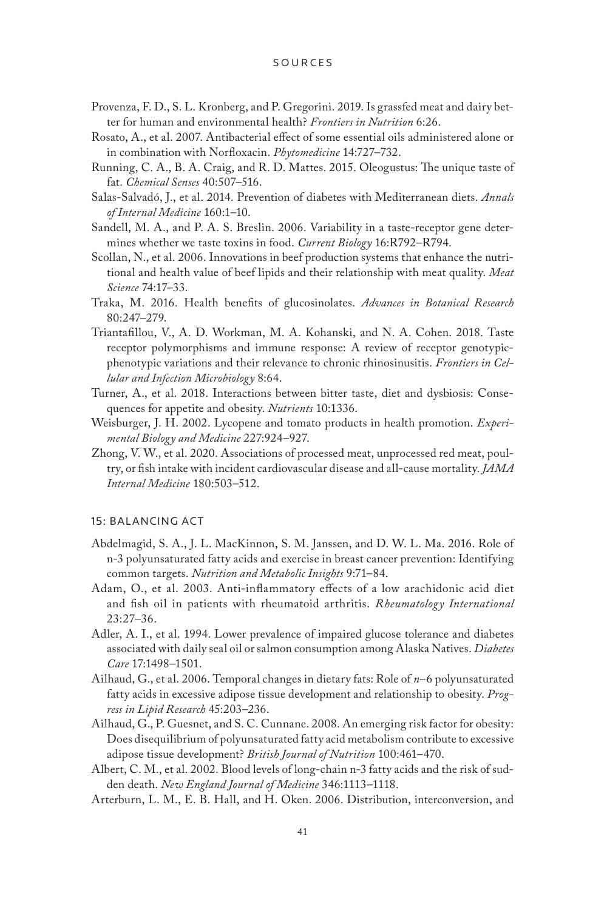Provenza, F. D., S. L. Kronberg, and P. Gregorini. 2019. Is grassfed meat and dairy better for human and environmental health? *Frontiers in Nutrition* 6:26.

Rosato, A., et al. 2007. Antibacterial effect of some essential oils administered alone or in combination with Norfloxacin. *Phytomedicine* 14:727–732.

Running, C. A., B. A. Craig, and R. D. Mattes. 2015. Oleogustus: The unique taste of fat. *Chemical Senses* 40:507–516.

Salas-Salvadó, J., et al. 2014. Prevention of diabetes with Mediterranean diets. *Annals of Internal Medicine* 160:1–10.

Sandell, M. A., and P. A. S. Breslin. 2006. Variability in a taste-receptor gene determines whether we taste toxins in food. *Current Biology* 16:R792–R794.

Scollan, N., et al. 2006. Innovations in beef production systems that enhance the nutritional and health value of beef lipids and their relationship with meat quality. *Meat Science* 74:17–33.

Traka, M. 2016. Health benefits of glucosinolates. *Advances in Botanical Research* 80:247–279.

Triantafillou, V., A. D. Workman, M. A. Kohanski, and N. A. Cohen. 2018. Taste receptor polymorphisms and immune response: A review of receptor genotypic-phenotypic variations and their relevance to chronic rhinosinusitis. *Frontiers in Cellular and Infection Microbiology* 8:64.

Turner, A., et al. 2018. Interactions between bitter taste, diet and dysbiosis: Consequences for appetite and obesity. *Nutrients* 10:1336.

Weisburger, J. H. 2002. Lycopene and tomato products in health promotion. *Experimental Biology and Medicine* 227:924–927.

Zhong, V. W., et al. 2020. Associations of processed meat, unprocessed red meat, poultry, or fish intake with incident cardiovascular disease and all-cause mortality. *JAMA Internal Medicine* 180:503–512.

## 15: BALANCING ACT

Abdelmagid, S. A., J. L. MacKinnon, S. M. Janssen, and D. W. L. Ma. 2016. Role of n-3 polyunsaturated fatty acids and exercise in breast cancer prevention: Identifying common targets. *Nutrition and Metabolic Insights* 9:71–84.

Adam, O., et al. 2003. Anti-inflammatory effects of a low arachidonic acid diet and fish oil in patients with rheumatoid arthritis. *Rheumatology International* 23:27–36.

Adler, A. I., et al. 1994. Lower prevalence of impaired glucose tolerance and diabetes associated with daily seal oil or salmon consumption among Alaska Natives. *Diabetes Care* 17:1498–1501.

Ailhaud, G., et al. 2006. Temporal changes in dietary fats: Role of *n*–6 polyunsaturated fatty acids in excessive adipose tissue development and relationship to obesity. *Progress in Lipid Research* 45:203–236.

Ailhaud, G., P. Guesnet, and S. C. Cunnane. 2008. An emerging risk factor for obesity: Does disequilibrium of polyunsaturated fatty acid metabolism contribute to excessive adipose tissue development? *British Journal of Nutrition* 100:461–470.

Albert, C. M., et al. 2002. Blood levels of long-chain n-3 fatty acids and the risk of sudden death. *New England Journal of Medicine* 346:1113–1118.

Arterburn, L. M., E. B. Hall, and H. Oken. 2006. Distribution, interconversion, and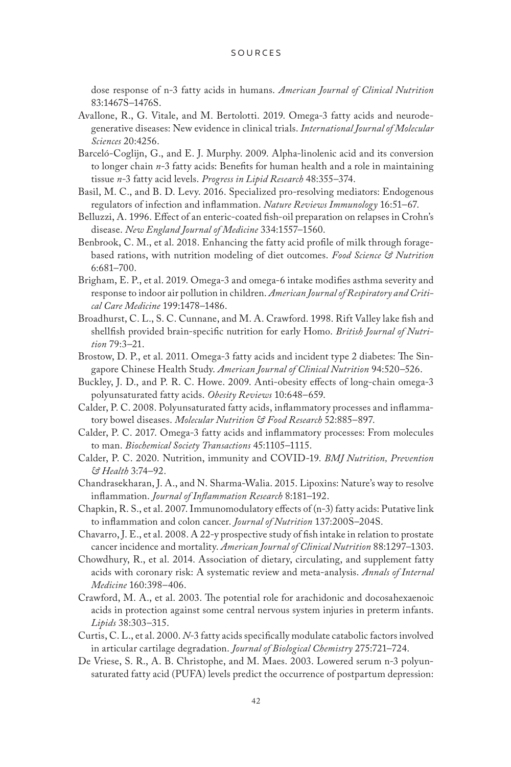dose response of n-3 fatty acids in humans. *American Journal of Clinical Nutrition* 83:1467S–1476S.

Avallone, R., G. Vitale, and M. Bertolotti. 2019. Omega-3 fatty acids and neurodegenerative diseases: New evidence in clinical trials. *International Journal of Molecular Sciences* 20:4256.

Barceló-Coglijn, G., and E. J. Murphy. 2009. Alpha-linolenic acid and its conversion to longer chain *n*-3 fatty acids: Benefits for human health and a role in maintaining tissue *n*-3 fatty acid levels. *Progress in Lipid Research* 48:355–374.

Basil, M. C., and B. D. Levy. 2016. Specialized pro-resolving mediators: Endogenous regulators of infection and inflammation. *Nature Reviews Immunology* 16:51–67.

Belluzzi, A. 1996. Effect of an enteric-coated fish-oil preparation on relapses in Crohn's disease. *New England Journal of Medicine* 334:1557–1560.

Benbrook, C. M., et al. 2018. Enhancing the fatty acid profile of milk through forage-based rations, with nutrition modeling of diet outcomes. *Food Science & Nutrition* 6:681–700.

Brigham, E. P., et al. 2019. Omega-3 and omega-6 intake modifies asthma severity and response to indoor air pollution in children. *American Journal of Respiratory and Critical Care Medicine* 199:1478–1486.

Broadhurst, C. L., S. C. Cunnane, and M. A. Crawford. 1998. Rift Valley lake fish and shellfish provided brain-specific nutrition for early Homo. *British Journal of Nutrition* 79:3–21.

Brostow, D. P., et al. 2011. Omega-3 fatty acids and incident type 2 diabetes: The Singapore Chinese Health Study. *American Journal of Clinical Nutrition* 94:520–526.

Buckley, J. D., and P. R. C. Howe. 2009. Anti-obesity effects of long-chain omega-3 polyunsaturated fatty acids. *Obesity Reviews* 10:648–659.

Calder, P. C. 2008. Polyunsaturated fatty acids, inflammatory processes and inflammatory bowel diseases. *Molecular Nutrition & Food Research* 52:885–897.

Calder, P. C. 2017. Omega-3 fatty acids and inflammatory processes: From molecules to man. *Biochemical Society Transactions* 45:1105–1115.

Calder, P. C. 2020. Nutrition, immunity and COVID-19. *BMJ Nutrition, Prevention & Health* 3:74–92.

Chandrasekharan, J. A., and N. Sharma-Walia. 2015. Lipoxins: Nature's way to resolve inflammation. *Journal of Inflammation Research* 8:181–192.

Chapkin, R. S., et al. 2007. Immunomodulatory effects of (n-3) fatty acids: Putative link to inflammation and colon cancer. *Journal of Nutrition* 137:200S–204S.

Chavarro, J. E., et al. 2008. A 22-y prospective study of fish intake in relation to prostate cancer incidence and mortality. *American Journal of Clinical Nutrition* 88:1297–1303.

Chowdhury, R., et al. 2014. Association of dietary, circulating, and supplement fatty acids with coronary risk: A systematic review and meta-analysis. *Annals of Internal Medicine* 160:398–406.

Crawford, M. A., et al. 2003. The potential role for arachidonic and docosahexaenoic acids in protection against some central nervous system injuries in preterm infants. *Lipids* 38:303–315.

Curtis, C. L., et al. 2000. *N*-3 fatty acids specifically modulate catabolic factors involved in articular cartilage degradation. *Journal of Biological Chemistry* 275:721–724.

De Vriese, S. R., A. B. Christophe, and M. Maes. 2003. Lowered serum n-3 polyunsaturated fatty acid (PUFA) levels predict the occurrence of postpartum depression: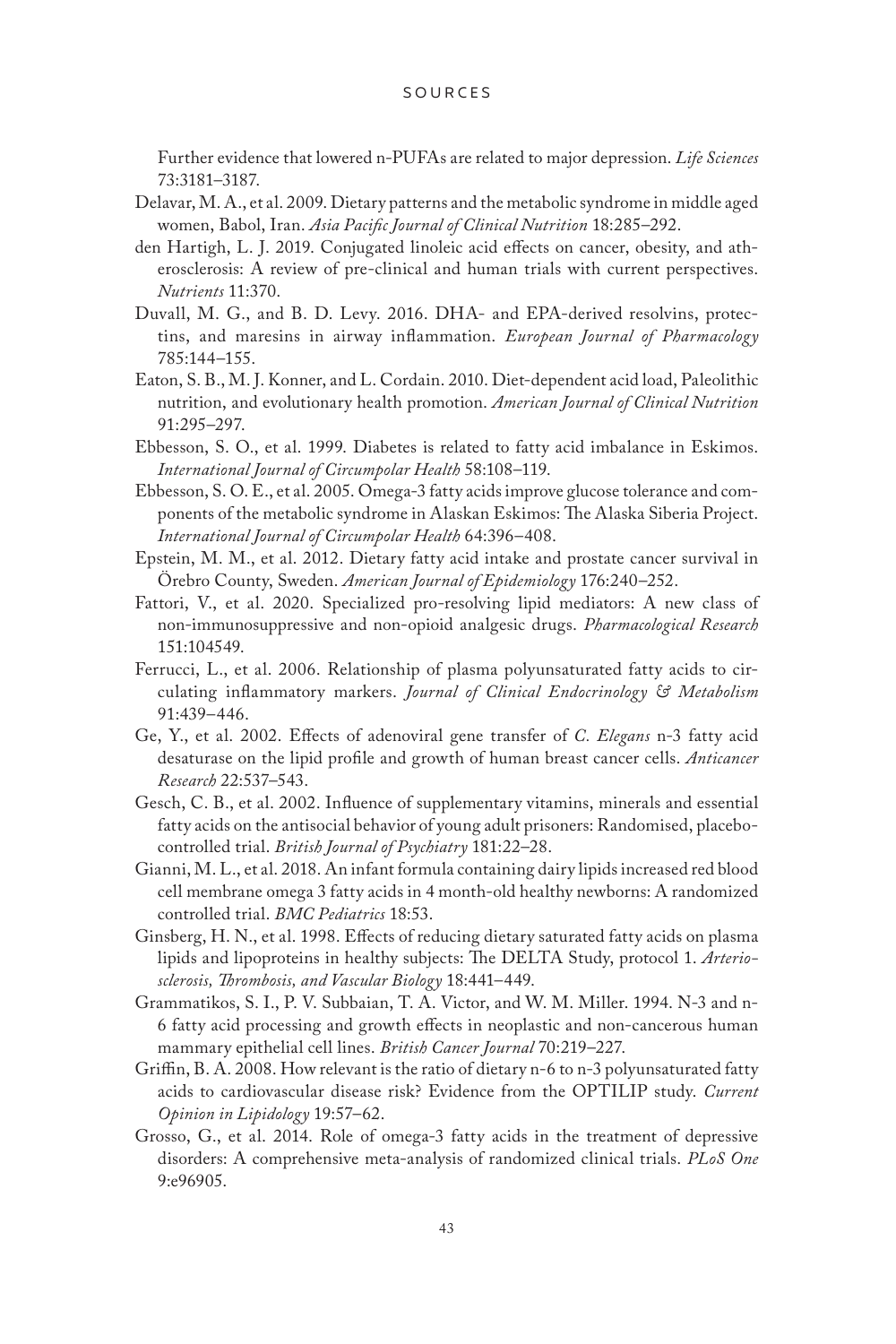Further evidence that lowered n-PUFAs are related to major depression. *Life Sciences* 73:3181–3187.

Delavar, M. A., et al. 2009. Dietary patterns and the metabolic syndrome in middle aged women, Babol, Iran. *Asia Pacific Journal of Clinical Nutrition* 18:285–292.

den Hartigh, L. J. 2019. Conjugated linoleic acid effects on cancer, obesity, and atherosclerosis: A review of pre-clinical and human trials with current perspectives. *Nutrients* 11:370.

Duvall, M. G., and B. D. Levy. 2016. DHA- and EPA-derived resolvins, protectins, and maresins in airway inflammation. *European Journal of Pharmacology* 785:144–155.

Eaton, S. B., M. J. Konner, and L. Cordain. 2010. Diet-dependent acid load, Paleolithic nutrition, and evolutionary health promotion. *American Journal of Clinical Nutrition* 91:295–297.

Ebbesson, S. O., et al. 1999. Diabetes is related to fatty acid imbalance in Eskimos. *International Journal of Circumpolar Health* 58:108–119.

Ebbesson, S. O. E., et al. 2005. Omega-3 fatty acids improve glucose tolerance and components of the metabolic syndrome in Alaskan Eskimos: The Alaska Siberia Project. *International Journal of Circumpolar Health* 64:396–408.

Epstein, M. M., et al. 2012. Dietary fatty acid intake and prostate cancer survival in Örebro County, Sweden. *American Journal of Epidemiology* 176:240–252.

Fattori, V., et al. 2020. Specialized pro-resolving lipid mediators: A new class of non-immunosuppressive and non-opioid analgesic drugs. *Pharmacological Research* 151:104549.

Ferrucci, L., et al. 2006. Relationship of plasma polyunsaturated fatty acids to circulating inflammatory markers. *Journal of Clinical Endocrinology & Metabolism* 91:439–446.

Ge, Y., et al. 2002. Effects of adenoviral gene transfer of *C. Elegans* n-3 fatty acid desaturase on the lipid profile and growth of human breast cancer cells. *Anticancer Research* 22:537–543.

Gesch, C. B., et al. 2002. Influence of supplementary vitamins, minerals and essential fatty acids on the antisocial behavior of young adult prisoners: Randomised, placebo-controlled trial. *British Journal of Psychiatry* 181:22–28.

Gianni, M. L., et al. 2018. An infant formula containing dairy lipids increased red blood cell membrane omega 3 fatty acids in 4 month-old healthy newborns: A randomized controlled trial. *BMC Pediatrics* 18:53.

Ginsberg, H. N., et al. 1998. Effects of reducing dietary saturated fatty acids on plasma lipids and lipoproteins in healthy subjects: The DELTA Study, protocol 1. *Arteriosclerosis, Thrombosis, and Vascular Biology* 18:441–449.

Grammatikos, S. I., P. V. Subbaian, T. A. Victor, and W. M. Miller. 1994. N-3 and n-6 fatty acid processing and growth effects in neoplastic and non-cancerous human mammary epithelial cell lines. *British Cancer Journal* 70:219–227.

Griffin, B. A. 2008. How relevant is the ratio of dietary n-6 to n-3 polyunsaturated fatty acids to cardiovascular disease risk? Evidence from the OPTILIP study. *Current Opinion in Lipidology* 19:57–62.

Grosso, G., et al. 2014. Role of omega-3 fatty acids in the treatment of depressive disorders: A comprehensive meta-analysis of randomized clinical trials. *PLoS One* 9:e96905.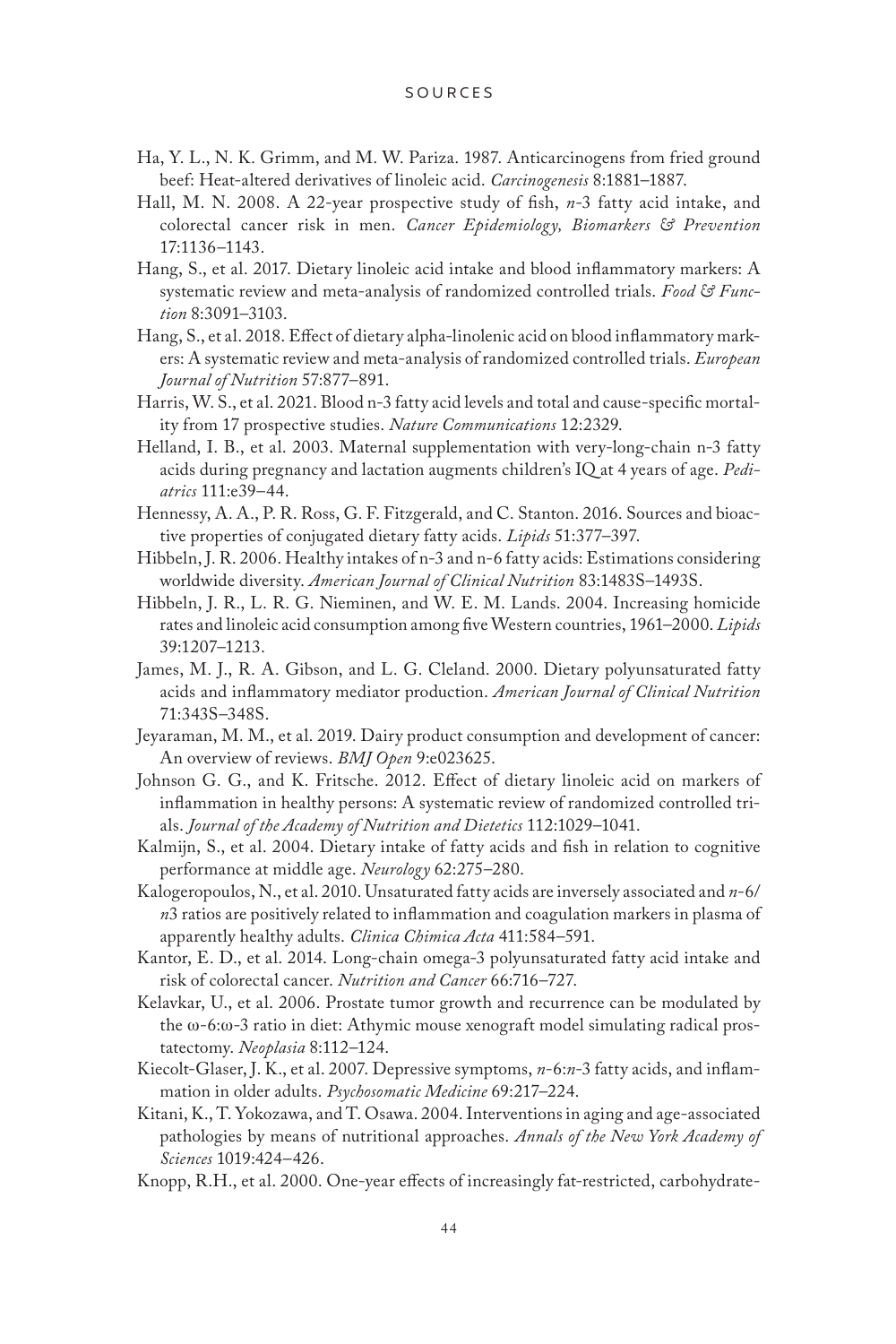Ha, Y. L., N. K. Grimm, and M. W. Pariza. 1987. Anticarcinogens from fried ground beef: Heat-altered derivatives of linoleic acid. *Carcinogenesis* 8:1881–1887.

Hall, M. N. 2008. A 22-year prospective study of fish, *n*-3 fatty acid intake, and colorectal cancer risk in men. *Cancer Epidemiology, Biomarkers & Prevention* 17:1136–1143.

Hang, S., et al. 2017. Dietary linoleic acid intake and blood inflammatory markers: A systematic review and meta-analysis of randomized controlled trials. *Food & Function* 8:3091–3103.

Hang, S., et al. 2018. Effect of dietary alpha-linolenic acid on blood inflammatory markers: A systematic review and meta-analysis of randomized controlled trials. *European Journal of Nutrition* 57:877–891.

Harris, W. S., et al. 2021. Blood n-3 fatty acid levels and total and cause-specific mortality from 17 prospective studies. *Nature Communications* 12:2329.

Helland, I. B., et al. 2003. Maternal supplementation with very-long-chain n-3 fatty acids during pregnancy and lactation augments children's IQ at 4 years of age. *Pediatrics* 111:e39–44.

Hennessy, A. A., P. R. Ross, G. F. Fitzgerald, and C. Stanton. 2016. Sources and bioactive properties of conjugated dietary fatty acids. *Lipids* 51:377–397.

Hibbeln, J. R. 2006. Healthy intakes of n-3 and n-6 fatty acids: Estimations considering worldwide diversity. *American Journal of Clinical Nutrition* 83:1483S–1493S.

Hibbeln, J. R., L. R. G. Nieminen, and W. E. M. Lands. 2004. Increasing homicide rates and linoleic acid consumption among five Western countries, 1961–2000. *Lipids* 39:1207–1213.

James, M. J., R. A. Gibson, and L. G. Cleland. 2000. Dietary polyunsaturated fatty acids and inflammatory mediator production. *American Journal of Clinical Nutrition* 71:343S–348S.

Jeyaraman, M. M., et al. 2019. Dairy product consumption and development of cancer: An overview of reviews. *BMJ Open* 9:e023625.

Johnson G. G., and K. Fritsche. 2012. Effect of dietary linoleic acid on markers of inflammation in healthy persons: A systematic review of randomized controlled trials. *Journal of the Academy of Nutrition and Dietetics* 112:1029–1041.

Kalmijn, S., et al. 2004. Dietary intake of fatty acids and fish in relation to cognitive performance at middle age. *Neurology* 62:275–280.

Kalogeropoulos, N., et al. 2010. Unsaturated fatty acids are inversely associated and *n*-6/*n*3 ratios are positively related to inflammation and coagulation markers in plasma of apparently healthy adults. *Clinica Chimica Acta* 411:584–591.

Kantor, E. D., et al. 2014. Long-chain omega-3 polyunsaturated fatty acid intake and risk of colorectal cancer. *Nutrition and Cancer* 66:716–727.

Kelavkar, U., et al. 2006. Prostate tumor growth and recurrence can be modulated by the ω-6:ω-3 ratio in diet: Athymic mouse xenograft model simulating radical prostatectomy. *Neoplasia* 8:112–124.

Kiecolt-Glaser, J. K., et al. 2007. Depressive symptoms, *n*-6:*n*-3 fatty acids, and inflammation in older adults. *Psychosomatic Medicine* 69:217–224.

Kitani, K., T. Yokozawa, and T. Osawa. 2004. Interventions in aging and age-associated pathologies by means of nutritional approaches. *Annals of the New York Academy of Sciences* 1019:424–426.

Knopp, R.H., et al. 2000. One-year effects of increasingly fat-restricted, carbohydrate-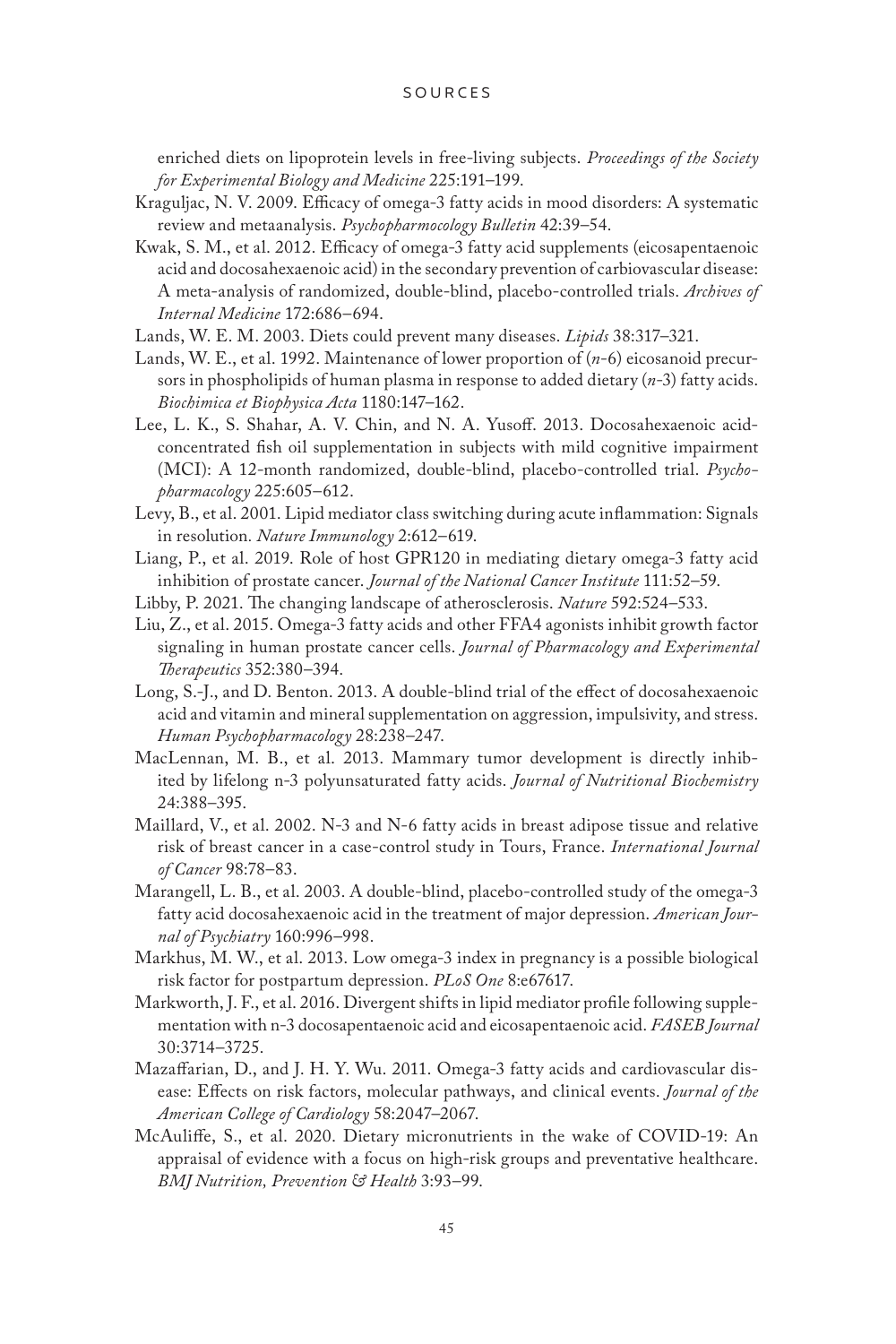enriched diets on lipoprotein levels in free-living subjects. *Proceedings of the Society for Experimental Biology and Medicine* 225:191–199.

Kraguljac, N. V. 2009. Efficacy of omega-3 fatty acids in mood disorders: A systematic review and metaanalysis. *Psychopharmocology Bulletin* 42:39–54.

Kwak, S. M., et al. 2012. Efficacy of omega-3 fatty acid supplements (eicosapentaenoic acid and docosahexaenoic acid) in the secondary prevention of carbiovascular disease: A meta-analysis of randomized, double-blind, placebo-controlled trials. *Archives of Internal Medicine* 172:686–694.

Lands, W. E. M. 2003. Diets could prevent many diseases. *Lipids* 38:317–321.

Lands, W. E., et al. 1992. Maintenance of lower proportion of (*n*-6) eicosanoid precursors in phospholipids of human plasma in response to added dietary (*n*-3) fatty acids. *Biochimica et Biophysica Acta* 1180:147–162.

Lee, L. K., S. Shahar, A. V. Chin, and N. A. Yusoff. 2013. Docosahexaenoic acid-concentrated fish oil supplementation in subjects with mild cognitive impairment (MCI): A 12-month randomized, double-blind, placebo-controlled trial. *Psychopharmacology* 225:605–612.

Levy, B., et al. 2001. Lipid mediator class switching during acute inflammation: Signals in resolution. *Nature Immunology* 2:612–619.

Liang, P., et al. 2019. Role of host GPR120 in mediating dietary omega-3 fatty acid inhibition of prostate cancer. *Journal of the National Cancer Institute* 111:52–59.

Libby, P. 2021. The changing landscape of atherosclerosis. *Nature* 592:524–533.

Liu, Z., et al. 2015. Omega-3 fatty acids and other FFA4 agonists inhibit growth factor signaling in human prostate cancer cells. *Journal of Pharmacology and Experimental Therapeutics* 352:380–394.

Long, S.-J., and D. Benton. 2013. A double-blind trial of the effect of docosahexaenoic acid and vitamin and mineral supplementation on aggression, impulsivity, and stress. *Human Psychopharmacology* 28:238–247.

MacLennan, M. B., et al. 2013. Mammary tumor development is directly inhibited by lifelong n-3 polyunsaturated fatty acids. *Journal of Nutritional Biochemistry* 24:388–395.

Maillard, V., et al. 2002. N-3 and N-6 fatty acids in breast adipose tissue and relative risk of breast cancer in a case-control study in Tours, France. *International Journal of Cancer* 98:78–83.

Marangell, L. B., et al. 2003. A double-blind, placebo-controlled study of the omega-3 fatty acid docosahexaenoic acid in the treatment of major depression. *American Journal of Psychiatry* 160:996–998.

Markhus, M. W., et al. 2013. Low omega-3 index in pregnancy is a possible biological risk factor for postpartum depression. *PLoS One* 8:e67617.

Markworth, J. F., et al. 2016. Divergent shifts in lipid mediator profile following supplementation with n-3 docosapentaenoic acid and eicosapentaenoic acid. *FASEB Journal* 30:3714–3725.

Mazaffarian, D., and J. H. Y. Wu. 2011. Omega-3 fatty acids and cardiovascular disease: Effects on risk factors, molecular pathways, and clinical events. *Journal of the American College of Cardiology* 58:2047–2067.

McAuliffe, S., et al. 2020. Dietary micronutrients in the wake of COVID-19: An appraisal of evidence with a focus on high-risk groups and preventative healthcare. *BMJ Nutrition, Prevention & Health* 3:93–99.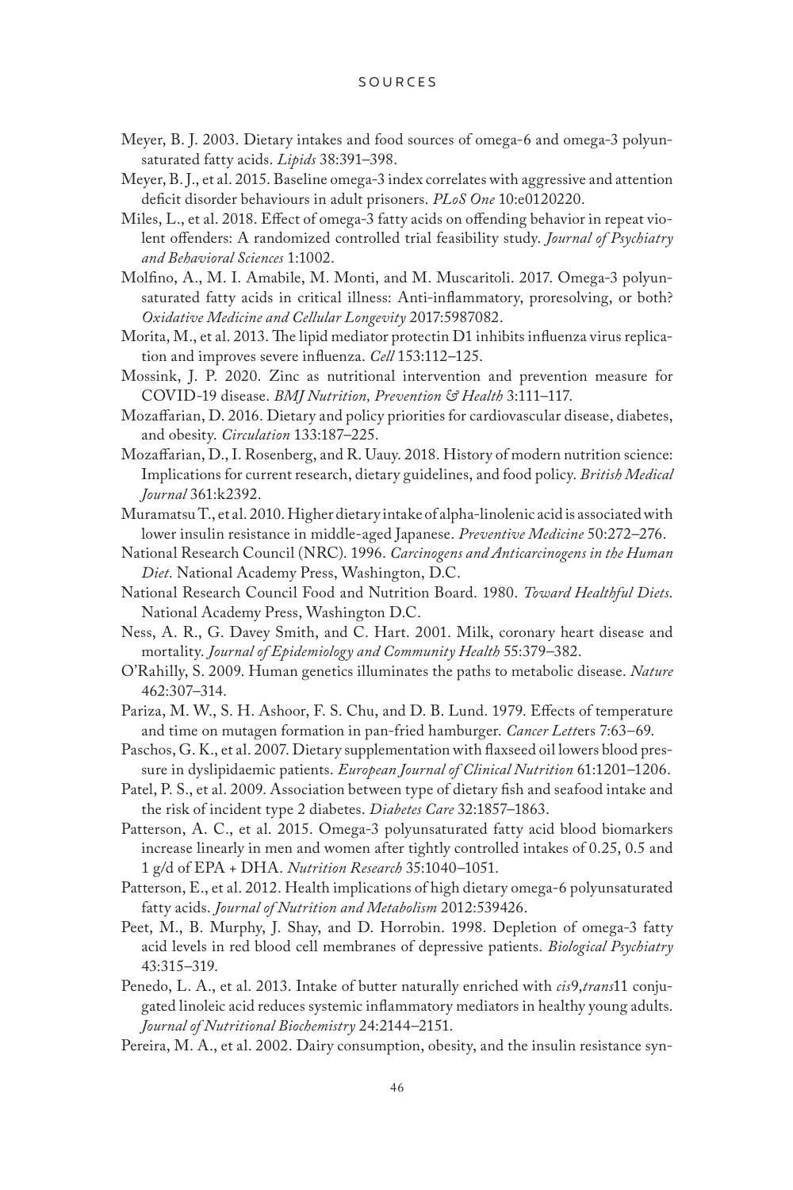Meyer, B. J. 2003. Dietary intakes and food sources of omega-6 and omega-3 polyunsaturated fatty acids. *Lipids* 38:391–398.

Meyer, B. J., et al. 2015. Baseline omega-3 index correlates with aggressive and attention deficit disorder behaviours in adult prisoners. *PLoS One* 10:e0120220.

Miles, L., et al. 2018. Effect of omega-3 fatty acids on offending behavior in repeat violent offenders: A randomized controlled trial feasibility study. *Journal of Psychiatry and Behavioral Sciences* 1:1002.

Molfino, A., M. I. Amabile, M. Monti, and M. Muscaritoli. 2017. Omega-3 polyunsaturated fatty acids in critical illness: Anti-inflammatory, proresolving, or both? *Oxidative Medicine and Cellular Longevity* 2017:5987082.

Morita, M., et al. 2013. The lipid mediator protectin D1 inhibits influenza virus replication and improves severe influenza. *Cell* 153:112–125.

Mossink, J. P. 2020. Zinc as nutritional intervention and prevention measure for COVID-19 disease. *BMJ Nutrition, Prevention & Health* 3:111–117.

Mozaffarian, D. 2016. Dietary and policy priorities for cardiovascular disease, diabetes, and obesity. *Circulation* 133:187–225.

Mozaffarian, D., I. Rosenberg, and R. Uauy. 2018. History of modern nutrition science: Implications for current research, dietary guidelines, and food policy. *British Medical Journal* 361:k2392.

Muramatsu T., et al. 2010. Higher dietary intake of alpha-linolenic acid is associated with lower insulin resistance in middle-aged Japanese. *Preventive Medicine* 50:272–276.

National Research Council (NRC). 1996. *Carcinogens and Anticarcinogens in the Human Diet*. National Academy Press, Washington, D.C.

National Research Council Food and Nutrition Board. 1980. *Toward Healthful Diets*. National Academy Press, Washington D.C.

Ness, A. R., G. Davey Smith, and C. Hart. 2001. Milk, coronary heart disease and mortality. *Journal of Epidemiology and Community Health* 55:379–382.

O'Rahilly, S. 2009. Human genetics illuminates the paths to metabolic disease. *Nature* 462:307–314.

Pariza, M. W., S. H. Ashoor, F. S. Chu, and D. B. Lund. 1979. Effects of temperature and time on mutagen formation in pan-fried hamburger. *Cancer Lett*ers 7:63–69.

Paschos, G. K., et al. 2007. Dietary supplementation with flaxseed oil lowers blood pressure in dyslipidaemic patients. *European Journal of Clinical Nutrition* 61:1201–1206.

Patel, P. S., et al. 2009. Association between type of dietary fish and seafood intake and the risk of incident type 2 diabetes. *Diabetes Care* 32:1857–1863.

Patterson, A. C., et al. 2015. Omega-3 polyunsaturated fatty acid blood biomarkers increase linearly in men and women after tightly controlled intakes of 0.25, 0.5 and 1 g/d of EPA + DHA. *Nutrition Research* 35:1040–1051.

Patterson, E., et al. 2012. Health implications of high dietary omega-6 polyunsaturated fatty acids. *Journal of Nutrition and Metabolism* 2012:539426.

Peet, M., B. Murphy, J. Shay, and D. Horrobin. 1998. Depletion of omega-3 fatty acid levels in red blood cell membranes of depressive patients. *Biological Psychiatry* 43:315–319.

Penedo, L. A., et al. 2013. Intake of butter naturally enriched with *cis*9,*trans*11 conjugated linoleic acid reduces systemic inflammatory mediators in healthy young adults. *Journal of Nutritional Biochemistry* 24:2144–2151.

Pereira, M. A., et al. 2002. Dairy consumption, obesity, and the insulin resistance syn-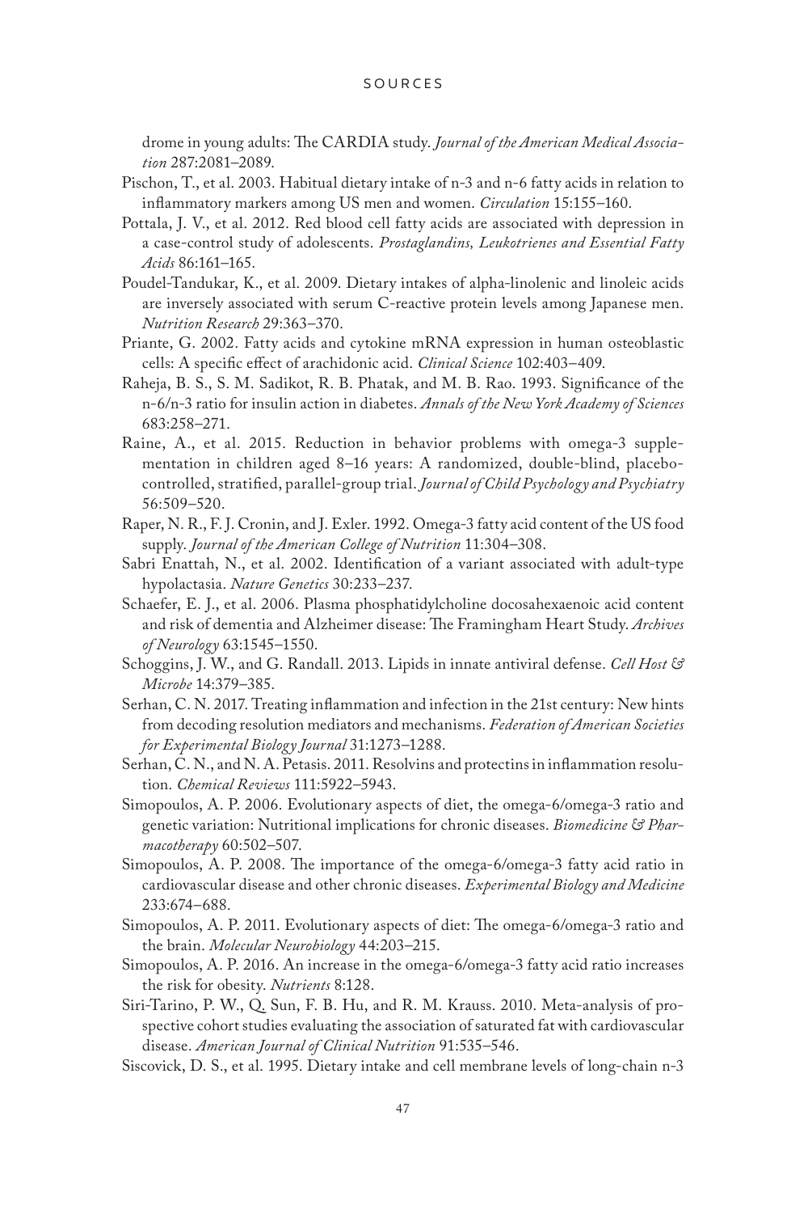drome in young adults: The CARDIA study. *Journal of the American Medical Association* 287:2081–2089.

Pischon, T., et al. 2003. Habitual dietary intake of n-3 and n-6 fatty acids in relation to inflammatory markers among US men and women. *Circulation* 15:155–160.

Pottala, J. V., et al. 2012. Red blood cell fatty acids are associated with depression in a case-control study of adolescents. *Prostaglandins, Leukotrienes and Essential Fatty Acids* 86:161–165.

Poudel-Tandukar, K., et al. 2009. Dietary intakes of alpha-linolenic and linoleic acids are inversely associated with serum C-reactive protein levels among Japanese men. *Nutrition Research* 29:363–370.

Priante, G. 2002. Fatty acids and cytokine mRNA expression in human osteoblastic cells: A specific effect of arachidonic acid. *Clinical Science* 102:403–409.

Raheja, B. S., S. M. Sadikot, R. B. Phatak, and M. B. Rao. 1993. Significance of the n-6/n-3 ratio for insulin action in diabetes. *Annals of the New York Academy of Sciences* 683:258–271.

Raine, A., et al. 2015. Reduction in behavior problems with omega-3 supplementation in children aged 8–16 years: A randomized, double-blind, placebo-controlled, stratified, parallel-group trial. *Journal of Child Psychology and Psychiatry* 56:509–520.

Raper, N. R., F. J. Cronin, and J. Exler. 1992. Omega-3 fatty acid content of the US food supply. *Journal of the American College of Nutrition* 11:304–308.

Sabri Enattah, N., et al. 2002. Identification of a variant associated with adult-type hypolactasia. *Nature Genetics* 30:233–237.

Schaefer, E. J., et al. 2006. Plasma phosphatidylcholine docosahexaenoic acid content and risk of dementia and Alzheimer disease: The Framingham Heart Study. *Archives of Neurology* 63:1545–1550.

Schoggins, J. W., and G. Randall. 2013. Lipids in innate antiviral defense. *Cell Host & Microbe* 14:379–385.

Serhan, C. N. 2017. Treating inflammation and infection in the 21st century: New hints from decoding resolution mediators and mechanisms. *Federation of American Societies for Experimental Biology Journal* 31:1273–1288.

Serhan, C. N., and N. A. Petasis. 2011. Resolvins and protectins in inflammation resolution. *Chemical Reviews* 111:5922–5943.

Simopoulos, A. P. 2006. Evolutionary aspects of diet, the omega-6/omega-3 ratio and genetic variation: Nutritional implications for chronic diseases. *Biomedicine & Pharmacotherapy* 60:502–507.

Simopoulos, A. P. 2008. The importance of the omega-6/omega-3 fatty acid ratio in cardiovascular disease and other chronic diseases. *Experimental Biology and Medicine* 233:674–688.

Simopoulos, A. P. 2011. Evolutionary aspects of diet: The omega-6/omega-3 ratio and the brain. *Molecular Neurobiology* 44:203–215.

Simopoulos, A. P. 2016. An increase in the omega-6/omega-3 fatty acid ratio increases the risk for obesity. *Nutrients* 8:128.

Siri-Tarino, P. W., Q. Sun, F. B. Hu, and R. M. Krauss. 2010. Meta-analysis of prospective cohort studies evaluating the association of saturated fat with cardiovascular disease. *American Journal of Clinical Nutrition* 91:535–546.

Siscovick, D. S., et al. 1995. Dietary intake and cell membrane levels of long-chain n-3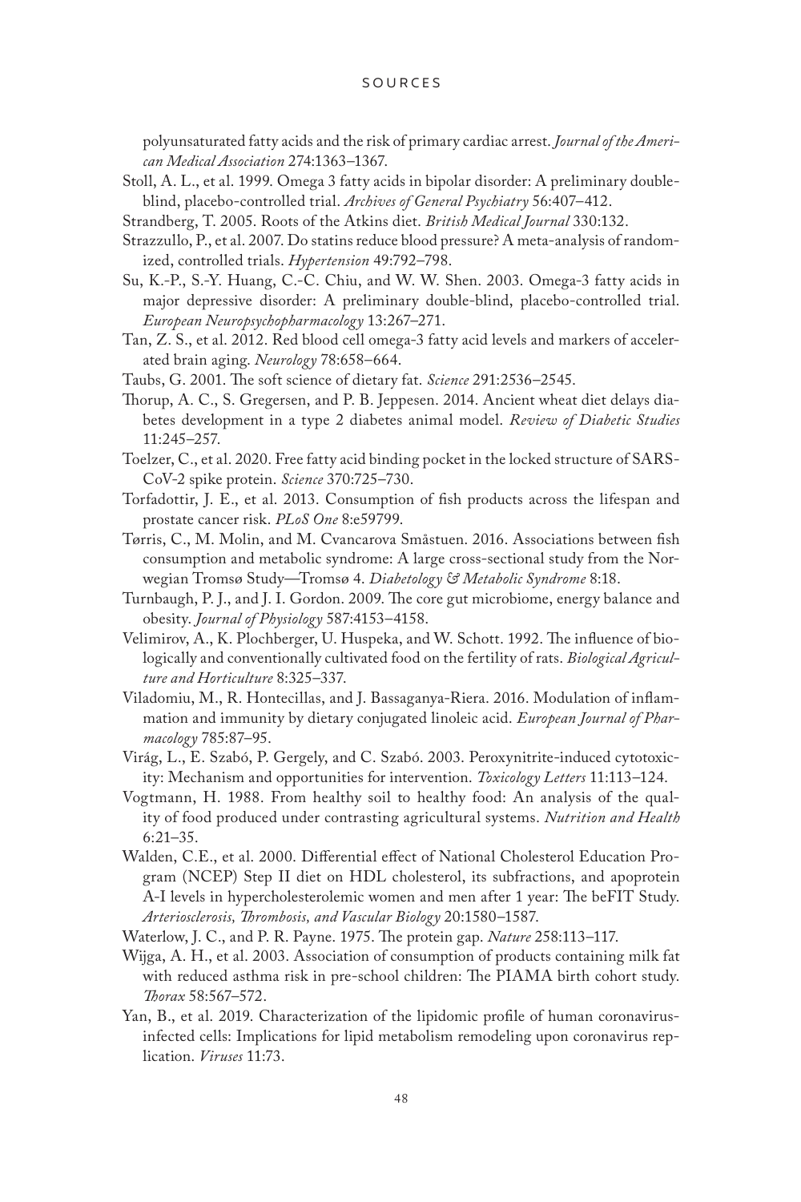polyunsaturated fatty acids and the risk of primary cardiac arrest. *Journal of the American Medical Association* 274:1363–1367.

Stoll, A. L., et al. 1999. Omega 3 fatty acids in bipolar disorder: A preliminary double-blind, placebo-controlled trial. *Archives of General Psychiatry* 56:407–412.

Strandberg, T. 2005. Roots of the Atkins diet. *British Medical Journal* 330:132.

Strazzullo, P., et al. 2007. Do statins reduce blood pressure? A meta-analysis of randomized, controlled trials. *Hypertension* 49:792–798.

Su, K.-P., S.-Y. Huang, C.-C. Chiu, and W. W. Shen. 2003. Omega-3 fatty acids in major depressive disorder: A preliminary double-blind, placebo-controlled trial. *European Neuropsychopharmacology* 13:267–271.

Tan, Z. S., et al. 2012. Red blood cell omega-3 fatty acid levels and markers of accelerated brain aging. *Neurology* 78:658–664.

Taubs, G. 2001. The soft science of dietary fat. *Science* 291:2536–2545.

Thorup, A. C., S. Gregersen, and P. B. Jeppesen. 2014. Ancient wheat diet delays diabetes development in a type 2 diabetes animal model. *Review of Diabetic Studies* 11:245–257.

Toelzer, C., et al. 2020. Free fatty acid binding pocket in the locked structure of SARS-CoV-2 spike protein. *Science* 370:725–730.

Torfadottir, J. E., et al. 2013. Consumption of fish products across the lifespan and prostate cancer risk. *PLoS One* 8:e59799.

Tørris, C., M. Molin, and M. Cvancarova Småstuen. 2016. Associations between fish consumption and metabolic syndrome: A large cross-sectional study from the Norwegian Tromsø Study—Tromsø 4. *Diabetology & Metabolic Syndrome* 8:18.

Turnbaugh, P. J., and J. I. Gordon. 2009. The core gut microbiome, energy balance and obesity. *Journal of Physiology* 587:4153–4158.

Velimirov, A., K. Plochberger, U. Huspeka, and W. Schott. 1992. The influence of biologically and conventionally cultivated food on the fertility of rats. *Biological Agriculture and Horticulture* 8:325–337.

Viladomiu, M., R. Hontecillas, and J. Bassaganya-Riera. 2016. Modulation of inflammation and immunity by dietary conjugated linoleic acid. *European Journal of Pharmacology* 785:87–95.

Virág, L., E. Szabó, P. Gergely, and C. Szabó. 2003. Peroxynitrite-induced cytotoxicity: Mechanism and opportunities for intervention. *Toxicology Letters* 11:113–124.

Vogtmann, H. 1988. From healthy soil to healthy food: An analysis of the quality of food produced under contrasting agricultural systems. *Nutrition and Health* 6:21–35.

Walden, C.E., et al. 2000. Differential effect of National Cholesterol Education Program (NCEP) Step II diet on HDL cholesterol, its subfractions, and apoprotein A-I levels in hypercholesterolemic women and men after 1 year: The beFIT Study. *Arteriosclerosis, Thrombosis, and Vascular Biology* 20:1580–1587.

Waterlow, J. C., and P. R. Payne. 1975. The protein gap. *Nature* 258:113–117.

Wijga, A. H., et al. 2003. Association of consumption of products containing milk fat with reduced asthma risk in pre-school children: The PIAMA birth cohort study. *Thorax* 58:567–572.

Yan, B., et al. 2019. Characterization of the lipidomic profile of human coronavirus-infected cells: Implications for lipid metabolism remodeling upon coronavirus replication. *Viruses* 11:73.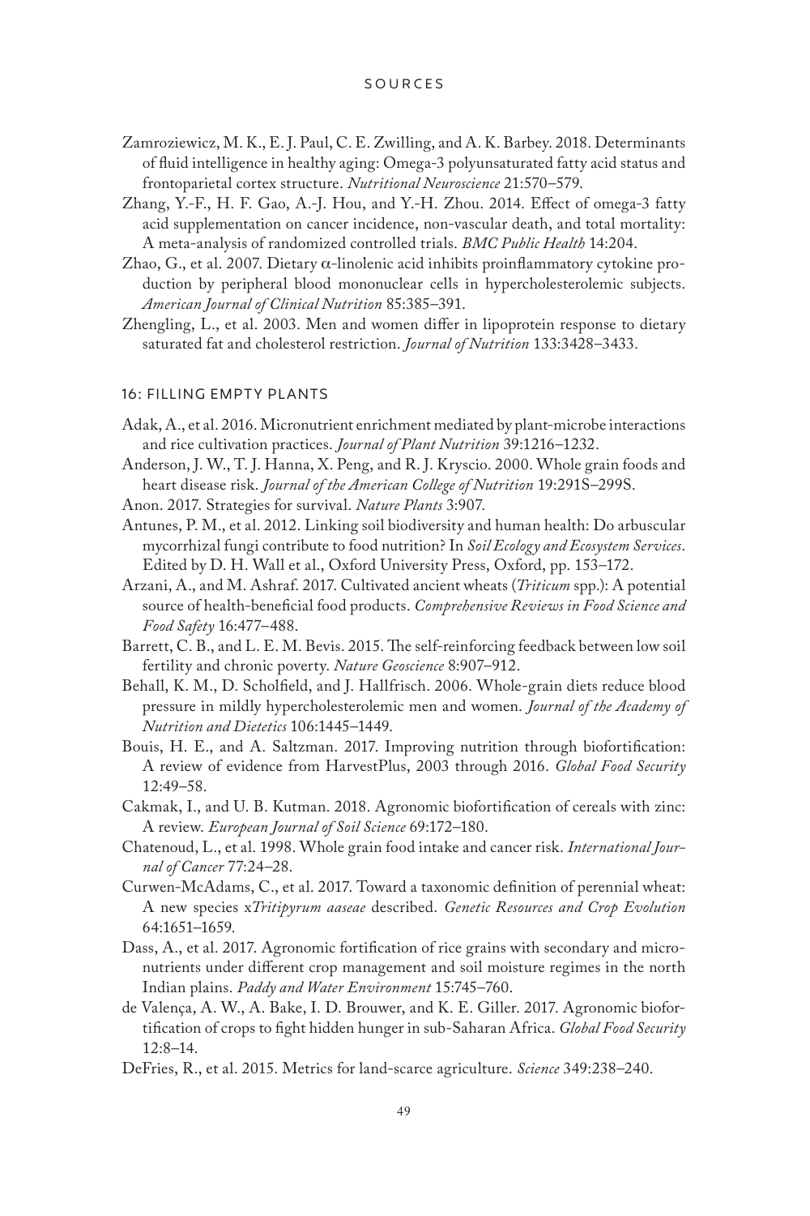Zamroziewicz, M. K., E. J. Paul, C. E. Zwilling, and A. K. Barbey. 2018. Determinants of fluid intelligence in healthy aging: Omega-3 polyunsaturated fatty acid status and frontoparietal cortex structure. *Nutritional Neuroscience* 21:570–579.

Zhang, Y.-F., H. F. Gao, A.-J. Hou, and Y.-H. Zhou. 2014. Effect of omega-3 fatty acid supplementation on cancer incidence, non-vascular death, and total mortality: A meta-analysis of randomized controlled trials. *BMC Public Health* 14:204.

Zhao, G., et al. 2007. Dietary α-linolenic acid inhibits proinflammatory cytokine production by peripheral blood mononuclear cells in hypercholesterolemic subjects. *American Journal of Clinical Nutrition* 85:385–391.

Zhengling, L., et al. 2003. Men and women differ in lipoprotein response to dietary saturated fat and cholesterol restriction. *Journal of Nutrition* 133:3428–3433.

## 16: FILLING EMPTY PLANTS

Adak, A., et al. 2016. Micronutrient enrichment mediated by plant-microbe interactions and rice cultivation practices. *Journal of Plant Nutrition* 39:1216–1232.

Anderson, J. W., T. J. Hanna, X. Peng, and R. J. Kryscio. 2000. Whole grain foods and heart disease risk. *Journal of the American College of Nutrition* 19:291S–299S.

Anon. 2017. Strategies for survival. *Nature Plants* 3:907.

Antunes, P. M., et al. 2012. Linking soil biodiversity and human health: Do arbuscular mycorrhizal fungi contribute to food nutrition? In *Soil Ecology and Ecosystem Services*. Edited by D. H. Wall et al., Oxford University Press, Oxford, pp. 153–172.

Arzani, A., and M. Ashraf. 2017. Cultivated ancient wheats (*Triticum* spp.): A potential source of health-beneficial food products. *Comprehensive Reviews in Food Science and Food Safety* 16:477–488.

Barrett, C. B., and L. E. M. Bevis. 2015. The self-reinforcing feedback between low soil fertility and chronic poverty. *Nature Geoscience* 8:907–912.

Behall, K. M., D. Scholfield, and J. Hallfrisch. 2006. Whole-grain diets reduce blood pressure in mildly hypercholesterolemic men and women. *Journal of the Academy of Nutrition and Dietetics* 106:1445–1449.

Bouis, H. E., and A. Saltzman. 2017. Improving nutrition through biofortification: A review of evidence from HarvestPlus, 2003 through 2016. *Global Food Security* 12:49–58.

Cakmak, I., and U. B. Kutman. 2018. Agronomic biofortification of cereals with zinc: A review. *European Journal of Soil Science* 69:172–180.

Chatenoud, L., et al. 1998. Whole grain food intake and cancer risk. *International Journal of Cancer* 77:24–28.

Curwen-McAdams, C., et al. 2017. Toward a taxonomic definition of perennial wheat: A new species x*Tritipyrum aaseae* described. *Genetic Resources and Crop Evolution* 64:1651–1659.

Dass, A., et al. 2017. Agronomic fortification of rice grains with secondary and micronutrients under different crop management and soil moisture regimes in the north Indian plains. *Paddy and Water Environment* 15:745–760.

de Valença, A. W., A. Bake, I. D. Brouwer, and K. E. Giller. 2017. Agronomic biofortification of crops to fight hidden hunger in sub-Saharan Africa. *Global Food Security* 12:8–14.

DeFries, R., et al. 2015. Metrics for land-scarce agriculture. *Science* 349:238–240.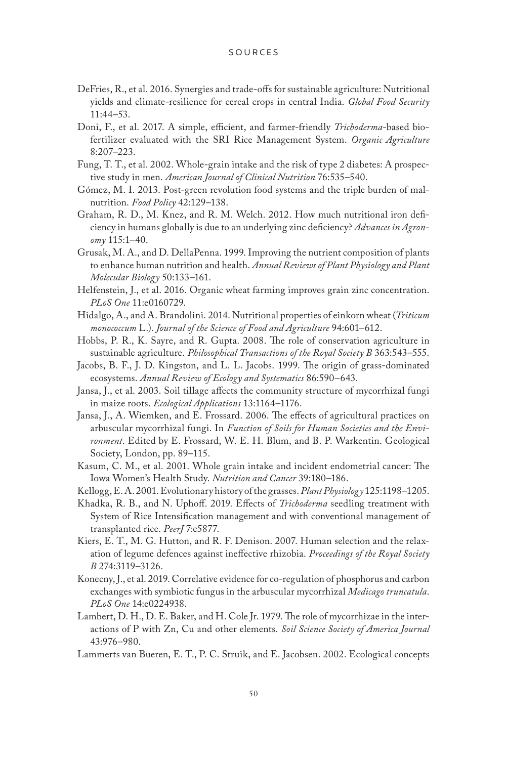DeFries, R., et al. 2016. Synergies and trade-offs for sustainable agriculture: Nutritional yields and climate-resilience for cereal crops in central India. *Global Food Security* 11:44–53.

Doni, F., et al. 2017. A simple, efficient, and farmer-friendly *Trichoderma*-based biofertilizer evaluated with the SRI Rice Management System. *Organic Agriculture* 8:207–223.

Fung, T. T., et al. 2002. Whole-grain intake and the risk of type 2 diabetes: A prospective study in men. *American Journal of Clinical Nutrition* 76:535–540.

Gómez, M. I. 2013. Post-green revolution food systems and the triple burden of malnutrition. *Food Policy* 42:129–138.

Graham, R. D., M. Knez, and R. M. Welch. 2012. How much nutritional iron deficiency in humans globally is due to an underlying zinc deficiency? *Advances in Agronomy* 115:1–40.

Grusak, M. A., and D. DellaPenna. 1999. Improving the nutrient composition of plants to enhance human nutrition and health. *Annual Reviews of Plant Physiology and Plant Molecular Biology* 50:133–161.

Helfenstein, J., et al. 2016. Organic wheat farming improves grain zinc concentration. *PLoS One* 11:e0160729.

Hidalgo, A., and A. Brandolini. 2014. Nutritional properties of einkorn wheat (*Triticum monococcum* L.). *Journal of the Science of Food and Agriculture* 94:601–612.

Hobbs, P. R., K. Sayre, and R. Gupta. 2008. The role of conservation agriculture in sustainable agriculture. *Philosophical Transactions of the Royal Society B* 363:543–555.

Jacobs, B. F., J. D. Kingston, and L. L. Jacobs. 1999. The origin of grass-dominated ecosystems. *Annual Review of Ecology and Systematics* 86:590–643.

Jansa, J., et al. 2003. Soil tillage affects the community structure of mycorrhizal fungi in maize roots. *Ecological Applications* 13:1164–1176.

Jansa, J., A. Wiemken, and E. Frossard. 2006. The effects of agricultural practices on arbuscular mycorrhizal fungi. In *Function of Soils for Human Societies and the Environment*. Edited by E. Frossard, W. E. H. Blum, and B. P. Warkentin. Geological Society, London, pp. 89–115.

Kasum, C. M., et al. 2001. Whole grain intake and incident endometrial cancer: The Iowa Women's Health Study. *Nutrition and Cancer* 39:180–186.

Kellogg, E. A. 2001. Evolutionary history of the grasses. *Plant Physiology* 125:1198–1205.

Khadka, R. B., and N. Uphoff. 2019. Effects of *Trichoderma* seedling treatment with System of Rice Intensification management and with conventional management of transplanted rice. *PeerJ* 7:e5877.

Kiers, E. T., M. G. Hutton, and R. F. Denison. 2007. Human selection and the relaxation of legume defences against ineffective rhizobia. *Proceedings of the Royal Society B* 274:3119–3126.

Konecny, J., et al. 2019. Correlative evidence for co-regulation of phosphorus and carbon exchanges with symbiotic fungus in the arbuscular mycorrhizal *Medicago truncatula*. *PLoS One* 14:e0224938.

Lambert, D. H., D. E. Baker, and H. Cole Jr. 1979. The role of mycorrhizae in the interactions of P with Zn, Cu and other elements. *Soil Science Society of America Journal* 43:976–980.

Lammerts van Bueren, E. T., P. C. Struik, and E. Jacobsen. 2002. Ecological concepts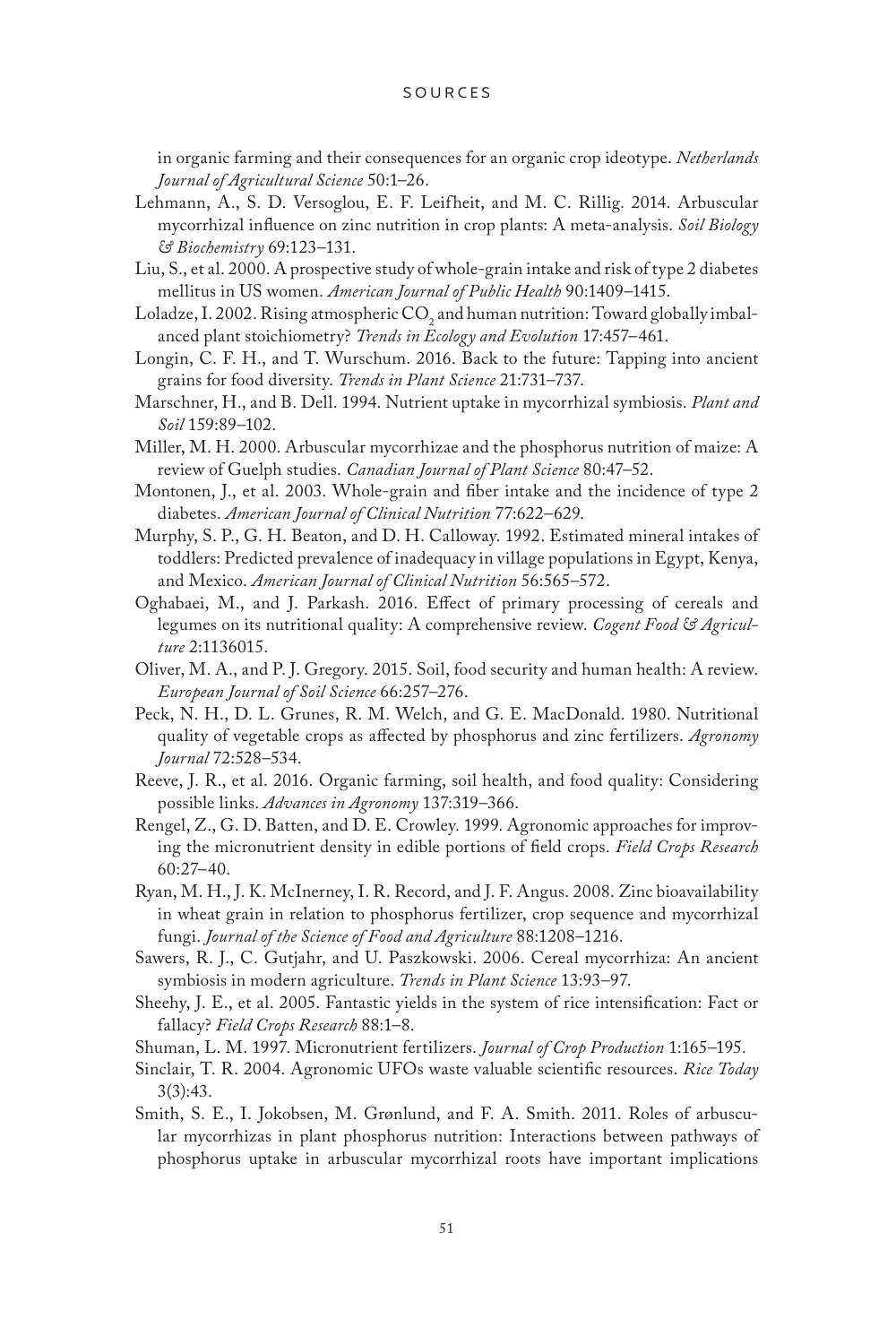in organic farming and their consequences for an organic crop ideotype. *Netherlands Journal of Agricultural Science* 50:1–26.

Lehmann, A., S. D. Versoglou, E. F. Leifheit, and M. C. Rillig. 2014. Arbuscular mycorrhizal influence on zinc nutrition in crop plants: A meta-analysis. *Soil Biology & Biochemistry* 69:123–131.

Liu, S., et al. 2000. A prospective study of whole-grain intake and risk of type 2 diabetes mellitus in US women. *American Journal of Public Health* 90:1409–1415.

Loladze, I. 2002. Rising atmospheric $CO_2$ and human nutrition: Toward globally imbalanced plant stoichiometry? *Trends in Ecology and Evolution* 17:457–461.

Longin, C. F. H., and T. Wurschum. 2016. Back to the future: Tapping into ancient grains for food diversity. *Trends in Plant Science* 21:731–737.

Marschner, H., and B. Dell. 1994. Nutrient uptake in mycorrhizal symbiosis. *Plant and Soil* 159:89–102.

Miller, M. H. 2000. Arbuscular mycorrhizae and the phosphorus nutrition of maize: A review of Guelph studies. *Canadian Journal of Plant Science* 80:47–52.

Montonen, J., et al. 2003. Whole-grain and fiber intake and the incidence of type 2 diabetes. *American Journal of Clinical Nutrition* 77:622–629.

Murphy, S. P., G. H. Beaton, and D. H. Calloway. 1992. Estimated mineral intakes of toddlers: Predicted prevalence of inadequacy in village populations in Egypt, Kenya, and Mexico. *American Journal of Clinical Nutrition* 56:565–572.

Oghabaei, M., and J. Parkash. 2016. Effect of primary processing of cereals and legumes on its nutritional quality: A comprehensive review. *Cogent Food & Agriculture* 2:1136015.

Oliver, M. A., and P. J. Gregory. 2015. Soil, food security and human health: A review. *European Journal of Soil Science* 66:257–276.

Peck, N. H., D. L. Grunes, R. M. Welch, and G. E. MacDonald. 1980. Nutritional quality of vegetable crops as affected by phosphorus and zinc fertilizers. *Agronomy Journal* 72:528–534.

Reeve, J. R., et al. 2016. Organic farming, soil health, and food quality: Considering possible links. *Advances in Agronomy* 137:319–366.

Rengel, Z., G. D. Batten, and D. E. Crowley. 1999. Agronomic approaches for improving the micronutrient density in edible portions of field crops. *Field Crops Research* 60:27–40.

Ryan, M. H., J. K. McInerney, I. R. Record, and J. F. Angus. 2008. Zinc bioavailability in wheat grain in relation to phosphorus fertilizer, crop sequence and mycorrhizal fungi. *Journal of the Science of Food and Agriculture* 88:1208–1216.

Sawers, R. J., C. Gutjahr, and U. Paszkowski. 2006. Cereal mycorrhiza: An ancient symbiosis in modern agriculture. *Trends in Plant Science* 13:93–97.

Sheehy, J. E., et al. 2005. Fantastic yields in the system of rice intensification: Fact or fallacy? *Field Crops Research* 88:1–8.

Shuman, L. M. 1997. Micronutrient fertilizers. *Journal of Crop Production* 1:165–195.

Sinclair, T. R. 2004. Agronomic UFOs waste valuable scientific resources. *Rice Today* 3(3):43.

Smith, S. E., I. Jokobsen, M. Grønlund, and F. A. Smith. 2011. Roles of arbuscular mycorrhizas in plant phosphorus nutrition: Interactions between pathways of phosphorus uptake in arbuscular mycorrhizal roots have important implications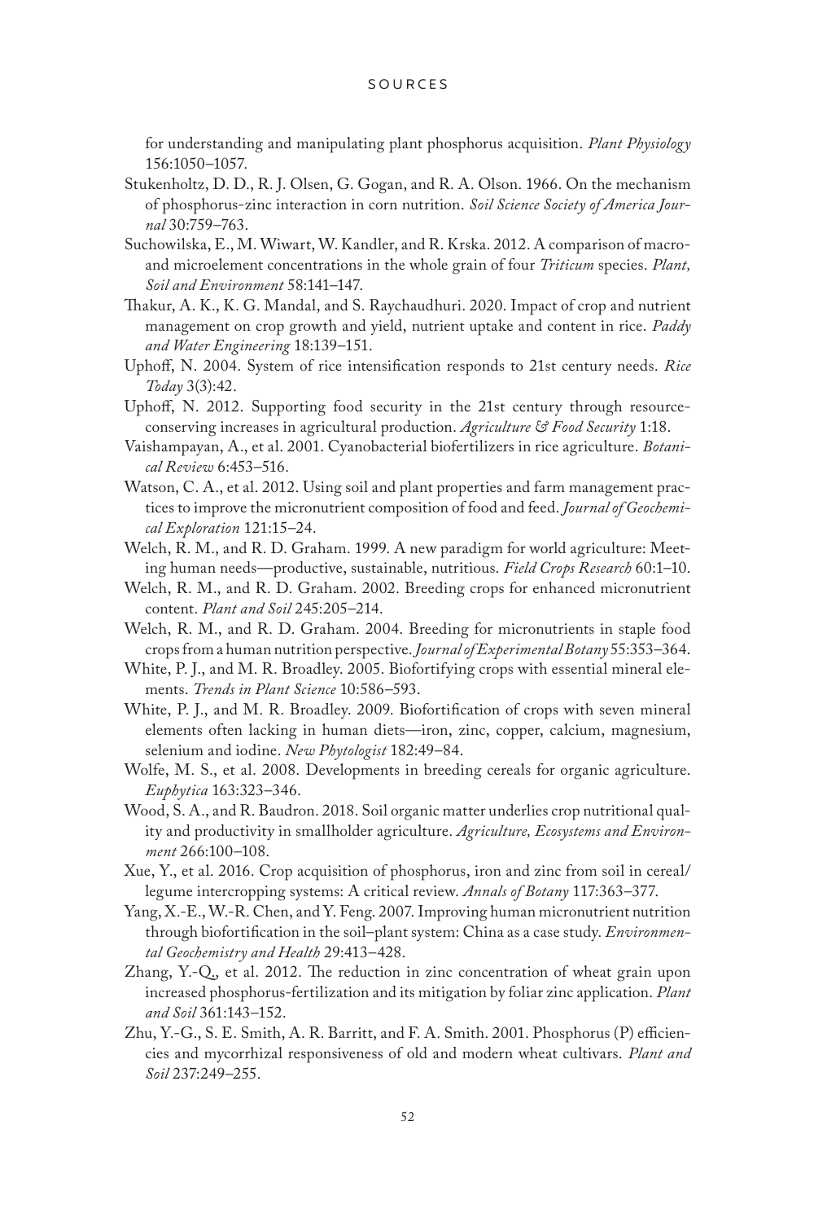for understanding and manipulating plant phosphorus acquisition. *Plant Physiology* 156:1050–1057.

Stukenholtz, D. D., R. J. Olsen, G. Gogan, and R. A. Olson. 1966. On the mechanism of phosphorus-zinc interaction in corn nutrition. *Soil Science Society of America Journal* 30:759–763.

Suchowilska, E., M. Wiwart, W. Kandler, and R. Krska. 2012. A comparison of macro- and microelement concentrations in the whole grain of four *Triticum* species. *Plant, Soil and Environment* 58:141–147.

Thakur, A. K., K. G. Mandal, and S. Raychaudhuri. 2020. Impact of crop and nutrient management on crop growth and yield, nutrient uptake and content in rice. *Paddy and Water Engineering* 18:139–151.

Uphoff, N. 2004. System of rice intensification responds to 21st century needs. *Rice Today* 3(3):42.

Uphoff, N. 2012. Supporting food security in the 21st century through resource-conserving increases in agricultural production. *Agriculture & Food Security* 1:18.

Vaishampayan, A., et al. 2001. Cyanobacterial biofertilizers in rice agriculture. *Botanical Review* 6:453–516.

Watson, C. A., et al. 2012. Using soil and plant properties and farm management practices to improve the micronutrient composition of food and feed. *Journal of Geochemical Exploration* 121:15–24.

Welch, R. M., and R. D. Graham. 1999. A new paradigm for world agriculture: Meeting human needs—productive, sustainable, nutritious. *Field Crops Research* 60:1–10.

Welch, R. M., and R. D. Graham. 2002. Breeding crops for enhanced micronutrient content. *Plant and Soil* 245:205–214.

Welch, R. M., and R. D. Graham. 2004. Breeding for micronutrients in staple food crops from a human nutrition perspective. *Journal of Experimental Botany* 55:353–364.

White, P. J., and M. R. Broadley. 2005. Biofortifying crops with essential mineral elements. *Trends in Plant Science* 10:586–593.

White, P. J., and M. R. Broadley. 2009. Biofortification of crops with seven mineral elements often lacking in human diets—iron, zinc, copper, calcium, magnesium, selenium and iodine. *New Phytologist* 182:49–84.

Wolfe, M. S., et al. 2008. Developments in breeding cereals for organic agriculture. *Euphytica* 163:323–346.

Wood, S. A., and R. Baudron. 2018. Soil organic matter underlies crop nutritional quality and productivity in smallholder agriculture. *Agriculture, Ecosystems and Environment* 266:100–108.

Xue, Y., et al. 2016. Crop acquisition of phosphorus, iron and zinc from soil in cereal/legume intercropping systems: A critical review. *Annals of Botany* 117:363–377.

Yang, X.-E., W.-R. Chen, and Y. Feng. 2007. Improving human micronutrient nutrition through biofortification in the soil–plant system: China as a case study. *Environmental Geochemistry and Health* 29:413–428.

Zhang, Y.-Q., et al. 2012. The reduction in zinc concentration of wheat grain upon increased phosphorus-fertilization and its mitigation by foliar zinc application. *Plant and Soil* 361:143–152.

Zhu, Y.-G., S. E. Smith, A. R. Barritt, and F. A. Smith. 2001. Phosphorus (P) efficiencies and mycorrhizal responsiveness of old and modern wheat cultivars. *Plant and Soil* 237:249–255.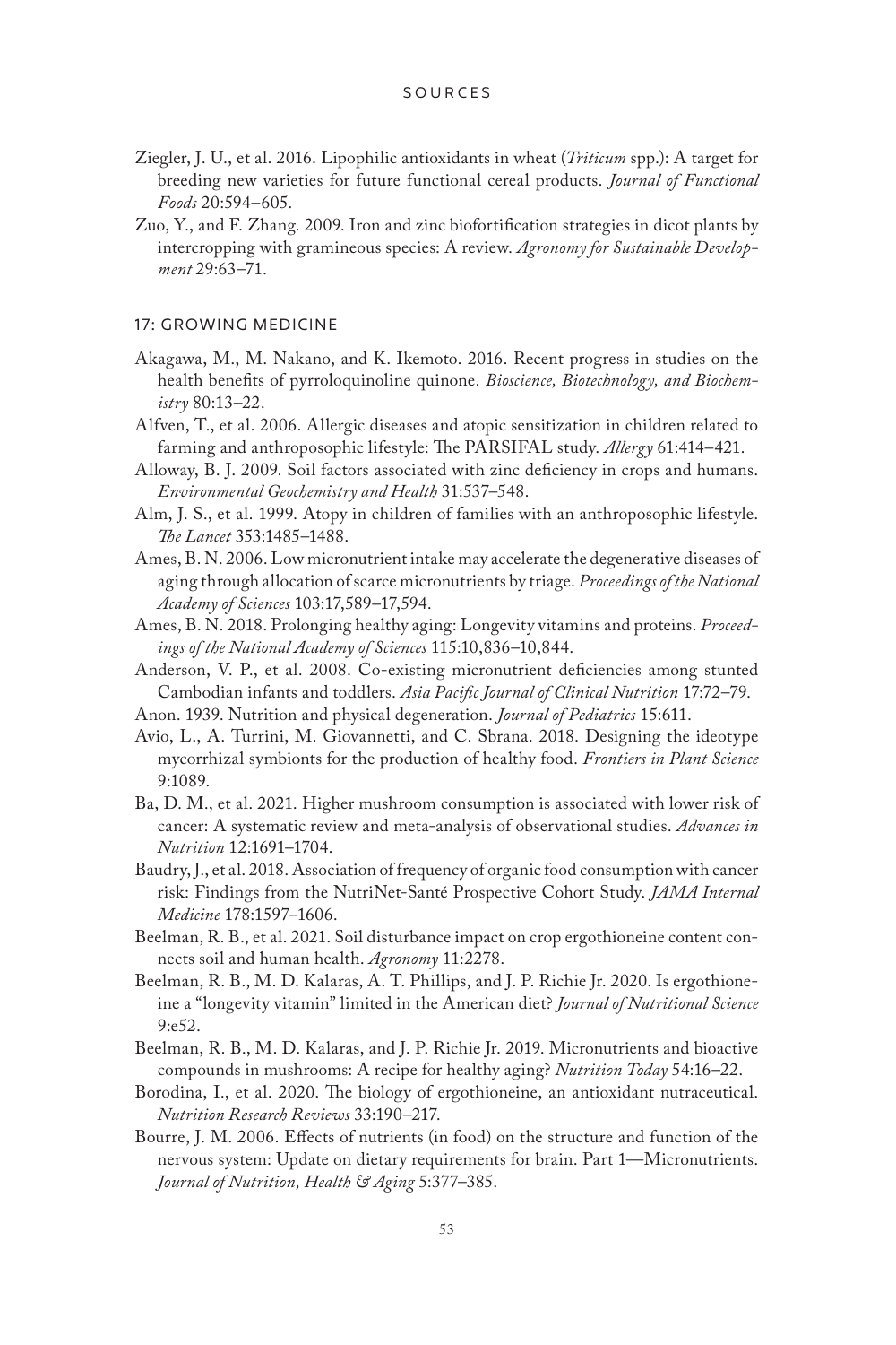Ziegler, J. U., et al. 2016. Lipophilic antioxidants in wheat (*Triticum* spp.): A target for breeding new varieties for future functional cereal products. *Journal of Functional Foods* 20:594–605.

Zuo, Y., and F. Zhang. 2009. Iron and zinc biofortification strategies in dicot plants by intercropping with gramineous species: A review. *Agronomy for Sustainable Development* 29:63–71.

## 17: GROWING MEDICINE

Akagawa, M., M. Nakano, and K. Ikemoto. 2016. Recent progress in studies on the health benefits of pyrroloquinoline quinone. *Bioscience, Biotechnology, and Biochemistry* 80:13–22.

Alfven, T., et al. 2006. Allergic diseases and atopic sensitization in children related to farming and anthroposophic lifestyle: The PARSIFAL study. *Allergy* 61:414–421.

Alloway, B. J. 2009. Soil factors associated with zinc deficiency in crops and humans. *Environmental Geochemistry and Health* 31:537–548.

Alm, J. S., et al. 1999. Atopy in children of families with an anthroposophic lifestyle. *The Lancet* 353:1485–1488.

Ames, B. N. 2006. Low micronutrient intake may accelerate the degenerative diseases of aging through allocation of scarce micronutrients by triage. *Proceedings of the National Academy of Sciences* 103:17,589–17,594.

Ames, B. N. 2018. Prolonging healthy aging: Longevity vitamins and proteins. *Proceedings of the National Academy of Sciences* 115:10,836–10,844.

Anderson, V. P., et al. 2008. Co-existing micronutrient deficiencies among stunted Cambodian infants and toddlers. *Asia Pacific Journal of Clinical Nutrition* 17:72–79.

Anon. 1939. Nutrition and physical degeneration. *Journal of Pediatrics* 15:611.

Avio, L., A. Turrini, M. Giovannetti, and C. Sbrana. 2018. Designing the ideotype mycorrhizal symbionts for the production of healthy food. *Frontiers in Plant Science* 9:1089.

Ba, D. M., et al. 2021. Higher mushroom consumption is associated with lower risk of cancer: A systematic review and meta-analysis of observational studies. *Advances in Nutrition* 12:1691–1704.

Baudry, J., et al. 2018. Association of frequency of organic food consumption with cancer risk: Findings from the NutriNet-Santé Prospective Cohort Study. *JAMA Internal Medicine* 178:1597–1606.

Beelman, R. B., et al. 2021. Soil disturbance impact on crop ergothioneine content connects soil and human health. *Agronomy* 11:2278.

Beelman, R. B., M. D. Kalaras, A. T. Phillips, and J. P. Richie Jr. 2020. Is ergothioneine a "longevity vitamin" limited in the American diet? *Journal of Nutritional Science* 9:e52.

Beelman, R. B., M. D. Kalaras, and J. P. Richie Jr. 2019. Micronutrients and bioactive compounds in mushrooms: A recipe for healthy aging? *Nutrition Today* 54:16–22.

Borodina, I., et al. 2020. The biology of ergothioneine, an antioxidant nutraceutical. *Nutrition Research Reviews* 33:190–217.

Bourre, J. M. 2006. Effects of nutrients (in food) on the structure and function of the nervous system: Update on dietary requirements for brain. Part 1—Micronutrients. *Journal of Nutrition, Health & Aging* 5:377–385.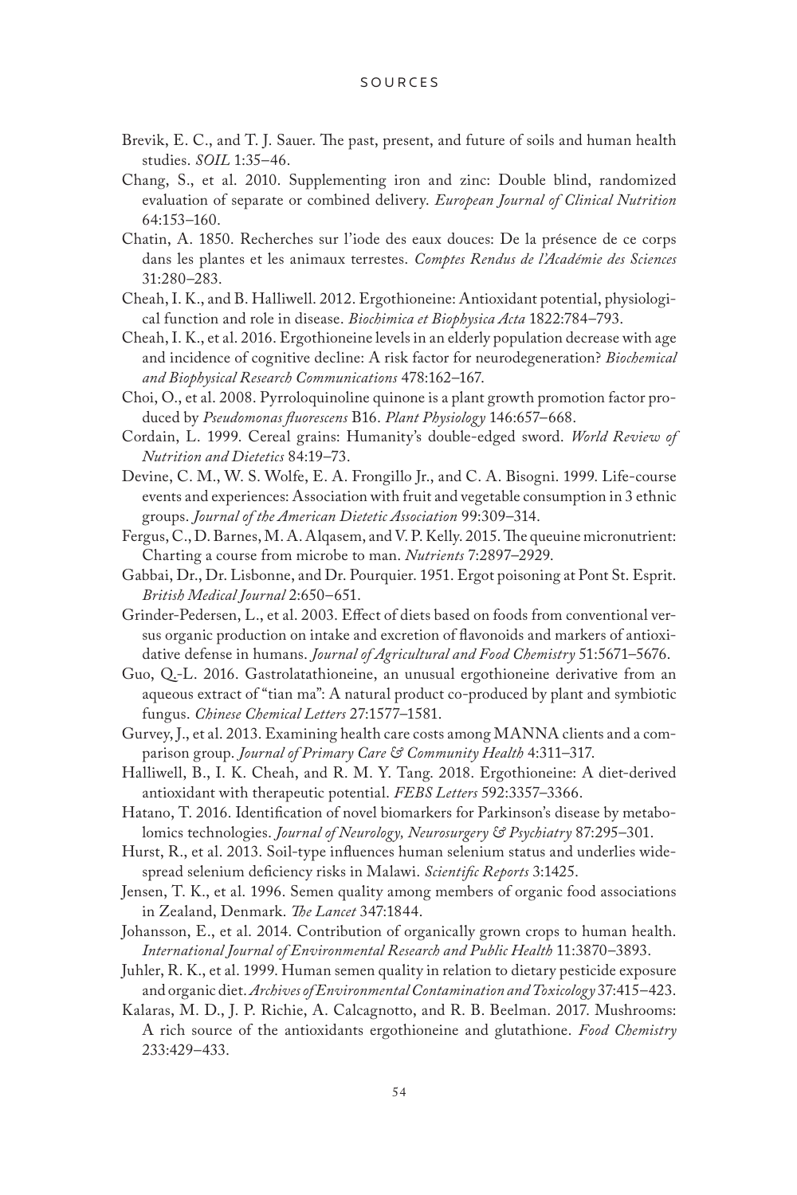Brevik, E. C., and T. J. Sauer. The past, present, and future of soils and human health studies. *SOIL* 1:35–46.

Chang, S., et al. 2010. Supplementing iron and zinc: Double blind, randomized evaluation of separate or combined delivery. *European Journal of Clinical Nutrition* 64:153–160.

Chatin, A. 1850. Recherches sur l'iode des eaux douces: De la présence de ce corps dans les plantes et les animaux terrestes. *Comptes Rendus de l'Académie des Sciences* 31:280–283.

Cheah, I. K., and B. Halliwell. 2012. Ergothioneine: Antioxidant potential, physiological function and role in disease. *Biochimica et Biophysica Acta* 1822:784–793.

Cheah, I. K., et al. 2016. Ergothioneine levels in an elderly population decrease with age and incidence of cognitive decline: A risk factor for neurodegeneration? *Biochemical and Biophysical Research Communications* 478:162–167.

Choi, O., et al. 2008. Pyrroloquinoline quinone is a plant growth promotion factor produced by *Pseudomonas fluorescens* B16. *Plant Physiology* 146:657–668.

Cordain, L. 1999. Cereal grains: Humanity's double-edged sword. *World Review of Nutrition and Dietetics* 84:19–73.

Devine, C. M., W. S. Wolfe, E. A. Frongillo Jr., and C. A. Bisogni. 1999. Life-course events and experiences: Association with fruit and vegetable consumption in 3 ethnic groups. *Journal of the American Dietetic Association* 99:309–314.

Fergus, C., D. Barnes, M. A. Alqasem, and V. P. Kelly. 2015. The queuine micronutrient: Charting a course from microbe to man. *Nutrients* 7:2897–2929.

Gabbai, Dr., Dr. Lisbonne, and Dr. Pourquier. 1951. Ergot poisoning at Pont St. Esprit. *British Medical Journal* 2:650–651.

Grinder-Pedersen, L., et al. 2003. Effect of diets based on foods from conventional versus organic production on intake and excretion of flavonoids and markers of antioxidative defense in humans. *Journal of Agricultural and Food Chemistry* 51:5671–5676.

Guo, Q.-L. 2016. Gastrolatathioneine, an unusual ergothioneine derivative from an aqueous extract of "tian ma": A natural product co-produced by plant and symbiotic fungus. *Chinese Chemical Letters* 27:1577–1581.

Gurvey, J., et al. 2013. Examining health care costs among MANNA clients and a comparison group. *Journal of Primary Care & Community Health* 4:311–317.

Halliwell, B., I. K. Cheah, and R. M. Y. Tang. 2018. Ergothioneine: A diet-derived antioxidant with therapeutic potential. *FEBS Letters* 592:3357–3366.

Hatano, T. 2016. Identification of novel biomarkers for Parkinson's disease by metabolomics technologies. *Journal of Neurology, Neurosurgery & Psychiatry* 87:295–301.

Hurst, R., et al. 2013. Soil-type influences human selenium status and underlies widespread selenium deficiency risks in Malawi. *Scientific Reports* 3:1425.

Jensen, T. K., et al. 1996. Semen quality among members of organic food associations in Zealand, Denmark. *The Lancet* 347:1844.

Johansson, E., et al. 2014. Contribution of organically grown crops to human health. *International Journal of Environmental Research and Public Health* 11:3870–3893.

Juhler, R. K., et al. 1999. Human semen quality in relation to dietary pesticide exposure and organic diet. *Archives of Environmental Contamination and Toxicology* 37:415–423.

Kalaras, M. D., J. P. Richie, A. Calcagnotto, and R. B. Beelman. 2017. Mushrooms: A rich source of the antioxidants ergothioneine and glutathione. *Food Chemistry* 233:429–433.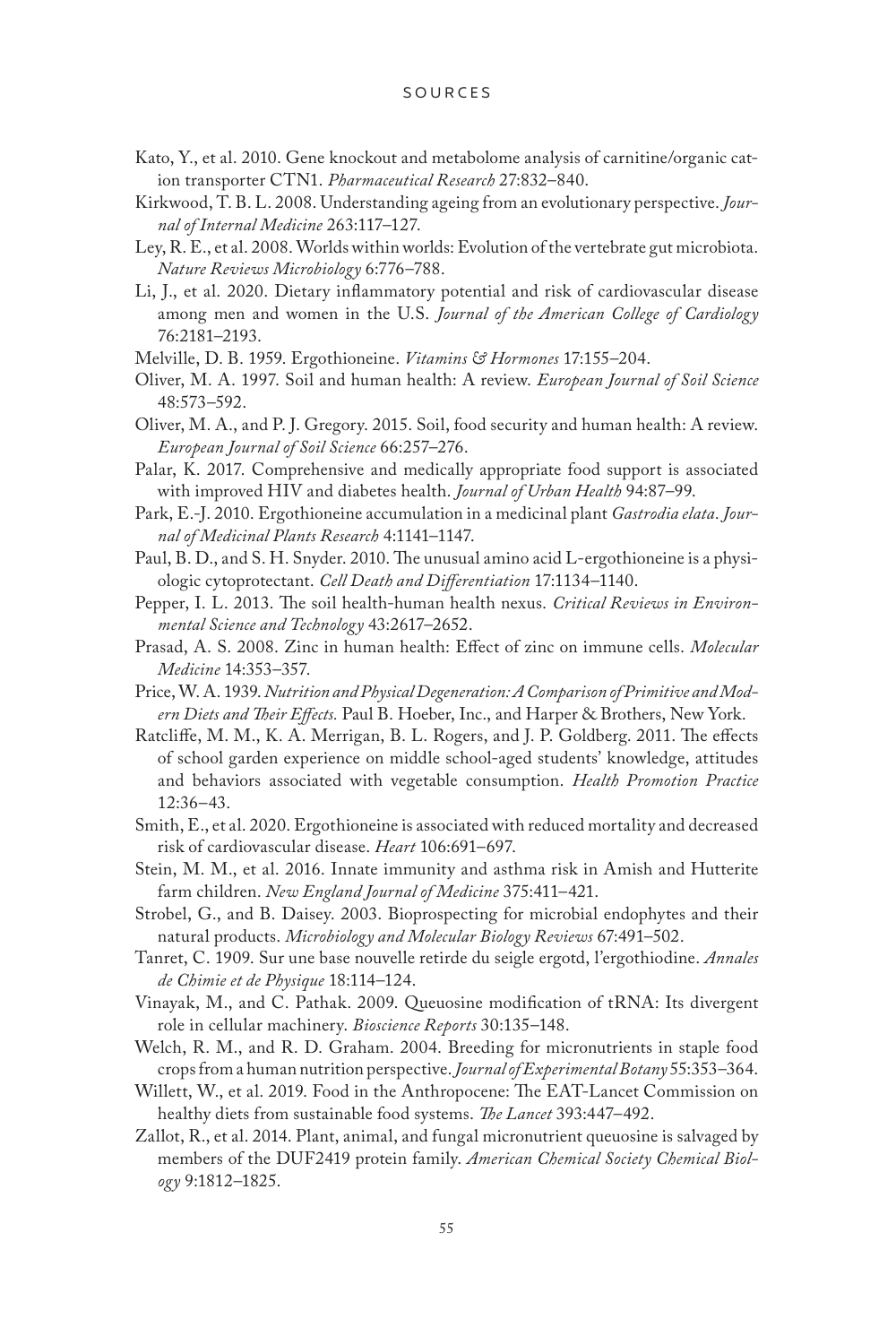Kato, Y., et al. 2010. Gene knockout and metabolome analysis of carnitine/organic cation transporter CTN1. *Pharmaceutical Research* 27:832–840.

Kirkwood, T. B. L. 2008. Understanding ageing from an evolutionary perspective. *Journal of Internal Medicine* 263:117–127.

Ley, R. E., et al. 2008. Worlds within worlds: Evolution of the vertebrate gut microbiota. *Nature Reviews Microbiology* 6:776–788.

Li, J., et al. 2020. Dietary inflammatory potential and risk of cardiovascular disease among men and women in the U.S. *Journal of the American College of Cardiology* 76:2181–2193.

Melville, D. B. 1959. Ergothioneine. *Vitamins & Hormones* 17:155–204.

Oliver, M. A. 1997. Soil and human health: A review. *European Journal of Soil Science* 48:573–592.

Oliver, M. A., and P. J. Gregory. 2015. Soil, food security and human health: A review. *European Journal of Soil Science* 66:257–276.

Palar, K. 2017. Comprehensive and medically appropriate food support is associated with improved HIV and diabetes health. *Journal of Urban Health* 94:87–99.

Park, E.-J. 2010. Ergothioneine accumulation in a medicinal plant *Gastrodia elata*. *Journal of Medicinal Plants Research* 4:1141–1147.

Paul, B. D., and S. H. Snyder. 2010. The unusual amino acid L-ergothioneine is a physiologic cytoprotectant. *Cell Death and Differentiation* 17:1134–1140.

Pepper, I. L. 2013. The soil health-human health nexus. *Critical Reviews in Environmental Science and Technology* 43:2617–2652.

Prasad, A. S. 2008. Zinc in human health: Effect of zinc on immune cells. *Molecular Medicine* 14:353–357.

Price, W. A. 1939. *Nutrition and Physical Degeneration: A Comparison of Primitive and Modern Diets and Their Effects.* Paul B. Hoeber, Inc., and Harper & Brothers, New York.

Ratcliffe, M. M., K. A. Merrigan, B. L. Rogers, and J. P. Goldberg. 2011. The effects of school garden experience on middle school-aged students' knowledge, attitudes and behaviors associated with vegetable consumption. *Health Promotion Practice* 12:36–43.

Smith, E., et al. 2020. Ergothioneine is associated with reduced mortality and decreased risk of cardiovascular disease. *Heart* 106:691–697.

Stein, M. M., et al. 2016. Innate immunity and asthma risk in Amish and Hutterite farm children. *New England Journal of Medicine* 375:411–421.

Strobel, G., and B. Daisey. 2003. Bioprospecting for microbial endophytes and their natural products. *Microbiology and Molecular Biology Reviews* 67:491–502.

Tanret, C. 1909. Sur une base nouvelle retirde du seigle ergotd, l'ergothiodine. *Annales de Chimie et de Physique* 18:114–124.

Vinayak, M., and C. Pathak. 2009. Queuosine modification of tRNA: Its divergent role in cellular machinery. *Bioscience Reports* 30:135–148.

Welch, R. M., and R. D. Graham. 2004. Breeding for micronutrients in staple food crops from a human nutrition perspective. *Journal of Experimental Botany* 55:353–364.

Willett, W., et al. 2019. Food in the Anthropocene: The EAT-Lancet Commission on healthy diets from sustainable food systems. *The Lancet* 393:447–492.

Zallot, R., et al. 2014. Plant, animal, and fungal micronutrient queuosine is salvaged by members of the DUF2419 protein family. *American Chemical Society Chemical Biology* 9:1812–1825.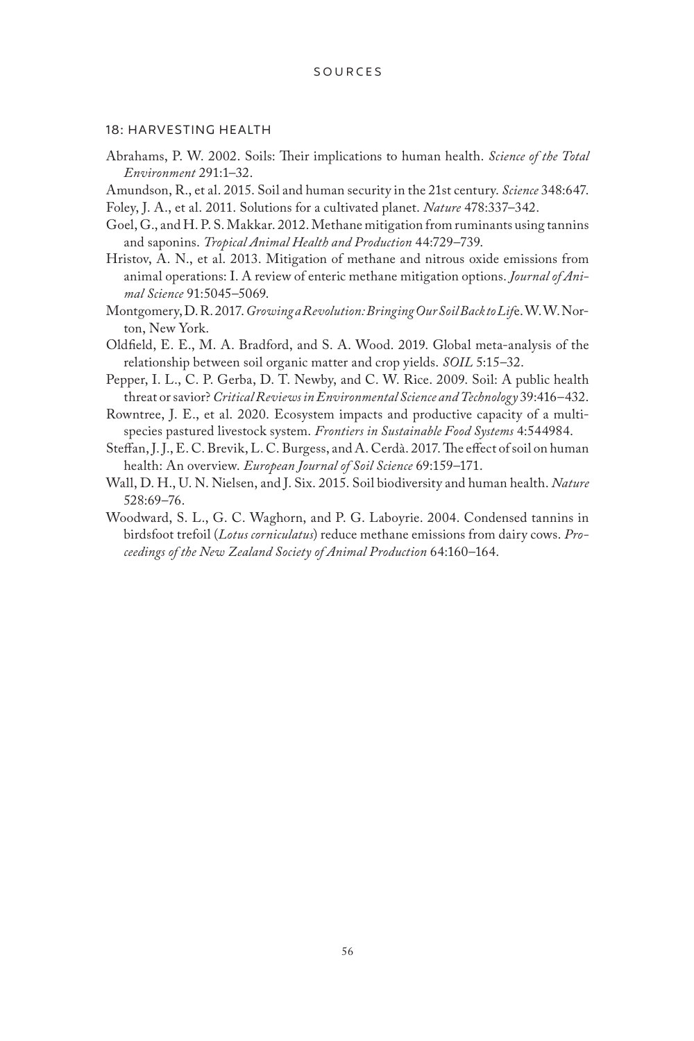## 18: HARVESTING HEALTH

Abrahams, P. W. 2002. Soils: Their implications to human health. *Science of the Total Environment* 291:1–32.

Amundson, R., et al. 2015. Soil and human security in the 21st century. *Science* 348:647.

Foley, J. A., et al. 2011. Solutions for a cultivated planet. *Nature* 478:337–342.

Goel, G., and H. P. S. Makkar. 2012. Methane mitigation from ruminants using tannins and saponins. *Tropical Animal Health and Production* 44:729–739.

Hristov, A. N., et al. 2013. Mitigation of methane and nitrous oxide emissions from animal operations: I. A review of enteric methane mitigation options. *Journal of Animal Science* 91:5045–5069.

Montgomery, D. R. 2017. *Growing a Revolution: Bringing Our Soil Back to Life*. W. W. Norton, New York.

Oldfield, E. E., M. A. Bradford, and S. A. Wood. 2019. Global meta-analysis of the relationship between soil organic matter and crop yields. *SOIL* 5:15–32.

Pepper, I. L., C. P. Gerba, D. T. Newby, and C. W. Rice. 2009. Soil: A public health threat or savior? *Critical Reviews in Environmental Science and Technology* 39:416–432.

Rowntree, J. E., et al. 2020. Ecosystem impacts and productive capacity of a multi-species pastured livestock system. *Frontiers in Sustainable Food Systems* 4:544984.

Steffan, J. J., E. C. Brevik, L. C. Burgess, and A. Cerdà. 2017. The effect of soil on human health: An overview. *European Journal of Soil Science* 69:159–171.

Wall, D. H., U. N. Nielsen, and J. Six. 2015. Soil biodiversity and human health. *Nature* 528:69–76.

Woodward, S. L., G. C. Waghorn, and P. G. Laboyrie. 2004. Condensed tannins in birdsfoot trefoil (*Lotus corniculatus*) reduce methane emissions from dairy cows. *Proceedings of the New Zealand Society of Animal Production* 64:160–164.